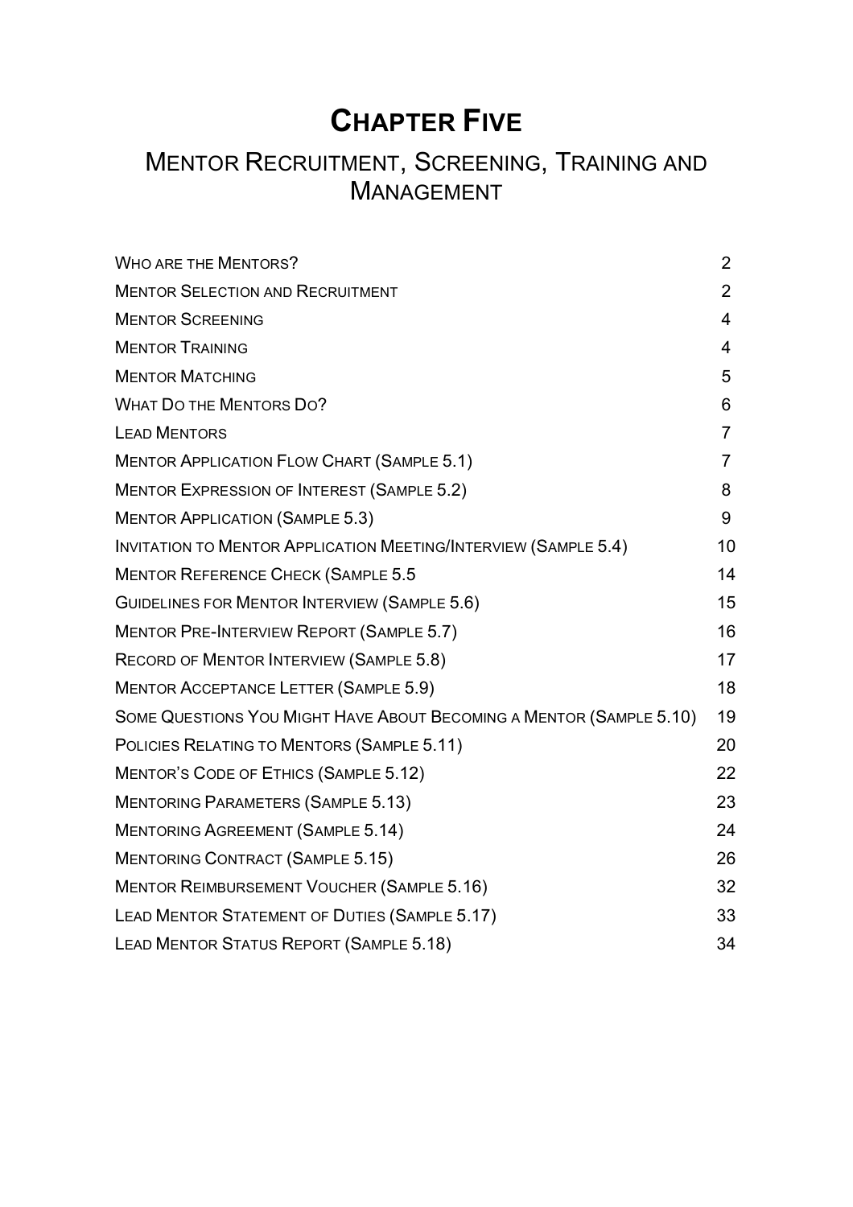# Chapter Five

## Mentor Recruitment, Screening, Training and Management

| | |
|---|---|
| Who are the Mentors? | 2 |
| Mentor Selection and Recruitment | 2 |
| Mentor Screening | 4 |
| Mentor Training | 4 |
| Mentor Matching | 5 |
| What Do the Mentors Do? | 6 |
| Lead Mentors | 7 |
| Mentor Application Flow Chart (Sample 5.1) | 7 |
| Mentor Expression of Interest (Sample 5.2) | 8 |
| Mentor Application (Sample 5.3) | 9 |
| Invitation to Mentor Application Meeting/Interview (Sample 5.4) | 10 |
| Mentor Reference Check (Sample 5.5 | 14 |
| Guidelines for Mentor Interview (Sample 5.6) | 15 |
| Mentor Pre-Interview Report (Sample 5.7) | 16 |
| Record of Mentor Interview (Sample 5.8) | 17 |
| Mentor Acceptance Letter (Sample 5.9) | 18 |
| Some Questions You Might Have About Becoming a Mentor (Sample 5.10) | 19 |
| Policies Relating to Mentors (Sample 5.11) | 20 |
| Mentor's Code of Ethics (Sample 5.12) | 22 |
| Mentoring Parameters (Sample 5.13) | 23 |
| Mentoring Agreement (Sample 5.14) | 24 |
| Mentoring Contract (Sample 5.15) | 26 |
| Mentor Reimbursement Voucher (Sample 5.16) | 32 |
| Lead Mentor Statement of Duties (Sample 5.17) | 33 |
| Lead Mentor Status Report (Sample 5.18) | 34 |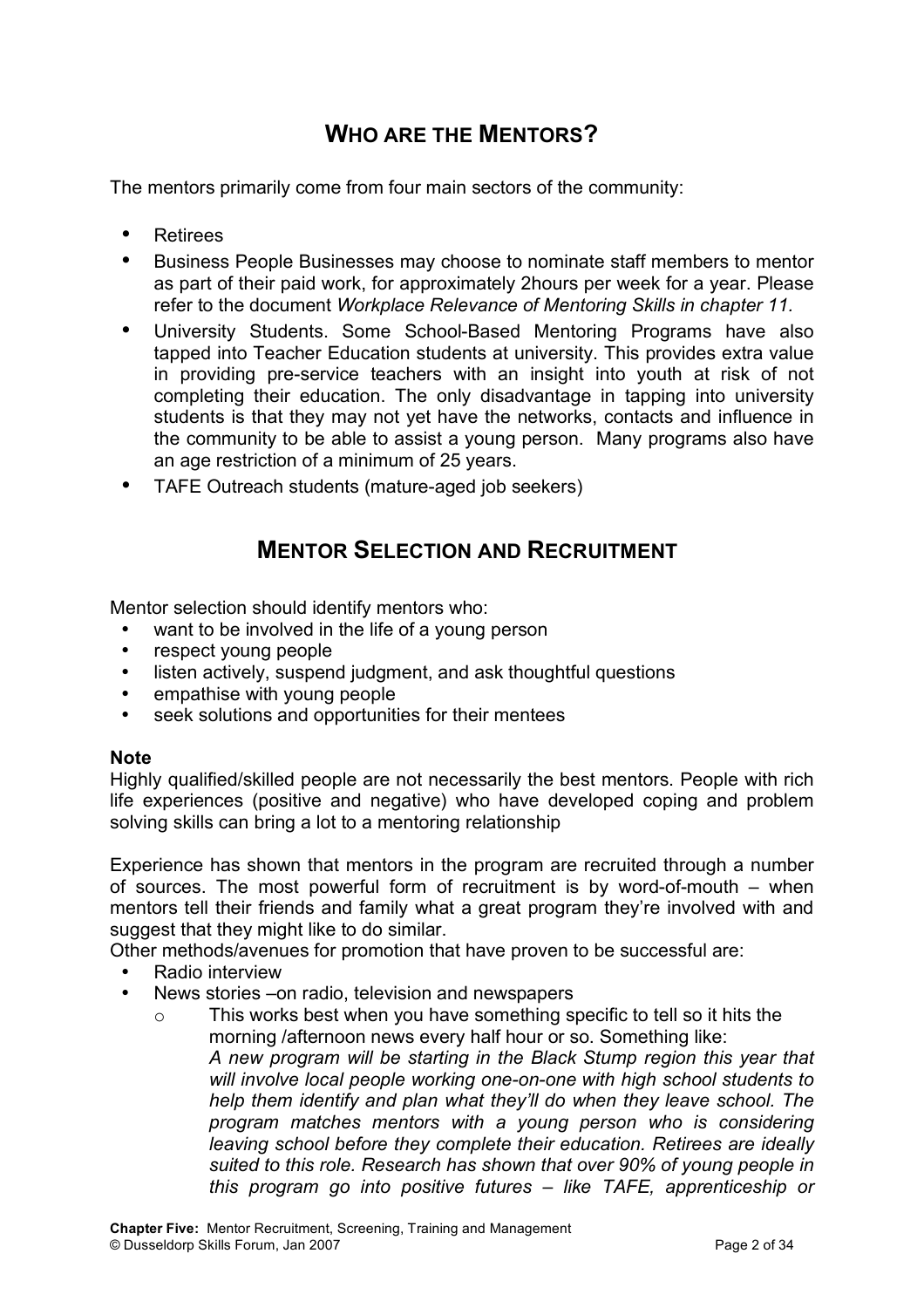## WHO ARE THE MENTORS?

The mentors primarily come from four main sectors of the community:

- Retirees
- Business People Businesses may choose to nominate staff members to mentor as part of their paid work, for approximately 2hours per week for a year. Please refer to the document *Workplace Relevance of Mentoring Skills in chapter 11.*
- University Students. Some School-Based Mentoring Programs have also tapped into Teacher Education students at university. This provides extra value in providing pre-service teachers with an insight into youth at risk of not completing their education. The only disadvantage in tapping into university students is that they may not yet have the networks, contacts and influence in the community to be able to assist a young person. Many programs also have an age restriction of a minimum of 25 years.
- TAFE Outreach students (mature-aged job seekers)

## MENTOR SELECTION AND RECRUITMENT

Mentor selection should identify mentors who:

- want to be involved in the life of a young person
- respect young people
- listen actively, suspend judgment, and ask thoughtful questions
- empathise with young people
- seek solutions and opportunities for their mentees

**Note**
Highly qualified/skilled people are not necessarily the best mentors. People with rich life experiences (positive and negative) who have developed coping and problem solving skills can bring a lot to a mentoring relationship

Experience has shown that mentors in the program are recruited through a number of sources. The most powerful form of recruitment is by word-of-mouth – when mentors tell their friends and family what a great program they're involved with and suggest that they might like to do similar.
Other methods/avenues for promotion that have proven to be successful are:

- Radio interview
- News stories –on radio, television and newspapers
  - This works best when you have something specific to tell so it hits the morning /afternoon news every half hour or so. Something like:
    *A new program will be starting in the Black Stump region this year that will involve local people working one-on-one with high school students to help them identify and plan what they'll do when they leave school. The program matches mentors with a young person who is considering leaving school before they complete their education. Retirees are ideally suited to this role. Research has shown that over 90% of young people in this program go into positive futures – like TAFE, apprenticeship or*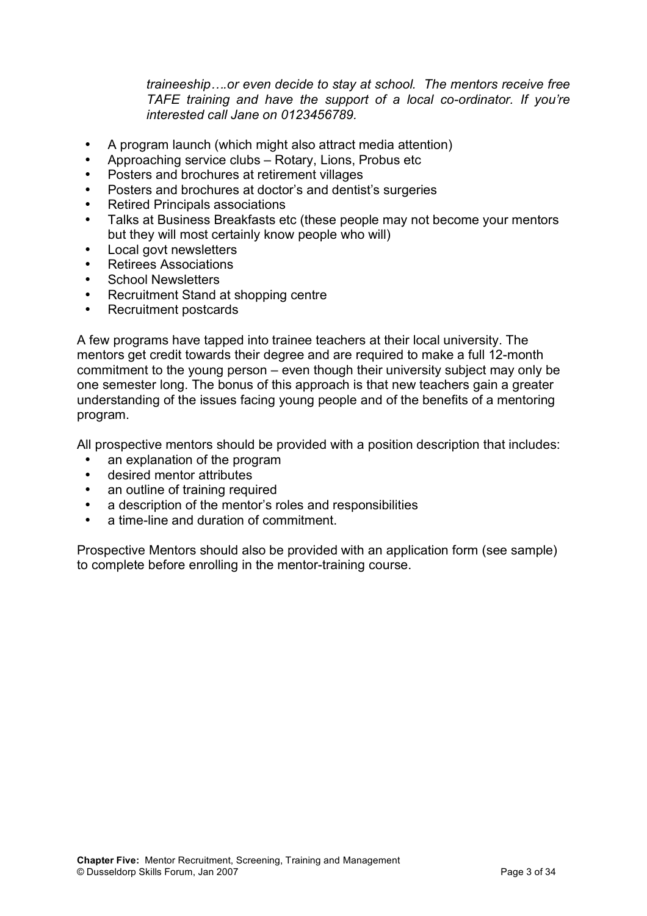*traineeship….or even decide to stay at school. The mentors receive free TAFE training and have the support of a local co-ordinator. If you're interested call Jane on 0123456789.*

- A program launch (which might also attract media attention)
- Approaching service clubs – Rotary, Lions, Probus etc
- Posters and brochures at retirement villages
- Posters and brochures at doctor's and dentist's surgeries
- Retired Principals associations
- Talks at Business Breakfasts etc (these people may not become your mentors but they will most certainly know people who will)
- Local govt newsletters
- Retirees Associations
- School Newsletters
- Recruitment Stand at shopping centre
- Recruitment postcards

A few programs have tapped into trainee teachers at their local university. The mentors get credit towards their degree and are required to make a full 12-month commitment to the young person – even though their university subject may only be one semester long. The bonus of this approach is that new teachers gain a greater understanding of the issues facing young people and of the benefits of a mentoring program.

All prospective mentors should be provided with a position description that includes:

- an explanation of the program
- desired mentor attributes
- an outline of training required
- a description of the mentor's roles and responsibilities
- a time-line and duration of commitment.

Prospective Mentors should also be provided with an application form (see sample) to complete before enrolling in the mentor-training course.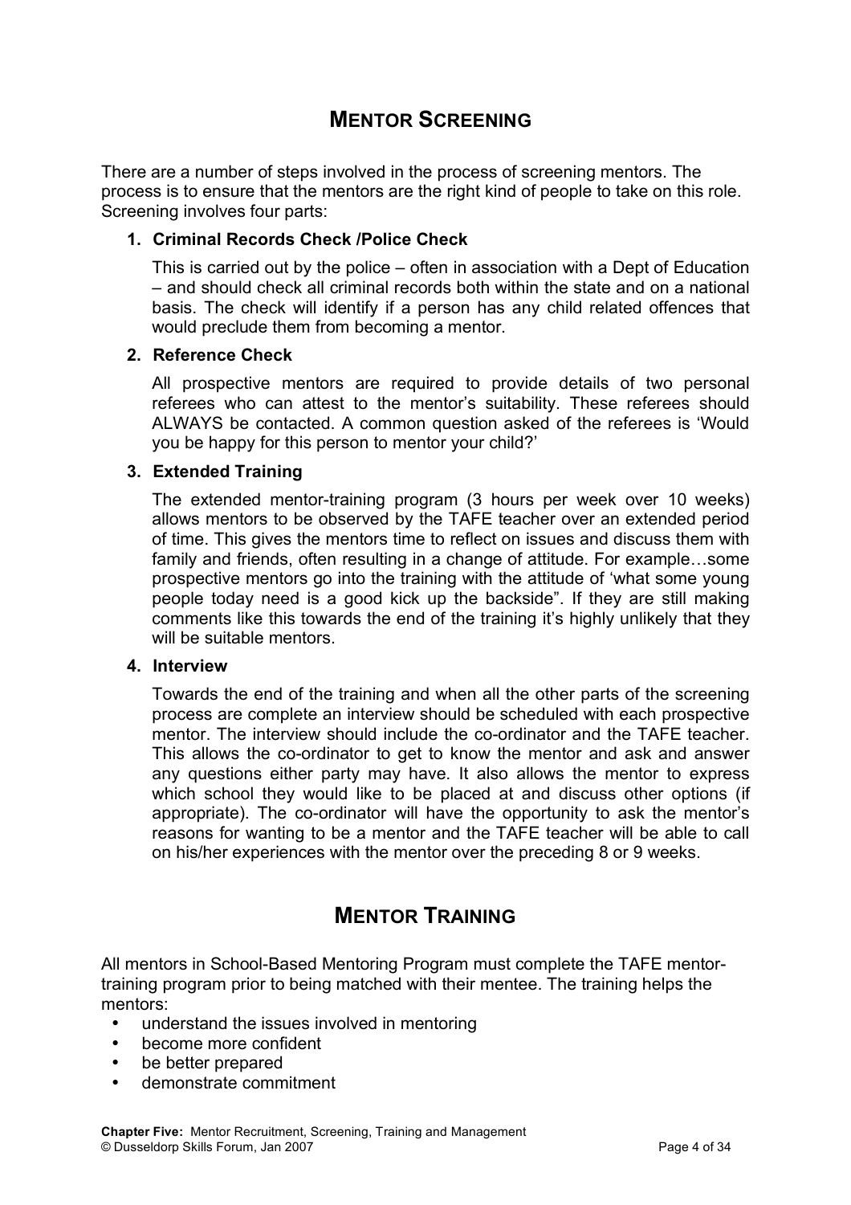## Mentor Screening

There are a number of steps involved in the process of screening mentors. The process is to ensure that the mentors are the right kind of people to take on this role. Screening involves four parts:

1. **Criminal Records Check /Police Check**

   This is carried out by the police – often in association with a Dept of Education – and should check all criminal records both within the state and on a national basis. The check will identify if a person has any child related offences that would preclude them from becoming a mentor.

2. **Reference Check**

   All prospective mentors are required to provide details of two personal referees who can attest to the mentor's suitability. These referees should ALWAYS be contacted. A common question asked of the referees is 'Would you be happy for this person to mentor your child?'

3. **Extended Training**

   The extended mentor-training program (3 hours per week over 10 weeks) allows mentors to be observed by the TAFE teacher over an extended period of time. This gives the mentors time to reflect on issues and discuss them with family and friends, often resulting in a change of attitude. For example…some prospective mentors go into the training with the attitude of 'what some young people today need is a good kick up the backside". If they are still making comments like this towards the end of the training it's highly unlikely that they will be suitable mentors.

4. **Interview**

   Towards the end of the training and when all the other parts of the screening process are complete an interview should be scheduled with each prospective mentor. The interview should include the co-ordinator and the TAFE teacher. This allows the co-ordinator to get to know the mentor and ask and answer any questions either party may have. It also allows the mentor to express which school they would like to be placed at and discuss other options (if appropriate). The co-ordinator will have the opportunity to ask the mentor's reasons for wanting to be a mentor and the TAFE teacher will be able to call on his/her experiences with the mentor over the preceding 8 or 9 weeks.

## Mentor Training

All mentors in School-Based Mentoring Program must complete the TAFE mentor-training program prior to being matched with their mentee. The training helps the mentors:

- understand the issues involved in mentoring
- become more confident
- be better prepared
- demonstrate commitment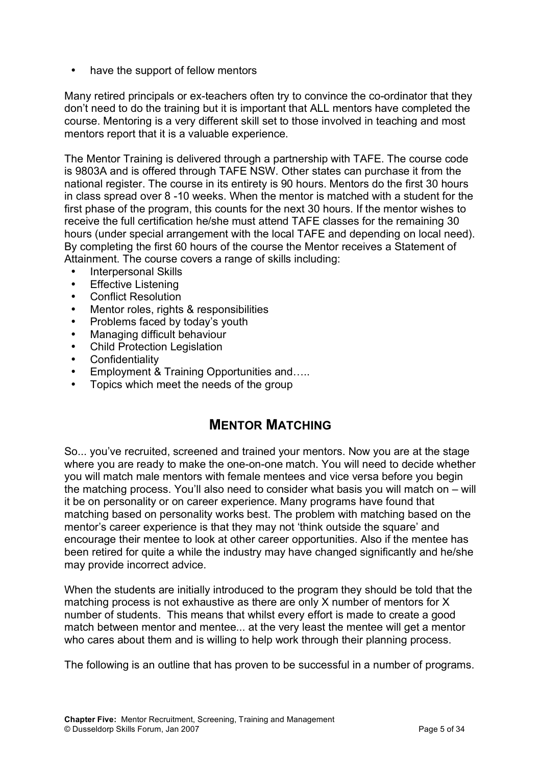- have the support of fellow mentors

Many retired principals or ex-teachers often try to convince the co-ordinator that they don't need to do the training but it is important that ALL mentors have completed the course. Mentoring is a very different skill set to those involved in teaching and most mentors report that it is a valuable experience.

The Mentor Training is delivered through a partnership with TAFE. The course code is 9803A and is offered through TAFE NSW. Other states can purchase it from the national register. The course in its entirety is 90 hours. Mentors do the first 30 hours in class spread over 8 -10 weeks. When the mentor is matched with a student for the first phase of the program, this counts for the next 30 hours. If the mentor wishes to receive the full certification he/she must attend TAFE classes for the remaining 30 hours (under special arrangement with the local TAFE and depending on local need). By completing the first 60 hours of the course the Mentor receives a Statement of Attainment. The course covers a range of skills including:

- Interpersonal Skills
- Effective Listening
- Conflict Resolution
- Mentor roles, rights & responsibilities
- Problems faced by today's youth
- Managing difficult behaviour
- Child Protection Legislation
- Confidentiality
- Employment & Training Opportunities and…..
- Topics which meet the needs of the group

## MENTOR MATCHING

So... you've recruited, screened and trained your mentors. Now you are at the stage where you are ready to make the one-on-one match. You will need to decide whether you will match male mentors with female mentees and vice versa before you begin the matching process. You'll also need to consider what basis you will match on – will it be on personality or on career experience. Many programs have found that matching based on personality works best. The problem with matching based on the mentor's career experience is that they may not 'think outside the square' and encourage their mentee to look at other career opportunities. Also if the mentee has been retired for quite a while the industry may have changed significantly and he/she may provide incorrect advice.

When the students are initially introduced to the program they should be told that the matching process is not exhaustive as there are only X number of mentors for X number of students. This means that whilst every effort is made to create a good match between mentor and mentee... at the very least the mentee will get a mentor who cares about them and is willing to help work through their planning process.

The following is an outline that has proven to be successful in a number of programs.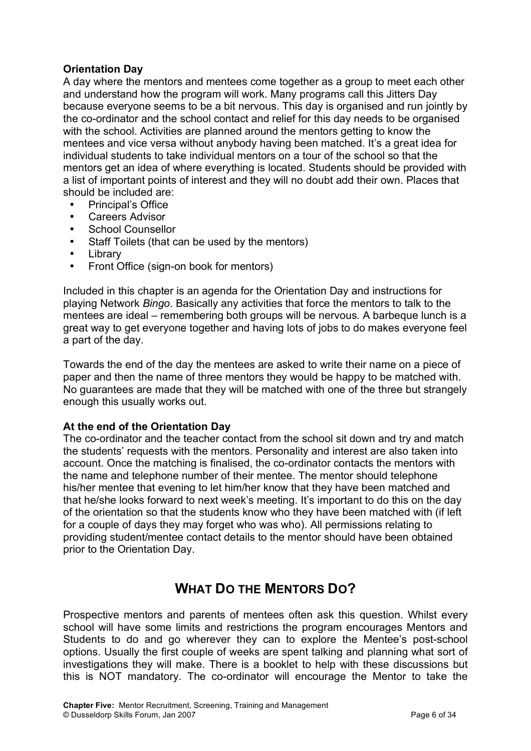**Orientation Day**

A day where the mentors and mentees come together as a group to meet each other and understand how the program will work. Many programs call this Jitters Day because everyone seems to be a bit nervous. This day is organised and run jointly by the co-ordinator and the school contact and relief for this day needs to be organised with the school. Activities are planned around the mentors getting to know the mentees and vice versa without anybody having been matched. It's a great idea for individual students to take individual mentors on a tour of the school so that the mentors get an idea of where everything is located. Students should be provided with a list of important points of interest and they will no doubt add their own. Places that should be included are:

- Principal's Office
- Careers Advisor
- School Counsellor
- Staff Toilets (that can be used by the mentors)
- Library
- Front Office (sign-on book for mentors)

Included in this chapter is an agenda for the Orientation Day and instructions for playing Network *Bingo*. Basically any activities that force the mentors to talk to the mentees are ideal – remembering both groups will be nervous. A barbeque lunch is a great way to get everyone together and having lots of jobs to do makes everyone feel a part of the day.

Towards the end of the day the mentees are asked to write their name on a piece of paper and then the name of three mentors they would be happy to be matched with. No guarantees are made that they will be matched with one of the three but strangely enough this usually works out.

**At the end of the Orientation Day**

The co-ordinator and the teacher contact from the school sit down and try and match the students' requests with the mentors. Personality and interest are also taken into account. Once the matching is finalised, the co-ordinator contacts the mentors with the name and telephone number of their mentee. The mentor should telephone his/her mentee that evening to let him/her know that they have been matched and that he/she looks forward to next week's meeting. It's important to do this on the day of the orientation so that the students know who they have been matched with (if left for a couple of days they may forget who was who). All permissions relating to providing student/mentee contact details to the mentor should have been obtained prior to the Orientation Day.

## WHAT DO THE MENTORS DO?

Prospective mentors and parents of mentees often ask this question. Whilst every school will have some limits and restrictions the program encourages Mentors and Students to do and go wherever they can to explore the Mentee's post-school options. Usually the first couple of weeks are spent talking and planning what sort of investigations they will make. There is a booklet to help with these discussions but this is NOT mandatory. The co-ordinator will encourage the Mentor to take the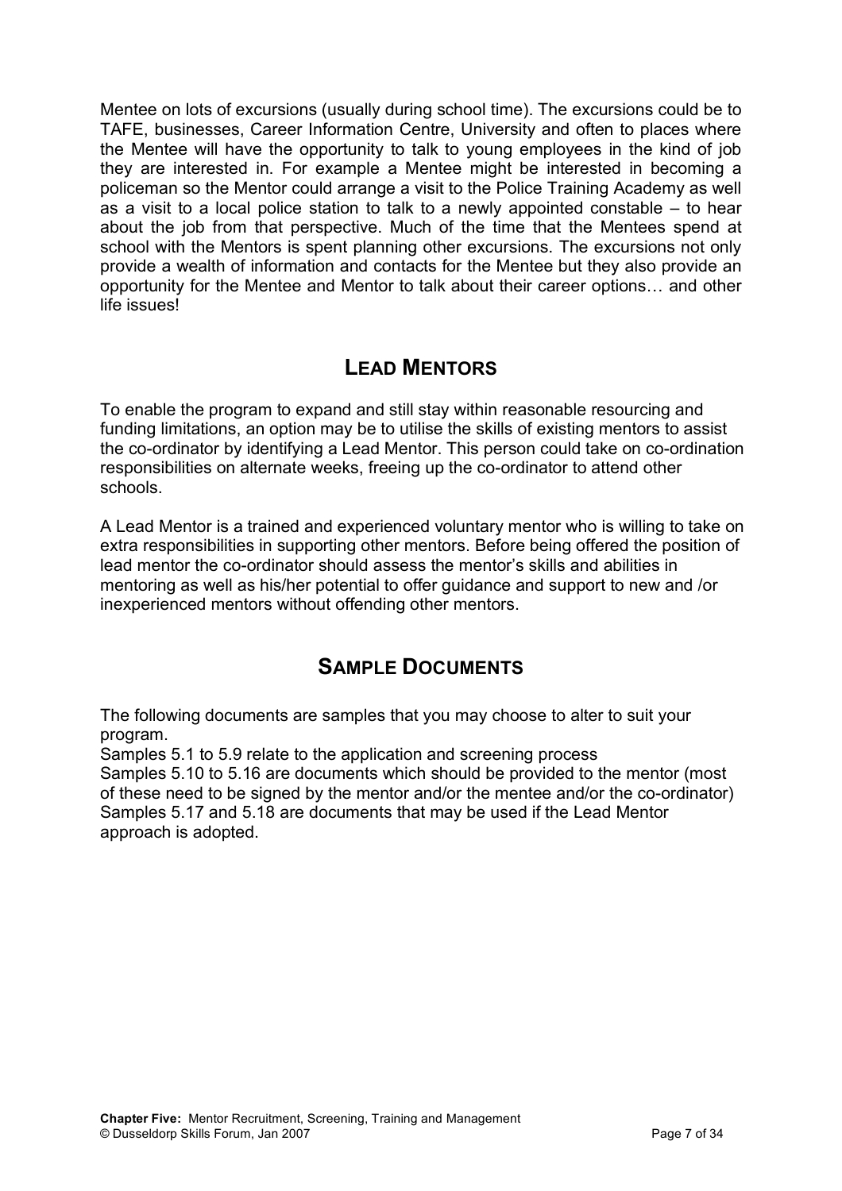Mentee on lots of excursions (usually during school time). The excursions could be to TAFE, businesses, Career Information Centre, University and often to places where the Mentee will have the opportunity to talk to young employees in the kind of job they are interested in. For example a Mentee might be interested in becoming a policeman so the Mentor could arrange a visit to the Police Training Academy as well as a visit to a local police station to talk to a newly appointed constable – to hear about the job from that perspective. Much of the time that the Mentees spend at school with the Mentors is spent planning other excursions. The excursions not only provide a wealth of information and contacts for the Mentee but they also provide an opportunity for the Mentee and Mentor to talk about their career options… and other life issues!

## LEAD MENTORS

To enable the program to expand and still stay within reasonable resourcing and funding limitations, an option may be to utilise the skills of existing mentors to assist the co-ordinator by identifying a Lead Mentor. This person could take on co-ordination responsibilities on alternate weeks, freeing up the co-ordinator to attend other schools.

A Lead Mentor is a trained and experienced voluntary mentor who is willing to take on extra responsibilities in supporting other mentors. Before being offered the position of lead mentor the co-ordinator should assess the mentor's skills and abilities in mentoring as well as his/her potential to offer guidance and support to new and /or inexperienced mentors without offending other mentors.

## SAMPLE DOCUMENTS

The following documents are samples that you may choose to alter to suit your program.

Samples 5.1 to 5.9 relate to the application and screening process

Samples 5.10 to 5.16 are documents which should be provided to the mentor (most of these need to be signed by the mentor and/or the mentee and/or the co-ordinator)

Samples 5.17 and 5.18 are documents that may be used if the Lead Mentor approach is adopted.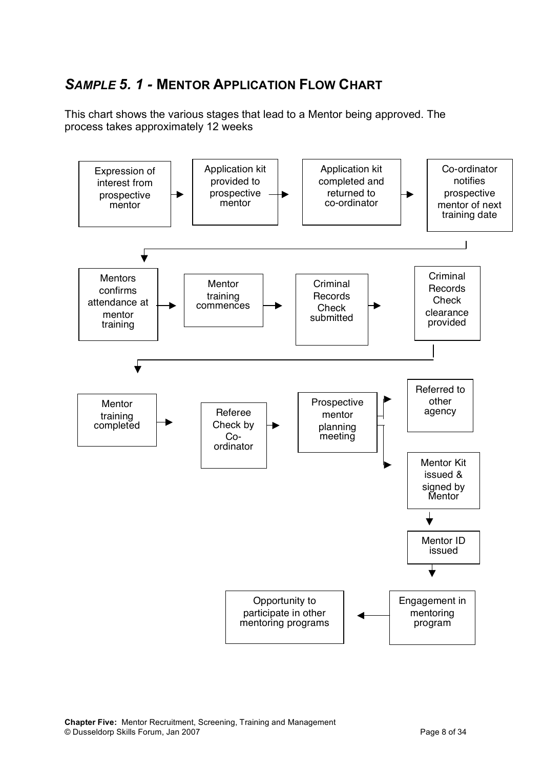## *SAMPLE 5. 1* - MENTOR APPLICATION FLOW CHART

This chart shows the various stages that lead to a Mentor being approved. The process takes approximately 12 weeks

Expression of interest from prospective mentor → Application kit provided to prospective mentor → Application kit completed and returned to co-ordinator → Co-ordinator notifies prospective mentor of next training date

→ Mentors confirms attendance at mentor training → Mentor training commences → Criminal Records Check submitted → Criminal Records Check clearance provided

→ Mentor training completed → Referee Check by Co-ordinator → Prospective mentor planning meeting → Referred to other agency / Mentor Kit issued & signed by Mentor

Mentor Kit issued & signed by Mentor → Mentor ID issued → Engagement in mentoring program → Opportunity to participate in other mentoring programs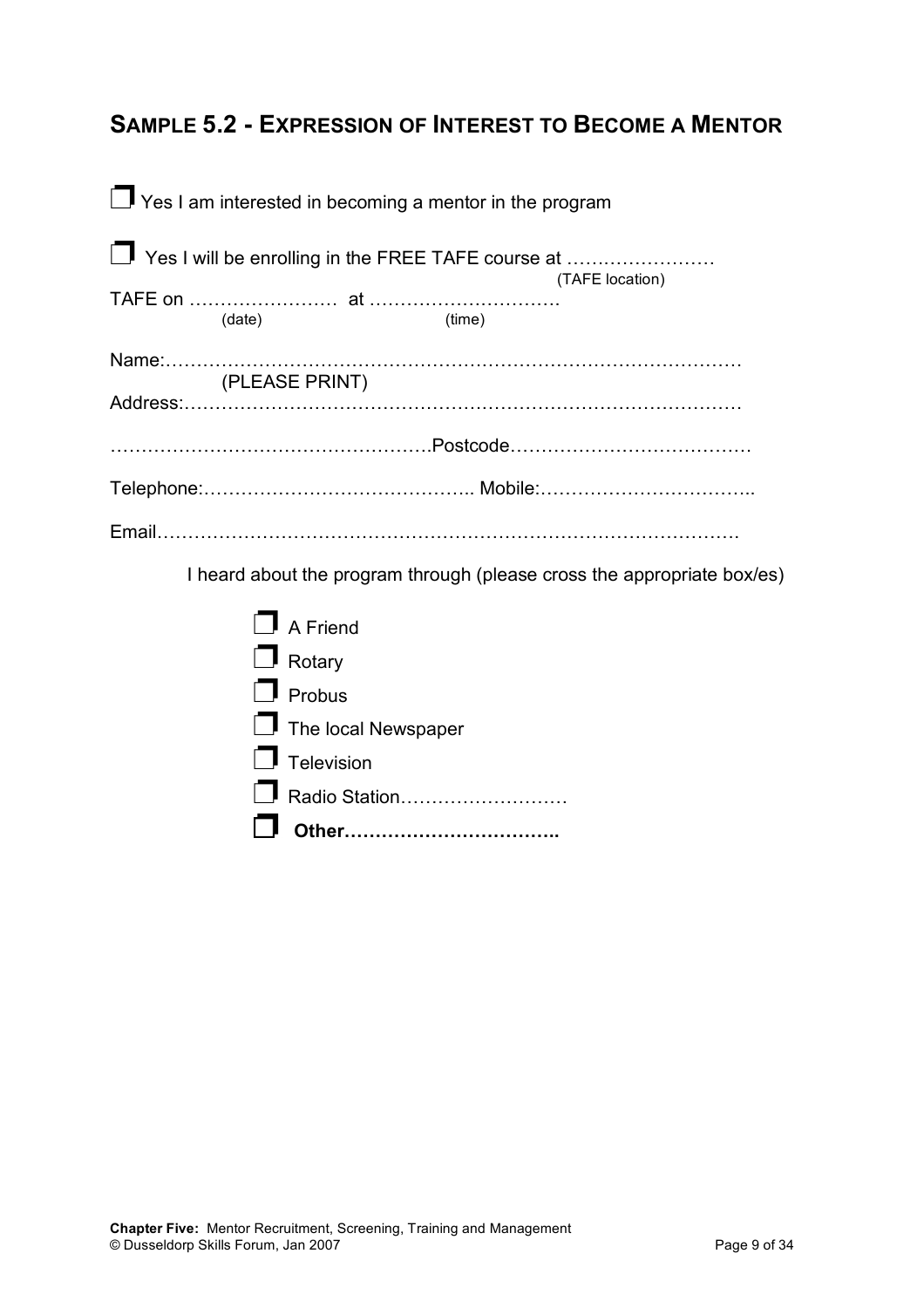## SAMPLE 5.2 - EXPRESSION OF INTEREST TO BECOME A MENTOR

❒ Yes I am interested in becoming a mentor in the program

❒ Yes I will be enrolling in the FREE TAFE course at ……………………
(TAFE location)
TAFE on …………………… at ………………………….
(date) (time)

Name:……………………………………………………………………………
(PLEASE PRINT)
Address:…………………………………………………………………………

……………………………………………Postcode…………………………………

Telephone:…………………………………….. Mobile:……………………………..

Email……………………………………………………………………………….

I heard about the program through (please cross the appropriate box/es)

❒ A Friend
❒ Rotary
❒ Probus
❒ The local Newspaper
❒ Television
❒ Radio Station………………………
❒ **Other……………………………..**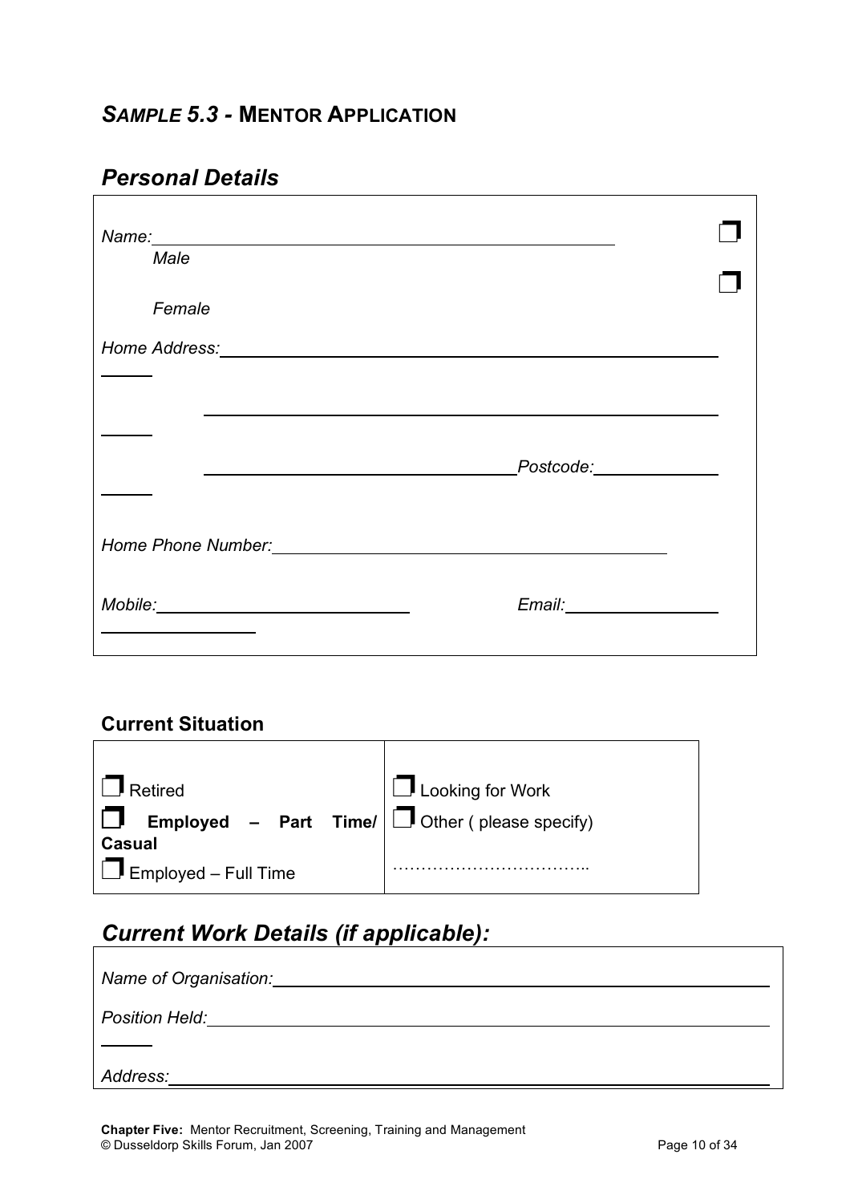## *SAMPLE 5.3* - MENTOR APPLICATION

## *Personal Details*

*Name:*\_\_\_\_\_\_\_\_\_\_\_\_\_\_\_\_\_\_\_\_\_\_\_\_\_\_\_\_\_\_\_\_\_\_\_\_\_\_\_\_\_\_\_\_

☐ *Male*

☐ *Female*

*Home Address:*\_\_\_\_\_\_\_\_\_\_\_\_\_\_\_\_\_\_\_\_\_\_\_\_\_\_\_\_\_\_\_\_\_\_\_\_\_\_\_\_\_\_\_\_

\_\_\_\_\_\_\_\_\_\_\_\_\_\_\_\_\_\_\_\_\_\_\_\_\_\_\_\_\_\_\_\_\_\_\_\_\_\_\_\_\_\_\_\_

\_\_\_\_\_\_\_\_\_\_\_\_\_\_\_\_\_\_\_\_\_\_\_\_\_\_\_\_ *Postcode:*\_\_\_\_\_\_\_\_\_\_\_\_

*Home Phone Number:*\_\_\_\_\_\_\_\_\_\_\_\_\_\_\_\_\_\_\_\_\_\_\_\_\_\_\_\_\_\_\_\_\_\_\_\_

*Mobile:*\_\_\_\_\_\_\_\_\_\_\_\_\_\_\_\_\_\_\_\_\_\_\_\_ *Email:*\_\_\_\_\_\_\_\_\_\_\_\_\_\_\_\_

### Current Situation

| | |
|---|---|
| ☐ Retired | ☐ Looking for Work |
| ☐ **Employed – Part Time/ Casual** | ☐ Other ( please specify) |
| ☐ Employed – Full Time | …………………………….. |

## *Current Work Details (if applicable):*

*Name of Organisation:*\_\_\_\_\_\_\_\_\_\_\_\_\_\_\_\_\_\_\_\_\_\_\_\_\_\_\_\_\_\_\_\_\_\_\_\_\_\_\_\_\_\_\_\_

*Position Held:*\_\_\_\_\_\_\_\_\_\_\_\_\_\_\_\_\_\_\_\_\_\_\_\_\_\_\_\_\_\_\_\_\_\_\_\_\_\_\_\_\_\_\_\_

*Address:*\_\_\_\_\_\_\_\_\_\_\_\_\_\_\_\_\_\_\_\_\_\_\_\_\_\_\_\_\_\_\_\_\_\_\_\_\_\_\_\_\_\_\_\_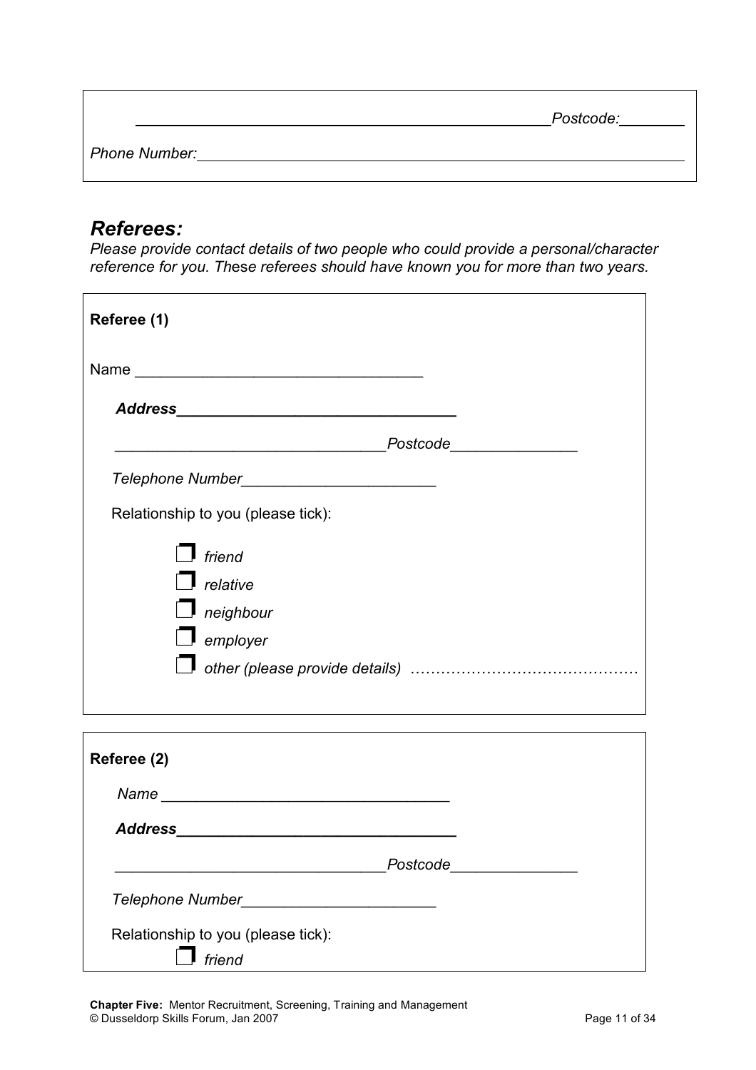\_\_\_\_\_\_\_\_\_\_\_\_\_\_\_\_\_\_\_\_\_\_\_\_\_\_\_\_\_\_\_\_\_\_\_\_\_\_\_\_\_\_\_\_\_\_*Postcode:*\_\_\_\_\_\_\_\_

*Phone Number:*\_\_\_\_\_\_\_\_\_\_\_\_\_\_\_\_\_\_\_\_\_\_\_\_\_\_\_\_\_\_\_\_\_\_\_\_\_\_\_\_\_\_\_\_\_\_\_\_\_\_\_\_

## *Referees:*

*Please provide contact details of two people who could provide a personal/character reference for you. These referees should have known you for more than two years.*

**Referee (1)**

Name \_\_\_\_\_\_\_\_\_\_\_\_\_\_\_\_\_\_\_\_\_\_\_\_\_\_\_\_\_\_\_\_\_

***Address***\_\_\_\_\_\_\_\_\_\_\_\_\_\_\_\_\_\_\_\_\_\_\_\_\_\_\_\_\_\_\_\_\_

\_\_\_\_\_\_\_\_\_\_\_\_\_\_\_\_\_\_\_\_\_\_\_\_\_\_\_\_\_\_\_*Postcode*\_\_\_\_\_\_\_\_\_\_\_\_\_\_

*Telephone Number*\_\_\_\_\_\_\_\_\_\_\_\_\_\_\_\_\_\_\_\_\_\_

Relationship to you (please tick):

- ❐ *friend*
- ❐ *relative*
- ❐ *neighbour*
- ❐ *employer*
- ❐ *other (please provide details)* ………………………………………

**Referee (2)**

*Name* \_\_\_\_\_\_\_\_\_\_\_\_\_\_\_\_\_\_\_\_\_\_\_\_\_\_\_\_\_\_\_\_\_

***Address***\_\_\_\_\_\_\_\_\_\_\_\_\_\_\_\_\_\_\_\_\_\_\_\_\_\_\_\_\_\_\_\_\_

\_\_\_\_\_\_\_\_\_\_\_\_\_\_\_\_\_\_\_\_\_\_\_\_\_\_\_\_\_\_\_*Postcode*\_\_\_\_\_\_\_\_\_\_\_\_\_\_

*Telephone Number*\_\_\_\_\_\_\_\_\_\_\_\_\_\_\_\_\_\_\_\_\_\_

Relationship to you (please tick):

- ❐ *friend*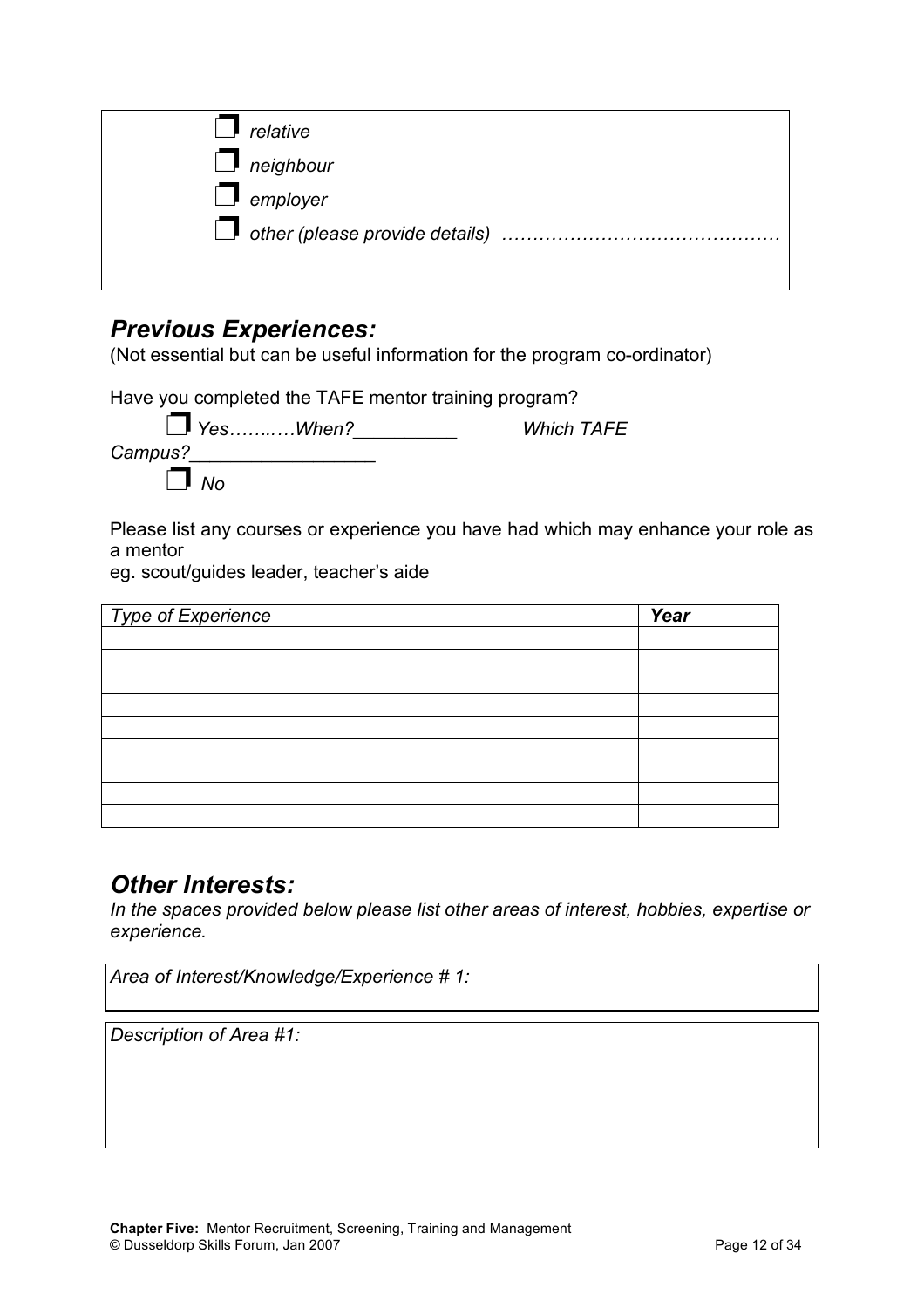- ❐ *relative*
- ❐ *neighbour*
- ❐ *employer*
- ❐ *other (please provide details)* ………………………………………

## *Previous Experiences:*

(Not essential but can be useful information for the program co-ordinator)

Have you completed the TAFE mentor training program?

❐ *Yes……..…When?*__________ *Which TAFE Campus?*__________________

❐ *No*

Please list any courses or experience you have had which may enhance your role as a mentor
eg. scout/guides leader, teacher's aide

| *Type of Experience* | ***Year*** |
|---|---|
| | |
| | |
| | |
| | |
| | |
| | |
| | |
| | |
| | |

## *Other Interests:*

*In the spaces provided below please list other areas of interest, hobbies, expertise or experience.*

| *Area of Interest/Knowledge/Experience # 1:* |
|---|

| *Description of Area #1:* |
|---|
| |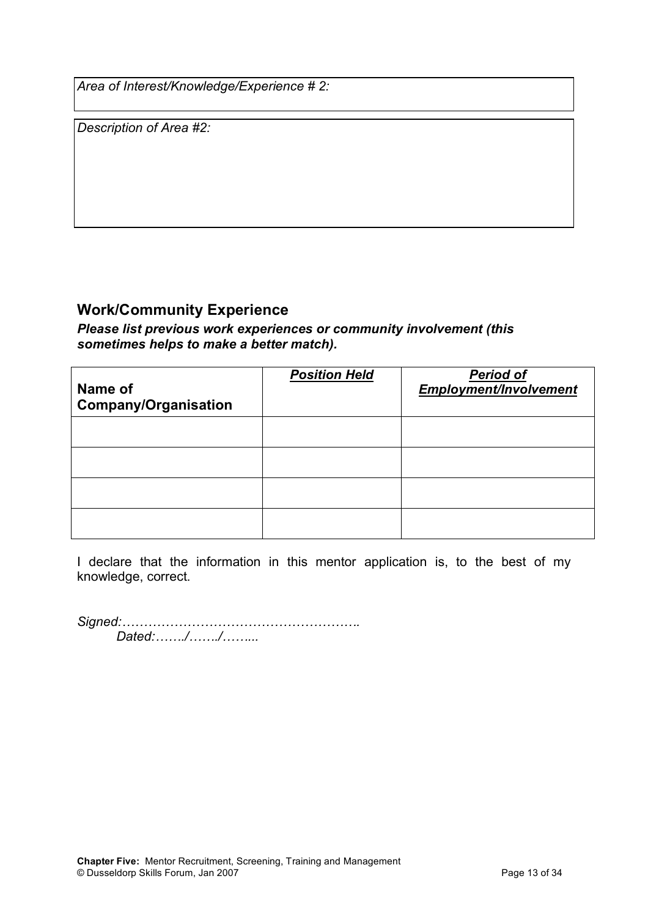*Area of Interest/Knowledge/Experience # 2:*

*Description of Area #2:*

## Work/Community Experience

***Please list previous work experiences or community involvement (this sometimes helps to make a better match).***

| **Name of Company/Organisation** | ***Position Held*** | ***Period of Employment/Involvement*** |
| --- | --- | --- |
| | | |
| | | |
| | | |
| | | |

I declare that the information in this mentor application is, to the best of my knowledge, correct.

*Signed:……………………………………………….*
*Dated:……./……./……..*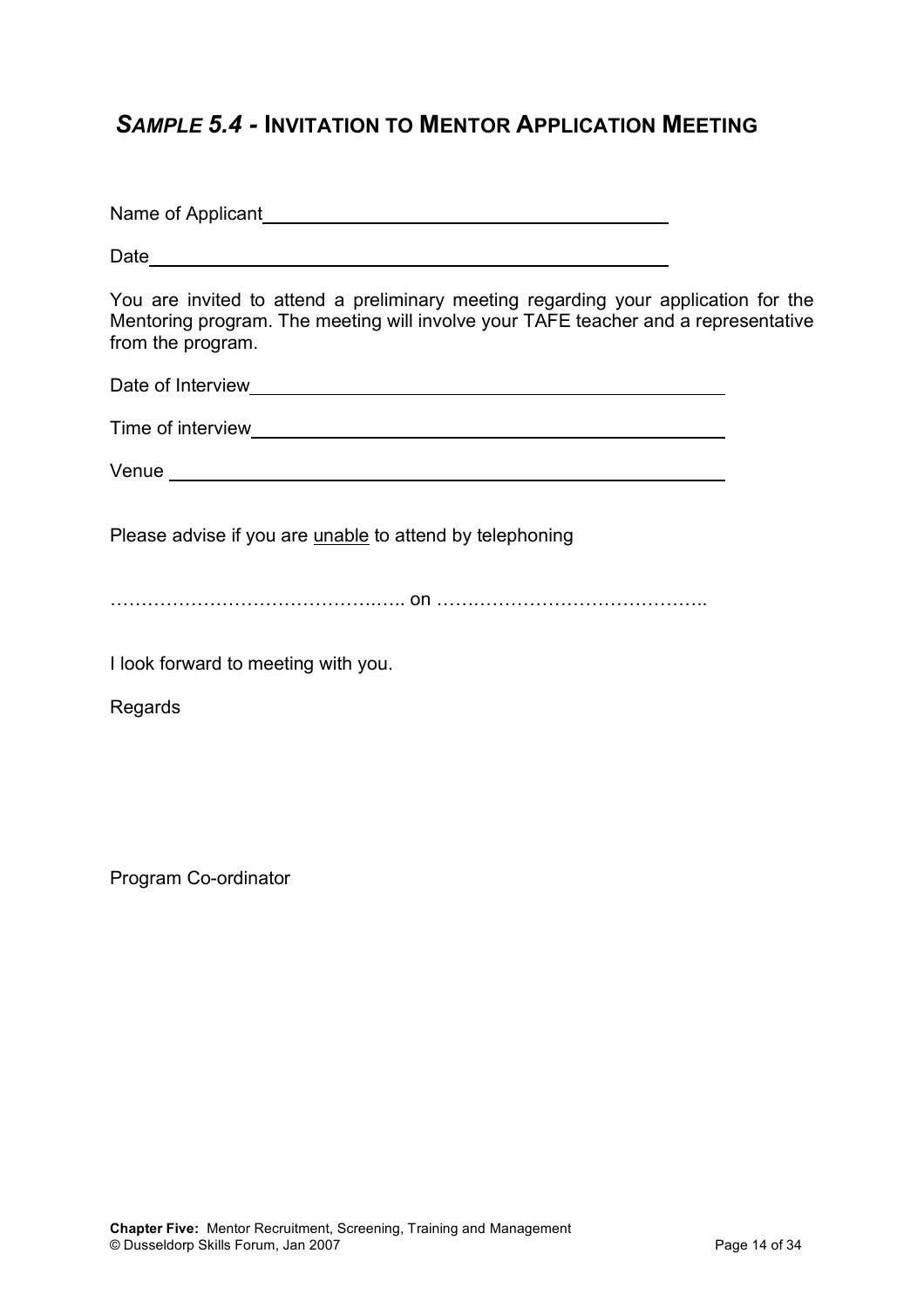## *SAMPLE 5.4* - INVITATION TO MENTOR APPLICATION MEETING

Name of Applicant______________________________________

Date______________________________________________

You are invited to attend a preliminary meeting regarding your application for the Mentoring program. The meeting will involve your TAFE teacher and a representative from the program.

Date of Interview___________________________________________

Time of interview___________________________________________

Venue ____________________________________________________

Please advise if you are <u>unable</u> to attend by telephoning

……………………………….…….. on …….…………………………..

I look forward to meeting with you.

Regards

Program Co-ordinator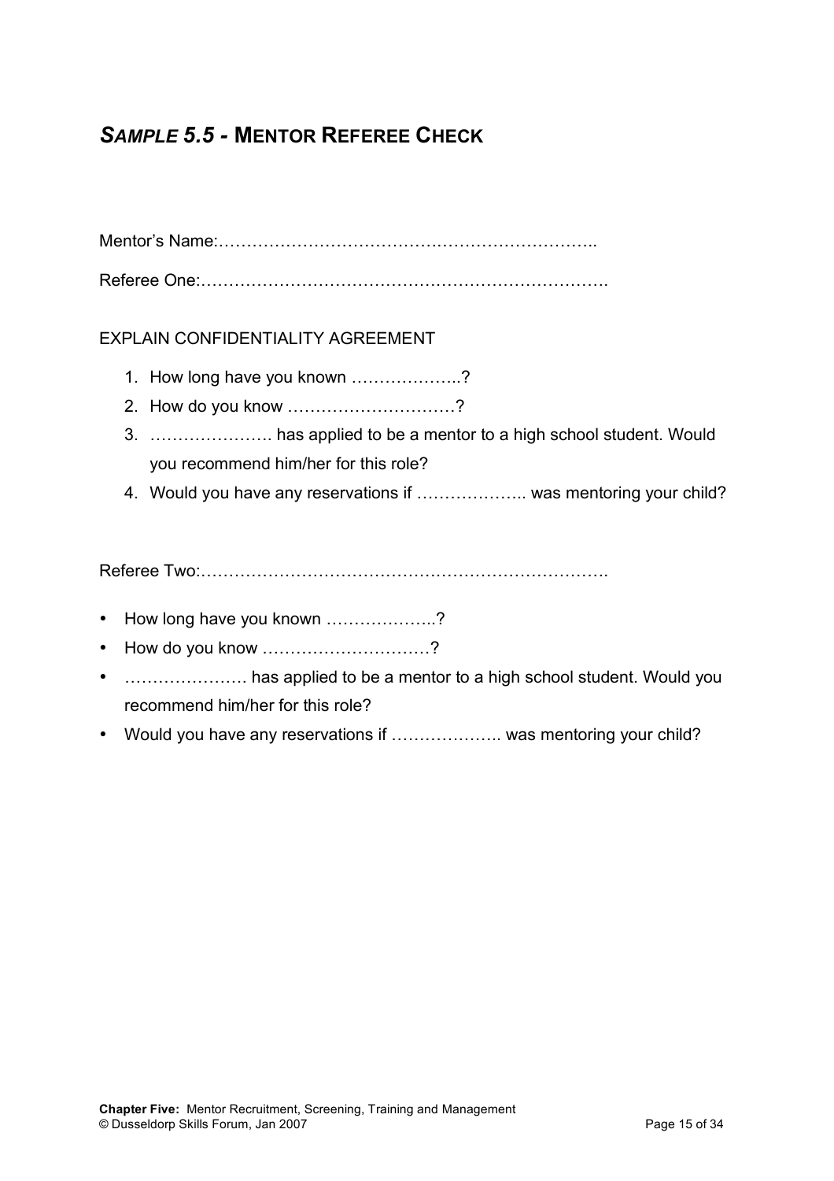## *SAMPLE 5.5* - MENTOR REFEREE CHECK

Mentor's Name:…………………………………….……………………..

Referee One:……………………………………………………………….

EXPLAIN CONFIDENTIALITY AGREEMENT

1. How long have you known ………………..?
2. How do you know …………………………?
3. …………………. has applied to be a mentor to a high school student. Would you recommend him/her for this role?
4. Would you have any reservations if ……………….. was mentoring your child?

Referee Two:……………………………………………………………….

- How long have you known ………………..?
- How do you know …………………………?
- …………………. has applied to be a mentor to a high school student. Would you recommend him/her for this role?
- Would you have any reservations if ……………….. was mentoring your child?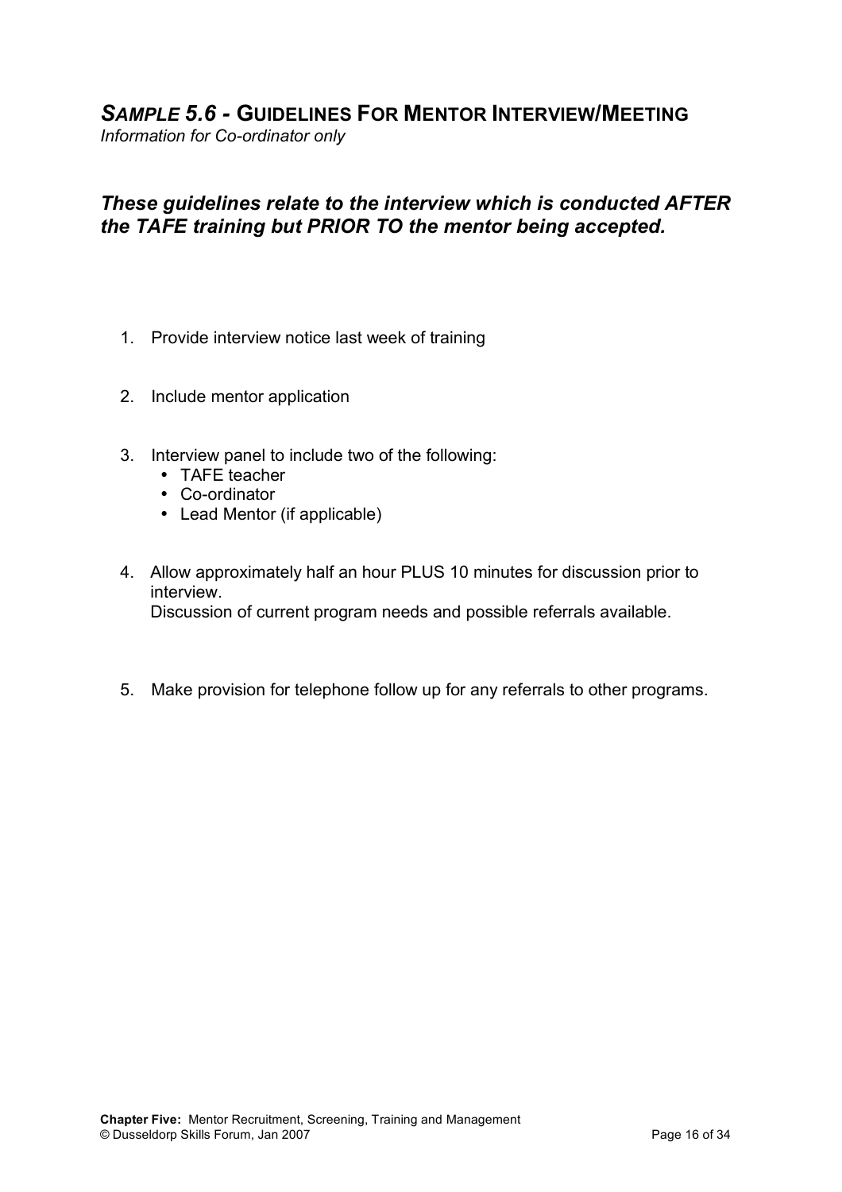## *Sample 5.6* - Guidelines For Mentor Interview/Meeting

*Information for Co-ordinator only*

***These guidelines relate to the interview which is conducted AFTER the TAFE training but PRIOR TO the mentor being accepted.***

1. Provide interview notice last week of training

2. Include mentor application

3. Interview panel to include two of the following:
   - TAFE teacher
   - Co-ordinator
   - Lead Mentor (if applicable)

4. Allow approximately half an hour PLUS 10 minutes for discussion prior to interview.
   Discussion of current program needs and possible referrals available.

5. Make provision for telephone follow up for any referrals to other programs.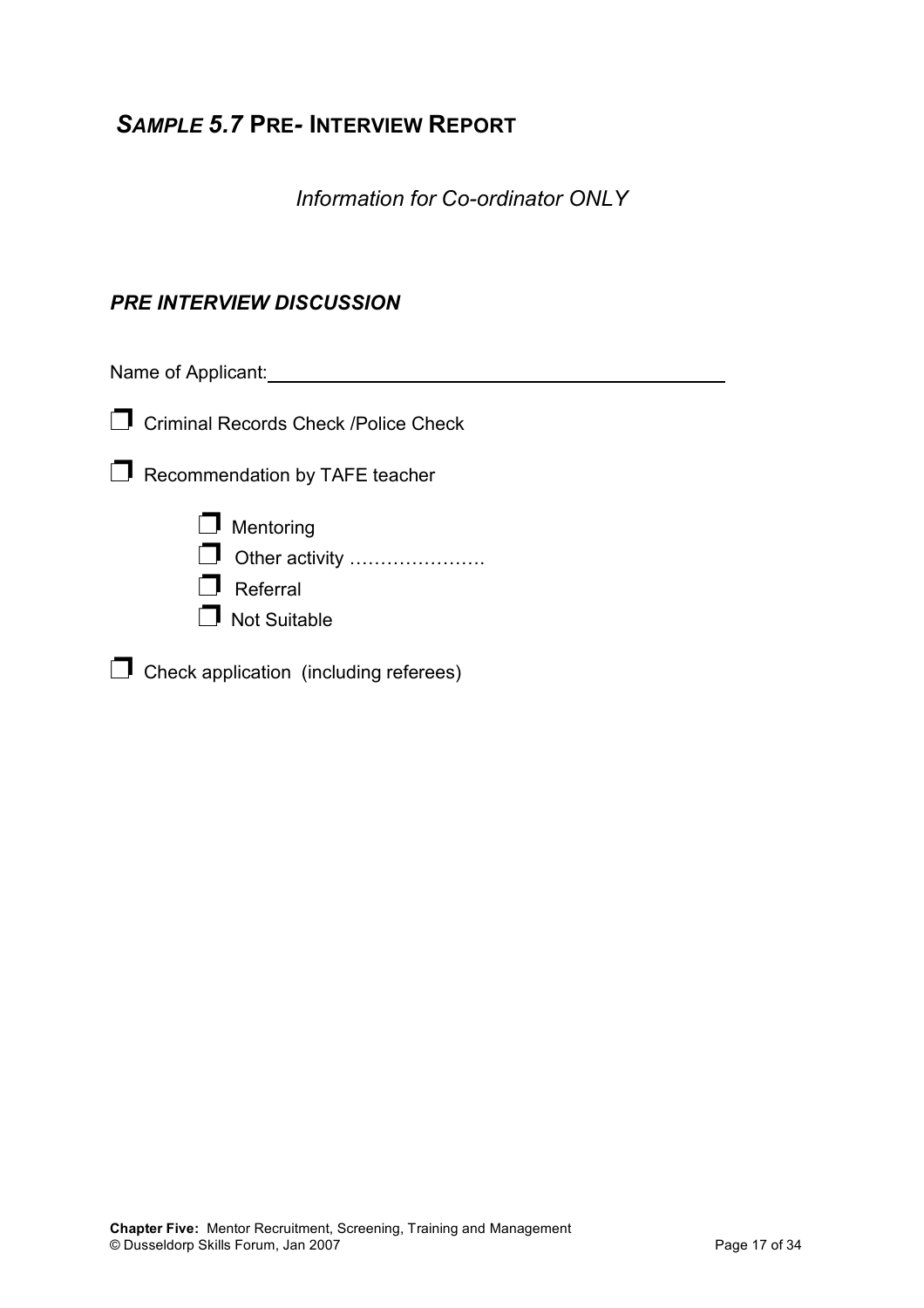## *SAMPLE 5.7* PRE- INTERVIEW REPORT

*Information for Co-ordinator ONLY*

### *PRE INTERVIEW DISCUSSION*

Name of Applicant: ______________________________________________

- ☐ Criminal Records Check /Police Check
- ☐ Recommendation by TAFE teacher
  - ☐ Mentoring
  - ☐ Other activity ………………….
  - ☐ Referral
  - ☐ Not Suitable
- ☐ Check application (including referees)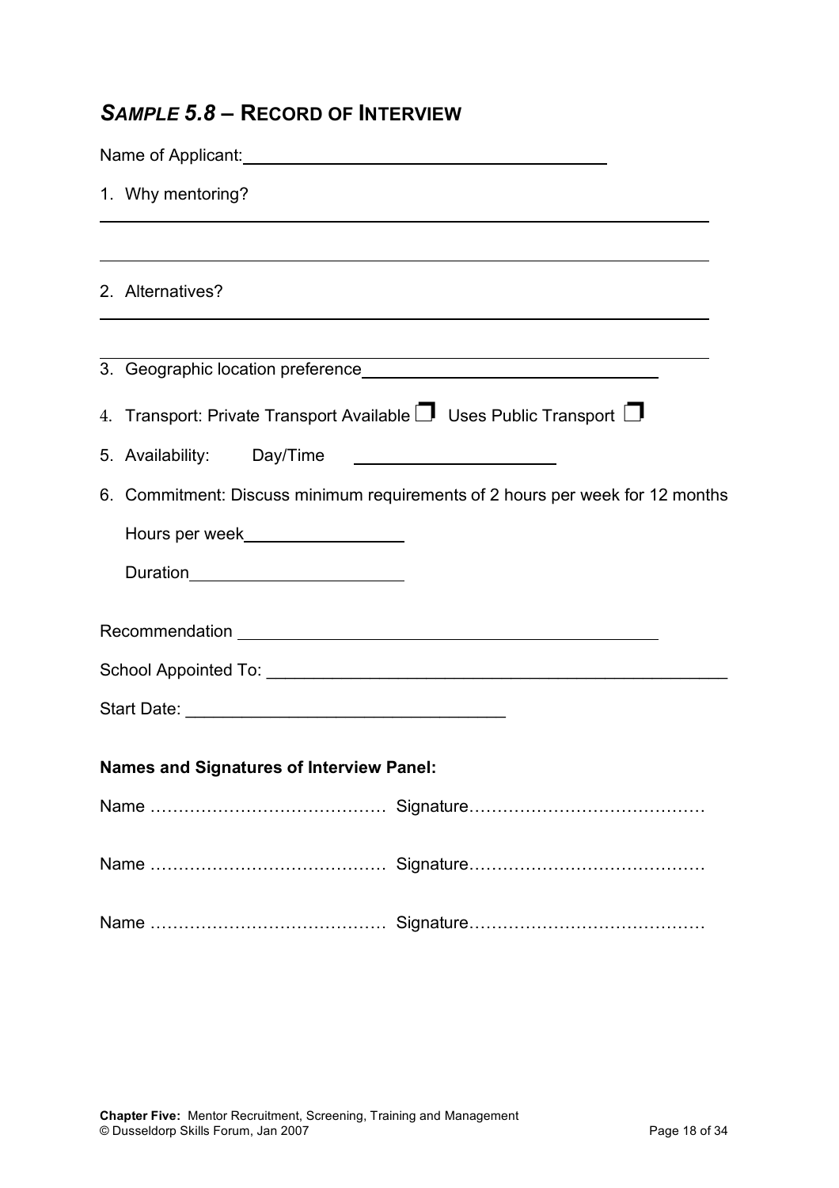## *SAMPLE 5.8* – RECORD OF INTERVIEW

Name of Applicant: ________________________________________

1. Why mentoring?

______________________________________________________________________

______________________________________________________________________

2. Alternatives?

______________________________________________________________________

______________________________________________________________________

3. Geographic location preference ______________________________

4. Transport: Private Transport Available ❒ Uses Public Transport ❒

5. Availability: Day/Time ____________________

6. Commitment: Discuss minimum requirements of 2 hours per week for 12 months

   Hours per week ________________

   Duration ______________________

Recommendation ______________________________________________

School Appointed To: _________________________________________________

Start Date: _________________________________

**Names and Signatures of Interview Panel:**

Name …………………………………… Signature……………………………………

Name …………………………………… Signature……………………………………

Name …………………………………… Signature……………………………………

**Chapter Five:** Mentor Recruitment, Screening, Training and Management
© Dusseldorp Skills Forum, Jan 2007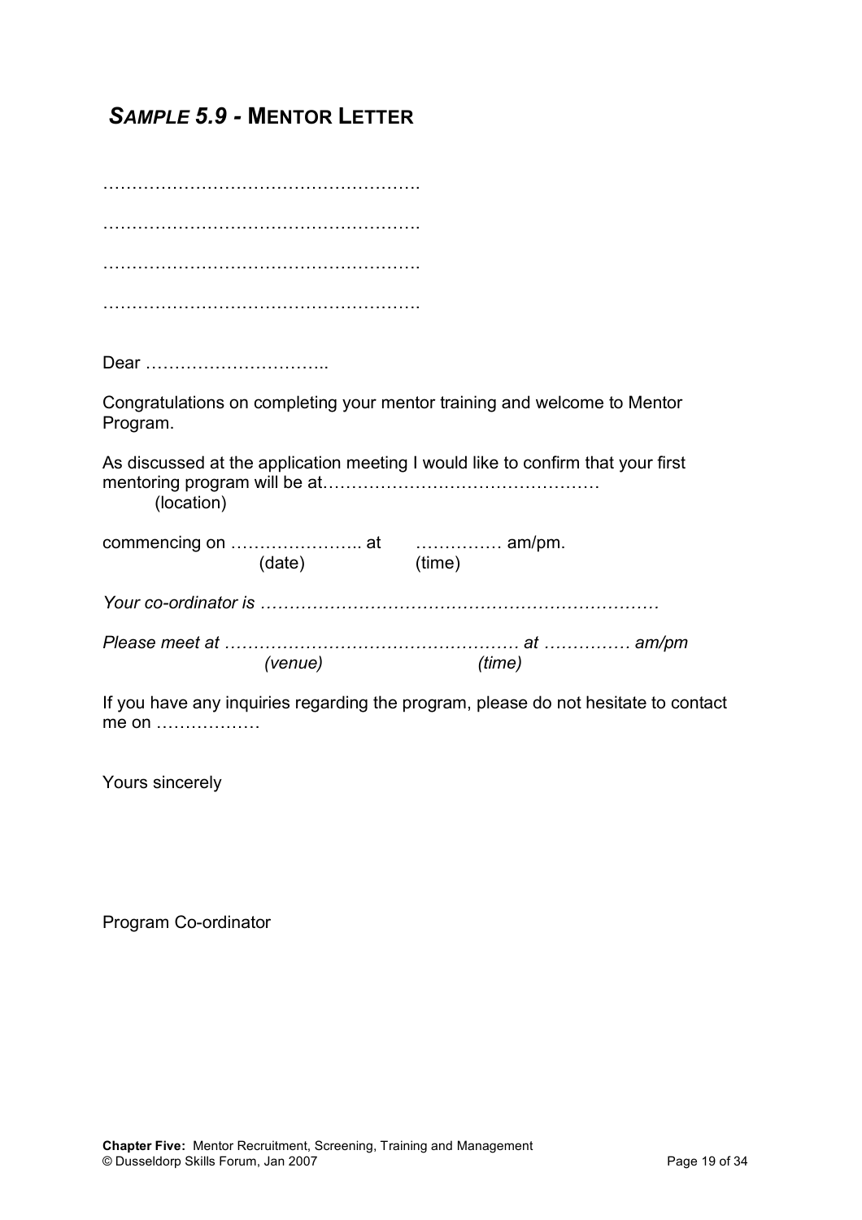## *SAMPLE 5.9* - MENTOR LETTER

……………………………………………….

……………………………………………….

……………………………………………….

……………………………………………….

Dear …………………………..

Congratulations on completing your mentor training and welcome to Mentor Program.

As discussed at the application meeting I would like to confirm that your first mentoring program will be at…………………………………………  
(location)

commencing on ………………….. at …………… am/pm.  
(date) (time)

*Your co-ordinator is ……………………………………………………………*

*Please meet at …………………………………………… at …………… am/pm*  
*(venue) (time)*

If you have any inquiries regarding the program, please do not hesitate to contact me on ………………

Yours sincerely

Program Co-ordinator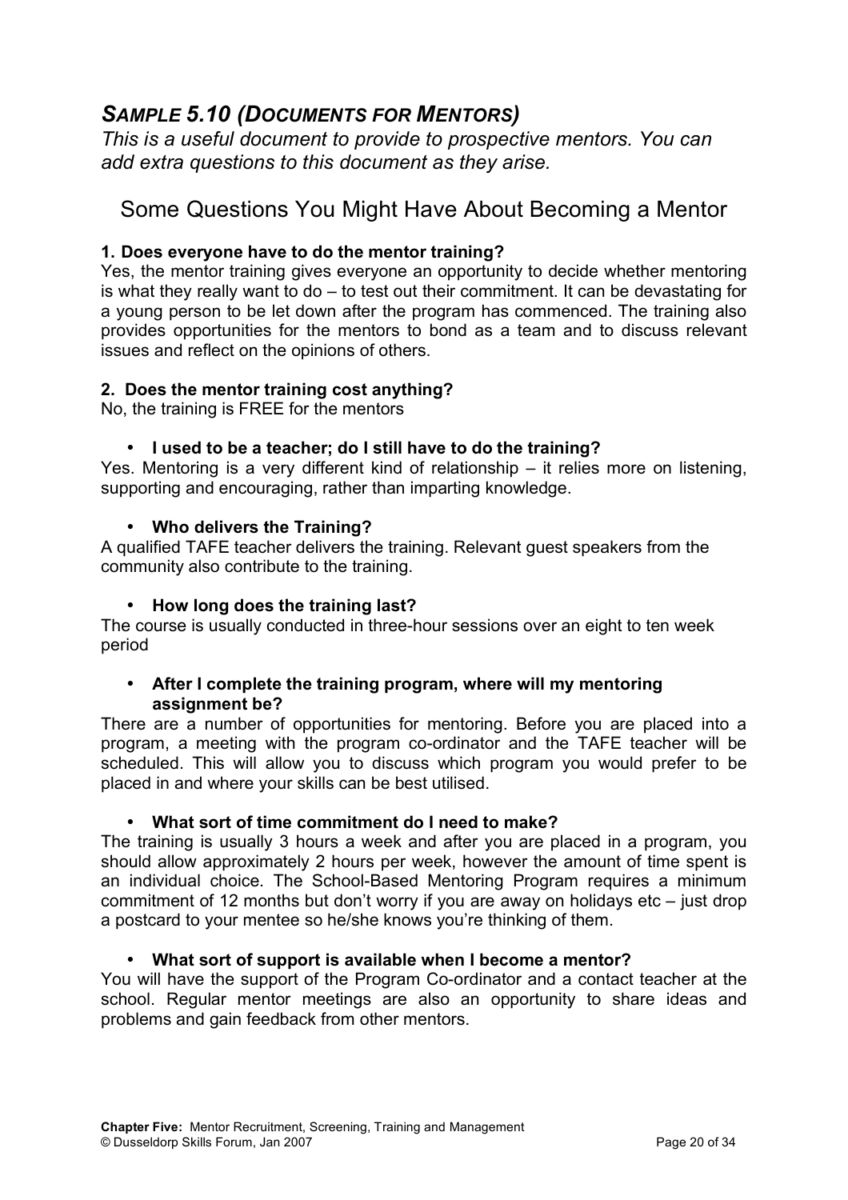## *SAMPLE 5.10 (DOCUMENTS FOR MENTORS)*

*This is a useful document to provide to prospective mentors. You can add extra questions to this document as they arise.*

# Some Questions You Might Have About Becoming a Mentor

**1. Does everyone have to do the mentor training?**

Yes, the mentor training gives everyone an opportunity to decide whether mentoring is what they really want to do – to test out their commitment. It can be devastating for a young person to be let down after the program has commenced. The training also provides opportunities for the mentors to bond as a team and to discuss relevant issues and reflect on the opinions of others.

**2. Does the mentor training cost anything?**

No, the training is FREE for the mentors

- **I used to be a teacher; do I still have to do the training?**

Yes. Mentoring is a very different kind of relationship – it relies more on listening, supporting and encouraging, rather than imparting knowledge.

- **Who delivers the Training?**

A qualified TAFE teacher delivers the training. Relevant guest speakers from the community also contribute to the training.

- **How long does the training last?**

The course is usually conducted in three-hour sessions over an eight to ten week period

- **After I complete the training program, where will my mentoring assignment be?**

There are a number of opportunities for mentoring. Before you are placed into a program, a meeting with the program co-ordinator and the TAFE teacher will be scheduled. This will allow you to discuss which program you would prefer to be placed in and where your skills can be best utilised.

- **What sort of time commitment do I need to make?**

The training is usually 3 hours a week and after you are placed in a program, you should allow approximately 2 hours per week, however the amount of time spent is an individual choice. The School-Based Mentoring Program requires a minimum commitment of 12 months but don't worry if you are away on holidays etc – just drop a postcard to your mentee so he/she knows you're thinking of them.

- **What sort of support is available when I become a mentor?**

You will have the support of the Program Co-ordinator and a contact teacher at the school. Regular mentor meetings are also an opportunity to share ideas and problems and gain feedback from other mentors.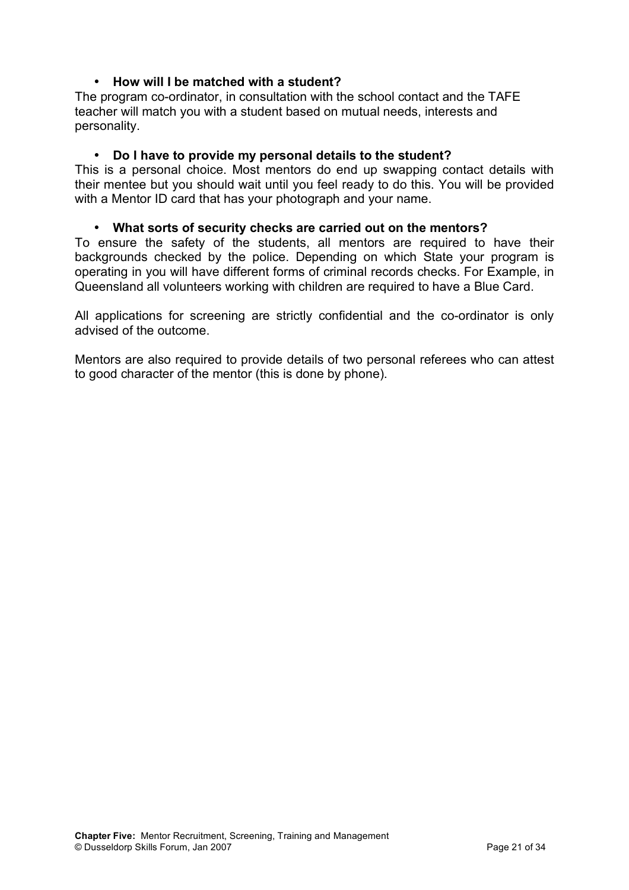- **How will I be matched with a student?**

The program co-ordinator, in consultation with the school contact and the TAFE teacher will match you with a student based on mutual needs, interests and personality.

- **Do I have to provide my personal details to the student?**

This is a personal choice. Most mentors do end up swapping contact details with their mentee but you should wait until you feel ready to do this. You will be provided with a Mentor ID card that has your photograph and your name.

- **What sorts of security checks are carried out on the mentors?**

To ensure the safety of the students, all mentors are required to have their backgrounds checked by the police. Depending on which State your program is operating in you will have different forms of criminal records checks. For Example, in Queensland all volunteers working with children are required to have a Blue Card.

All applications for screening are strictly confidential and the co-ordinator is only advised of the outcome.

Mentors are also required to provide details of two personal referees who can attest to good character of the mentor (this is done by phone).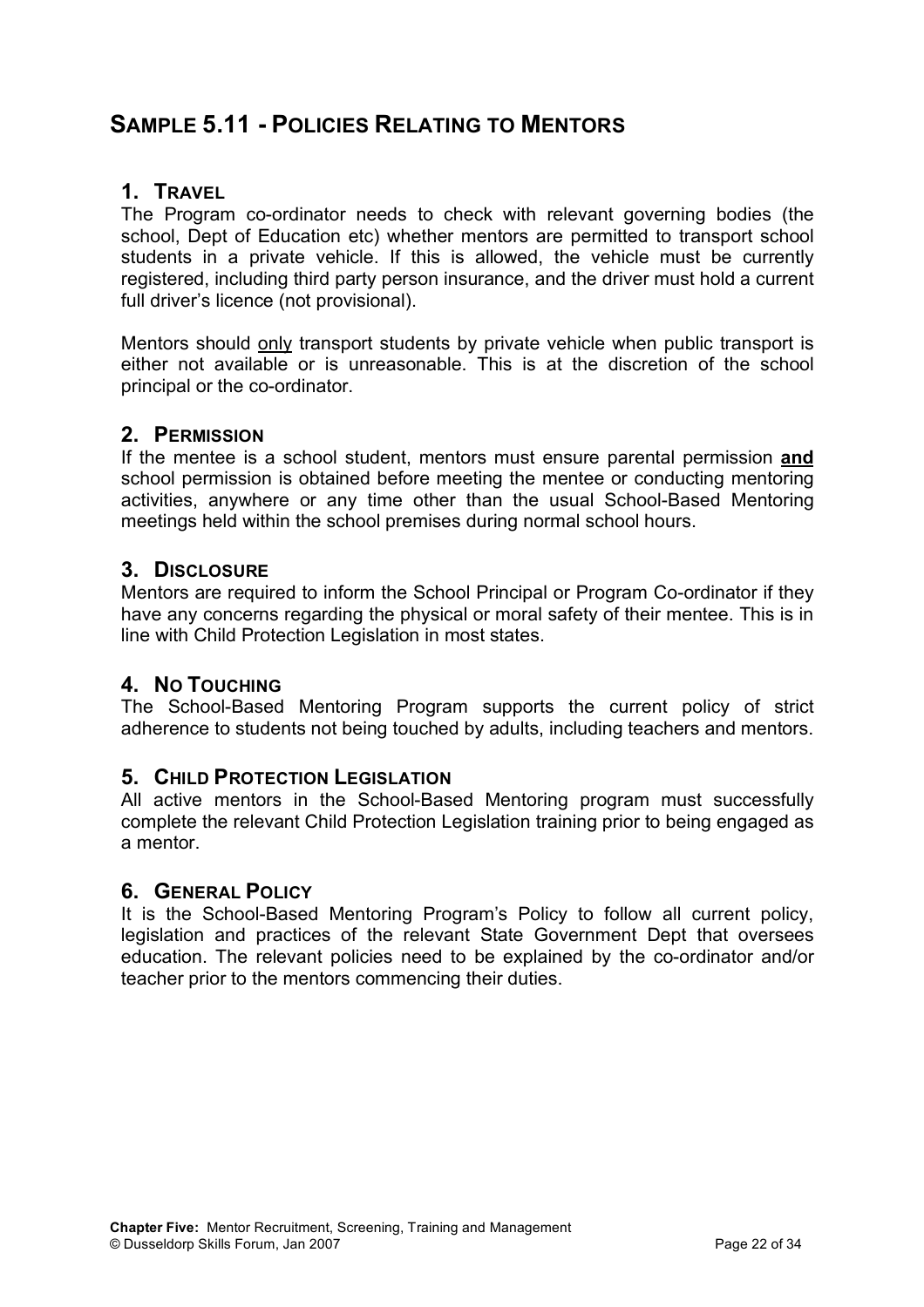# SAMPLE 5.11 - POLICIES RELATING TO MENTORS

## 1. TRAVEL

The Program co-ordinator needs to check with relevant governing bodies (the school, Dept of Education etc) whether mentors are permitted to transport school students in a private vehicle. If this is allowed, the vehicle must be currently registered, including third party person insurance, and the driver must hold a current full driver's licence (not provisional).

Mentors should <u>only</u> transport students by private vehicle when public transport is either not available or is unreasonable. This is at the discretion of the school principal or the co-ordinator.

## 2. PERMISSION

If the mentee is a school student, mentors must ensure parental permission **<u>and</u>** school permission is obtained before meeting the mentee or conducting mentoring activities, anywhere or any time other than the usual School-Based Mentoring meetings held within the school premises during normal school hours.

## 3. DISCLOSURE

Mentors are required to inform the School Principal or Program Co-ordinator if they have any concerns regarding the physical or moral safety of their mentee. This is in line with Child Protection Legislation in most states.

## 4. NO TOUCHING

The School-Based Mentoring Program supports the current policy of strict adherence to students not being touched by adults, including teachers and mentors.

## 5. CHILD PROTECTION LEGISLATION

All active mentors in the School-Based Mentoring program must successfully complete the relevant Child Protection Legislation training prior to being engaged as a mentor.

## 6. GENERAL POLICY

It is the School-Based Mentoring Program's Policy to follow all current policy, legislation and practices of the relevant State Government Dept that oversees education. The relevant policies need to be explained by the co-ordinator and/or teacher prior to the mentors commencing their duties.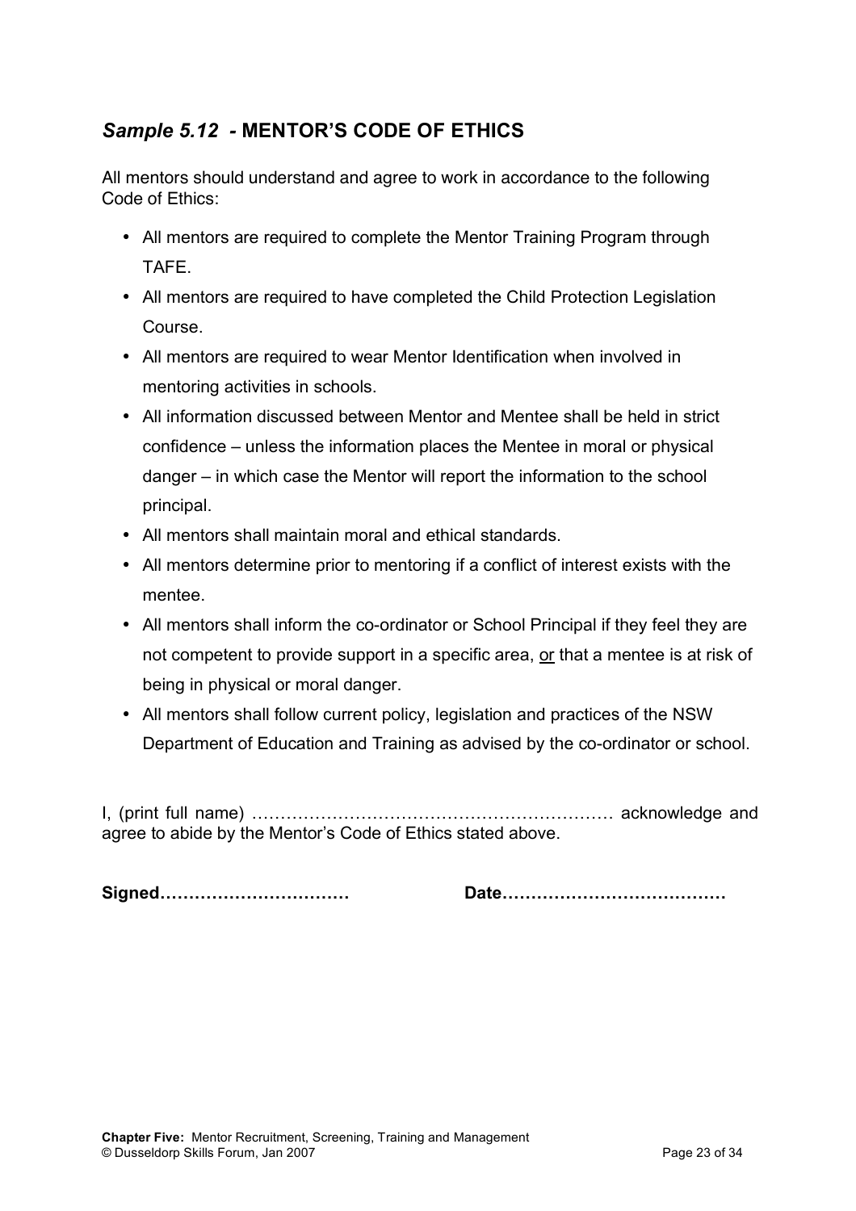## *Sample 5.12 -* **MENTOR'S CODE OF ETHICS**

All mentors should understand and agree to work in accordance to the following Code of Ethics:

- All mentors are required to complete the Mentor Training Program through TAFE.
- All mentors are required to have completed the Child Protection Legislation Course.
- All mentors are required to wear Mentor Identification when involved in mentoring activities in schools.
- All information discussed between Mentor and Mentee shall be held in strict confidence – unless the information places the Mentee in moral or physical danger – in which case the Mentor will report the information to the school principal.
- All mentors shall maintain moral and ethical standards.
- All mentors determine prior to mentoring if a conflict of interest exists with the mentee.
- All mentors shall inform the co-ordinator or School Principal if they feel they are not competent to provide support in a specific area, <u>or</u> that a mentee is at risk of being in physical or moral danger.
- All mentors shall follow current policy, legislation and practices of the NSW Department of Education and Training as advised by the co-ordinator or school.

I, (print full name) ……………………………………………………… acknowledge and agree to abide by the Mentor's Code of Ethics stated above.

**Signed……………………………** **Date…………………………………**

**Chapter Five:** Mentor Recruitment, Screening, Training and Management
© Dusseldorp Skills Forum, Jan 2007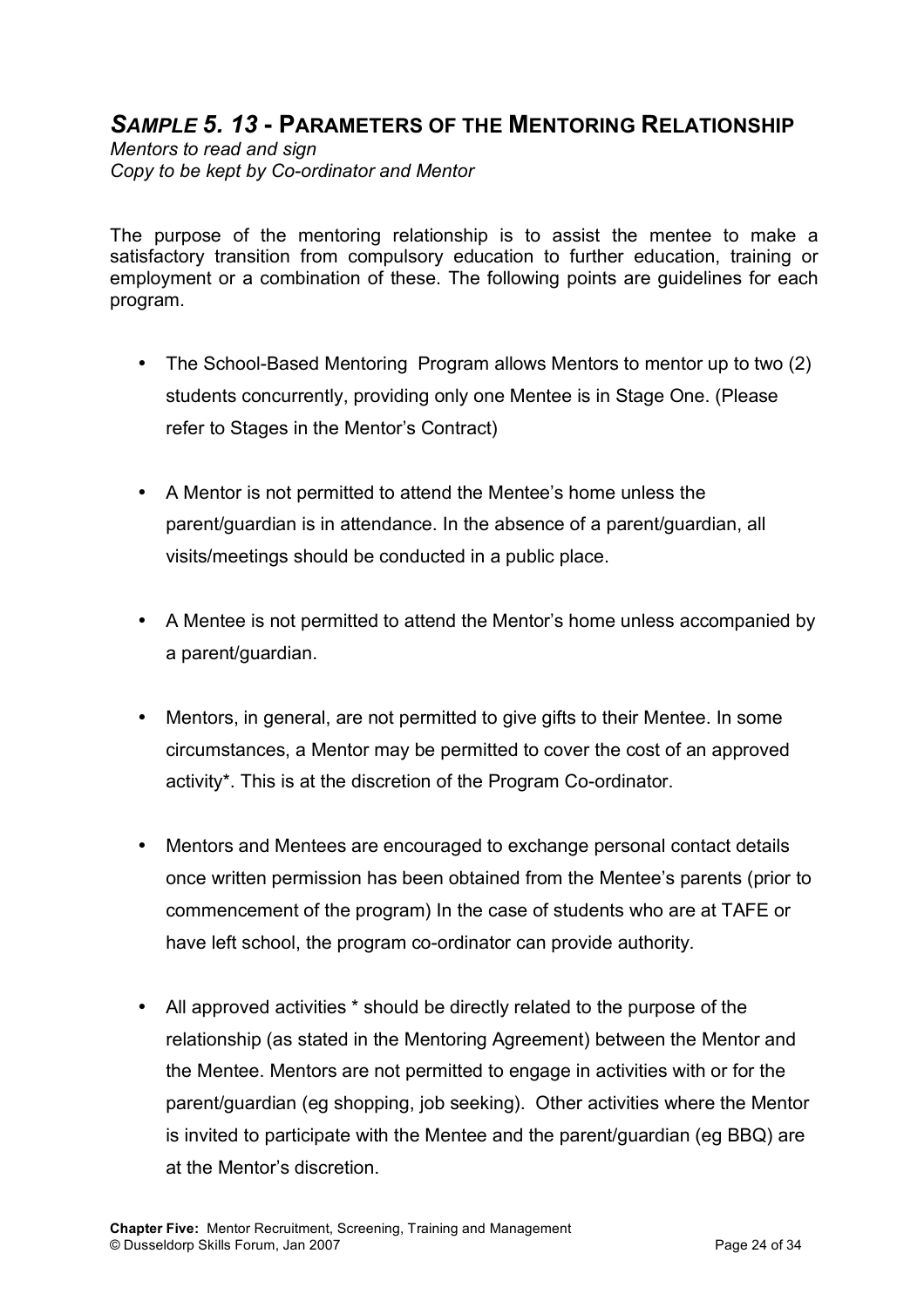## *SAMPLE 5. 13* - PARAMETERS OF THE MENTORING RELATIONSHIP

*Mentors to read and sign*
*Copy to be kept by Co-ordinator and Mentor*

The purpose of the mentoring relationship is to assist the mentee to make a satisfactory transition from compulsory education to further education, training or employment or a combination of these. The following points are guidelines for each program.

- The School-Based Mentoring Program allows Mentors to mentor up to two (2) students concurrently, providing only one Mentee is in Stage One. (Please refer to Stages in the Mentor's Contract)
- A Mentor is not permitted to attend the Mentee's home unless the parent/guardian is in attendance. In the absence of a parent/guardian, all visits/meetings should be conducted in a public place.
- A Mentee is not permitted to attend the Mentor's home unless accompanied by a parent/guardian.
- Mentors, in general, are not permitted to give gifts to their Mentee. In some circumstances, a Mentor may be permitted to cover the cost of an approved activity*. This is at the discretion of the Program Co-ordinator.
- Mentors and Mentees are encouraged to exchange personal contact details once written permission has been obtained from the Mentee's parents (prior to commencement of the program) In the case of students who are at TAFE or have left school, the program co-ordinator can provide authority.
- All approved activities * should be directly related to the purpose of the relationship (as stated in the Mentoring Agreement) between the Mentor and the Mentee. Mentors are not permitted to engage in activities with or for the parent/guardian (eg shopping, job seeking). Other activities where the Mentor is invited to participate with the Mentee and the parent/guardian (eg BBQ) are at the Mentor's discretion.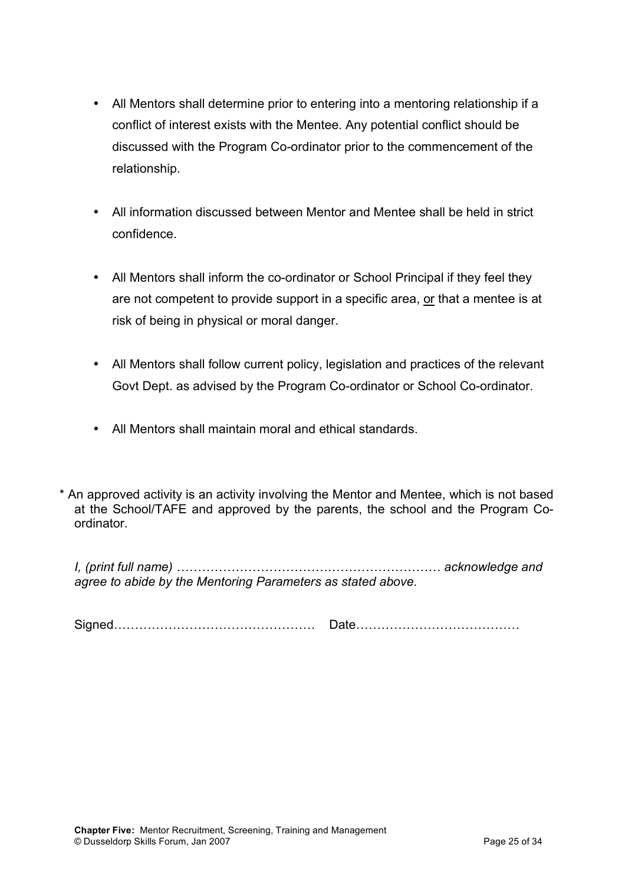- All Mentors shall determine prior to entering into a mentoring relationship if a conflict of interest exists with the Mentee. Any potential conflict should be discussed with the Program Co-ordinator prior to the commencement of the relationship.
- All information discussed between Mentor and Mentee shall be held in strict confidence.
- All Mentors shall inform the co-ordinator or School Principal if they feel they are not competent to provide support in a specific area, <u>or</u> that a mentee is at risk of being in physical or moral danger.
- All Mentors shall follow current policy, legislation and practices of the relevant Govt Dept. as advised by the Program Co-ordinator or School Co-ordinator.
- All Mentors shall maintain moral and ethical standards.

* An approved activity is an activity involving the Mentor and Mentee, which is not based at the School/TAFE and approved by the parents, the school and the Program Co-ordinator.

*I, (print full name) ……………………………….……………………… acknowledge and agree to abide by the Mentoring Parameters as stated above.*

Signed…………………………………………  Date…………………………………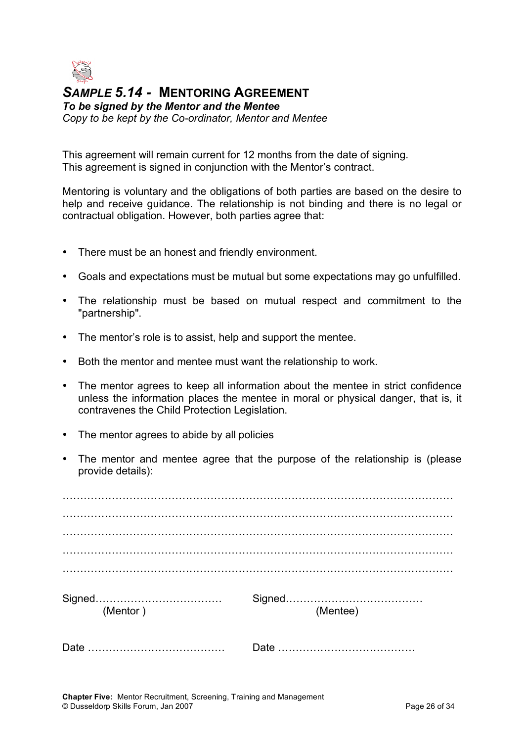# *SAMPLE 5.14 -* MENTORING AGREEMENT

***To be signed by the Mentor and the Mentee***

*Copy to be kept by the Co-ordinator, Mentor and Mentee*

This agreement will remain current for 12 months from the date of signing.
This agreement is signed in conjunction with the Mentor's contract.

Mentoring is voluntary and the obligations of both parties are based on the desire to help and receive guidance. The relationship is not binding and there is no legal or contractual obligation. However, both parties agree that:

- There must be an honest and friendly environment.
- Goals and expectations must be mutual but some expectations may go unfulfilled.
- The relationship must be based on mutual respect and commitment to the "partnership".
- The mentor's role is to assist, help and support the mentee.
- Both the mentor and mentee must want the relationship to work.
- The mentor agrees to keep all information about the mentee in strict confidence unless the information places the mentee in moral or physical danger, that is, it contravenes the Child Protection Legislation.
- The mentor agrees to abide by all policies
- The mentor and mentee agree that the purpose of the relationship is (please provide details):

…………………………………………………………………………………………………

…………………………………………………………………………………………………

…………………………………………………………………………………………………

…………………………………………………………………………………………………

…………………………………………………………………………………………………

Signed……………………………… (Mentor )　　Signed………………………………… (Mentee)

Date …………………………………　　Date …………………………………

**Chapter Five:** Mentor Recruitment, Screening, Training and Management
© Dusseldorp Skills Forum, Jan 2007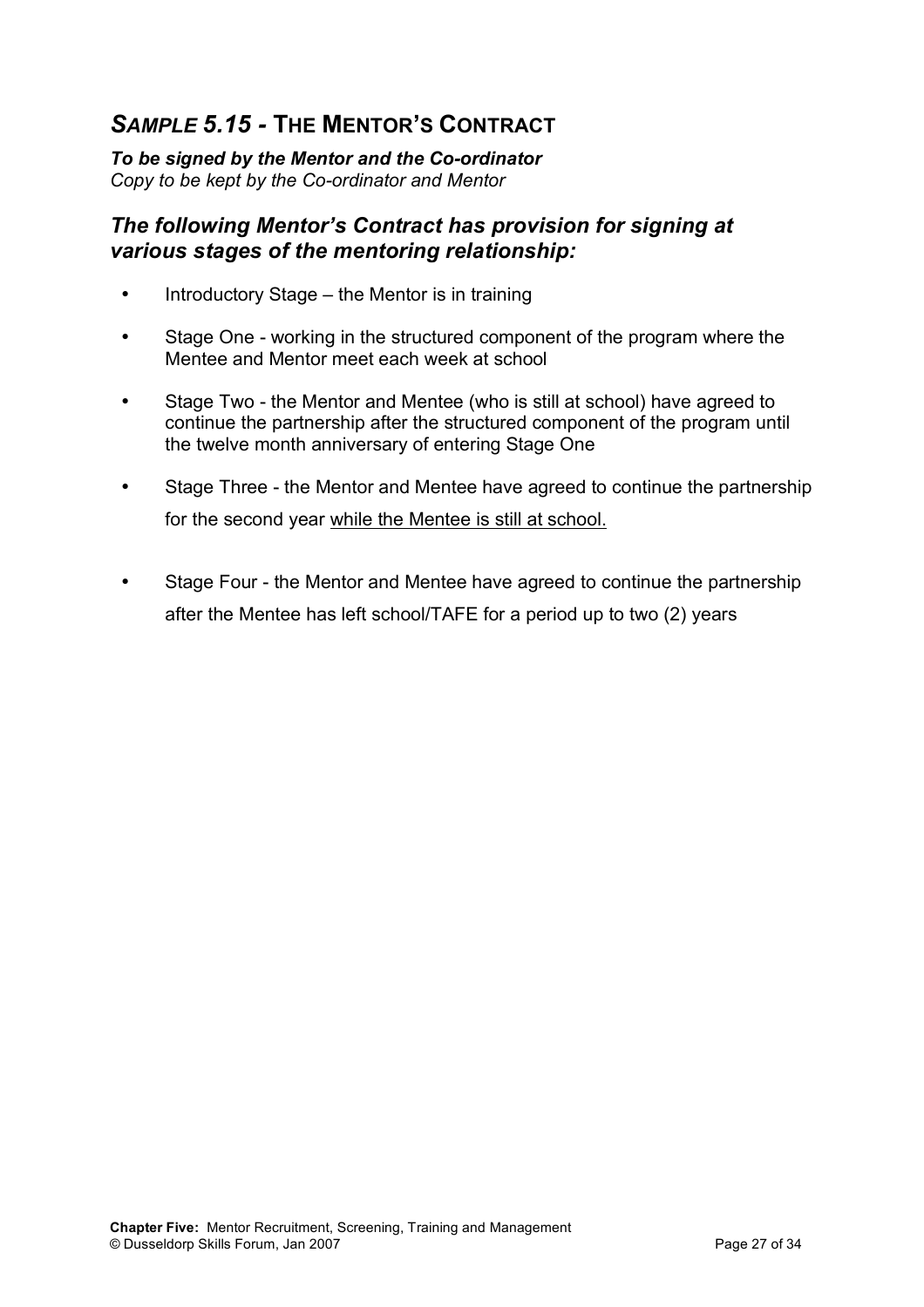## *SAMPLE 5.15 -* THE MENTOR'S CONTRACT

***To be signed by the Mentor and the Co-ordinator***
*Copy to be kept by the Co-ordinator and Mentor*

### *The following Mentor's Contract has provision for signing at various stages of the mentoring relationship:*

- Introductory Stage – the Mentor is in training
- Stage One - working in the structured component of the program where the Mentee and Mentor meet each week at school
- Stage Two - the Mentor and Mentee (who is still at school) have agreed to continue the partnership after the structured component of the program until the twelve month anniversary of entering Stage One
- Stage Three - the Mentor and Mentee have agreed to continue the partnership for the second year <u>while the Mentee is still at school.</u>
- Stage Four - the Mentor and Mentee have agreed to continue the partnership after the Mentee has left school/TAFE for a period up to two (2) years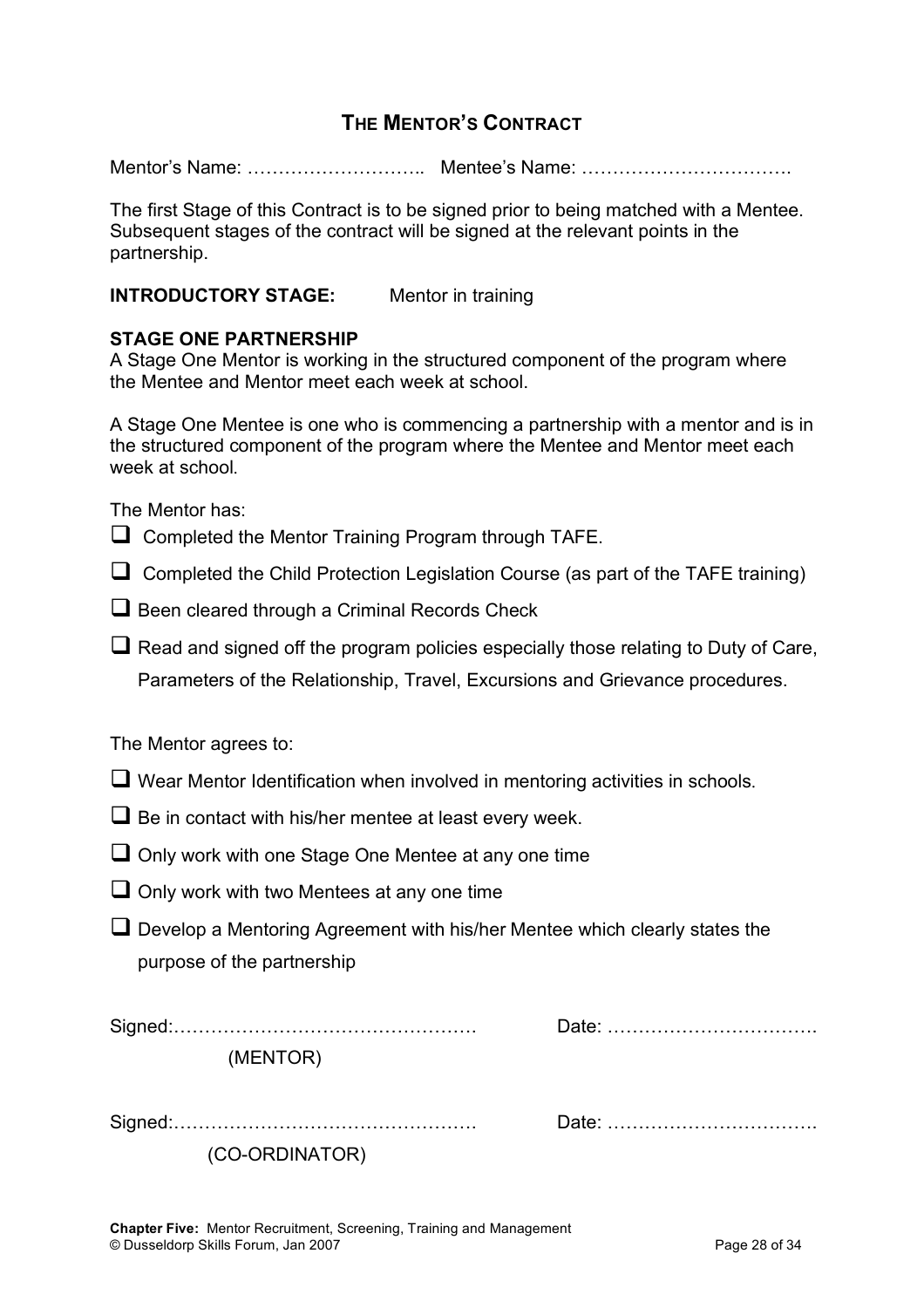# The Mentor's Contract

Mentor's Name: ……………………….. Mentee's Name: …………………………….

The first Stage of this Contract is to be signed prior to being matched with a Mentee. Subsequent stages of the contract will be signed at the relevant points in the partnership.

**INTRODUCTORY STAGE:** Mentor in training

**STAGE ONE PARTNERSHIP**

A Stage One Mentor is working in the structured component of the program where the Mentee and Mentor meet each week at school.

A Stage One Mentee is one who is commencing a partnership with a mentor and is in the structured component of the program where the Mentee and Mentor meet each week at school.

The Mentor has:

- ☐ Completed the Mentor Training Program through TAFE.
- ☐ Completed the Child Protection Legislation Course (as part of the TAFE training)
- ☐ Been cleared through a Criminal Records Check
- ☐ Read and signed off the program policies especially those relating to Duty of Care, Parameters of the Relationship, Travel, Excursions and Grievance procedures.

The Mentor agrees to:

- ☐ Wear Mentor Identification when involved in mentoring activities in schools.
- ☐ Be in contact with his/her mentee at least every week.
- ☐ Only work with one Stage One Mentee at any one time
- ☐ Only work with two Mentees at any one time
- ☐ Develop a Mentoring Agreement with his/her Mentee which clearly states the purpose of the partnership

Signed:………………………………………… Date: …………………………….
(MENTOR)

Signed:………………………………………… Date: …………………………….
(CO-ORDINATOR)

**Chapter Five:** Mentor Recruitment, Screening, Training and Management
© Dusseldorp Skills Forum, Jan 2007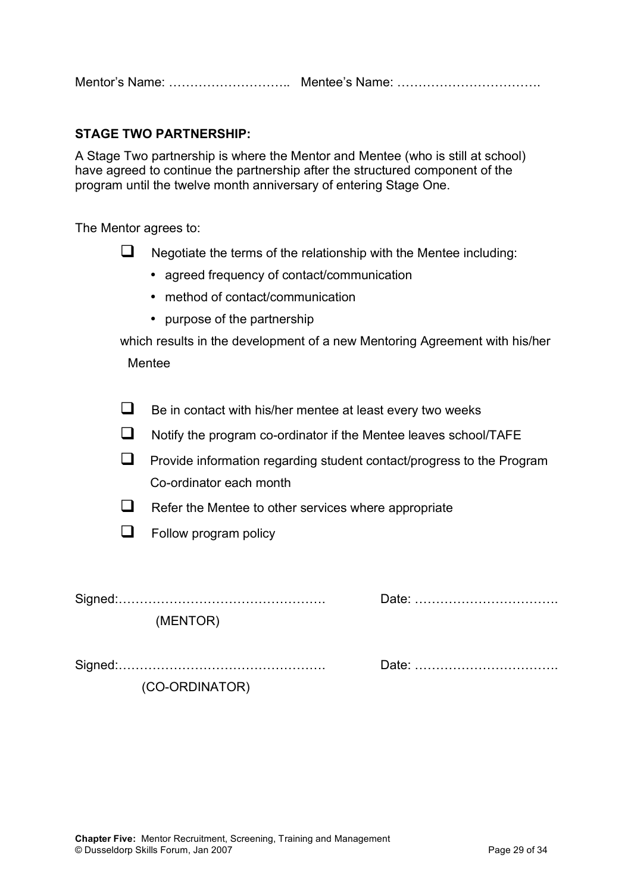Mentor's Name: ……………………….. Mentee's Name: …………………………….

**STAGE TWO PARTNERSHIP:**

A Stage Two partnership is where the Mentor and Mentee (who is still at school) have agreed to continue the partnership after the structured component of the program until the twelve month anniversary of entering Stage One.

The Mentor agrees to:

- [ ] Negotiate the terms of the relationship with the Mentee including:
    - agreed frequency of contact/communication
    - method of contact/communication
    - purpose of the partnership

  which results in the development of a new Mentoring Agreement with his/her Mentee

- [ ] Be in contact with his/her mentee at least every two weeks
- [ ] Notify the program co-ordinator if the Mentee leaves school/TAFE
- [ ] Provide information regarding student contact/progress to the Program Co-ordinator each month
- [ ] Refer the Mentee to other services where appropriate
- [ ] Follow program policy

Signed:…………………………………………. Date: …………………………….
(MENTOR)

Signed:…………………………………………. Date: …………………………….
(CO-ORDINATOR)

**Chapter Five:** Mentor Recruitment, Screening, Training and Management
© Dusseldorp Skills Forum, Jan 2007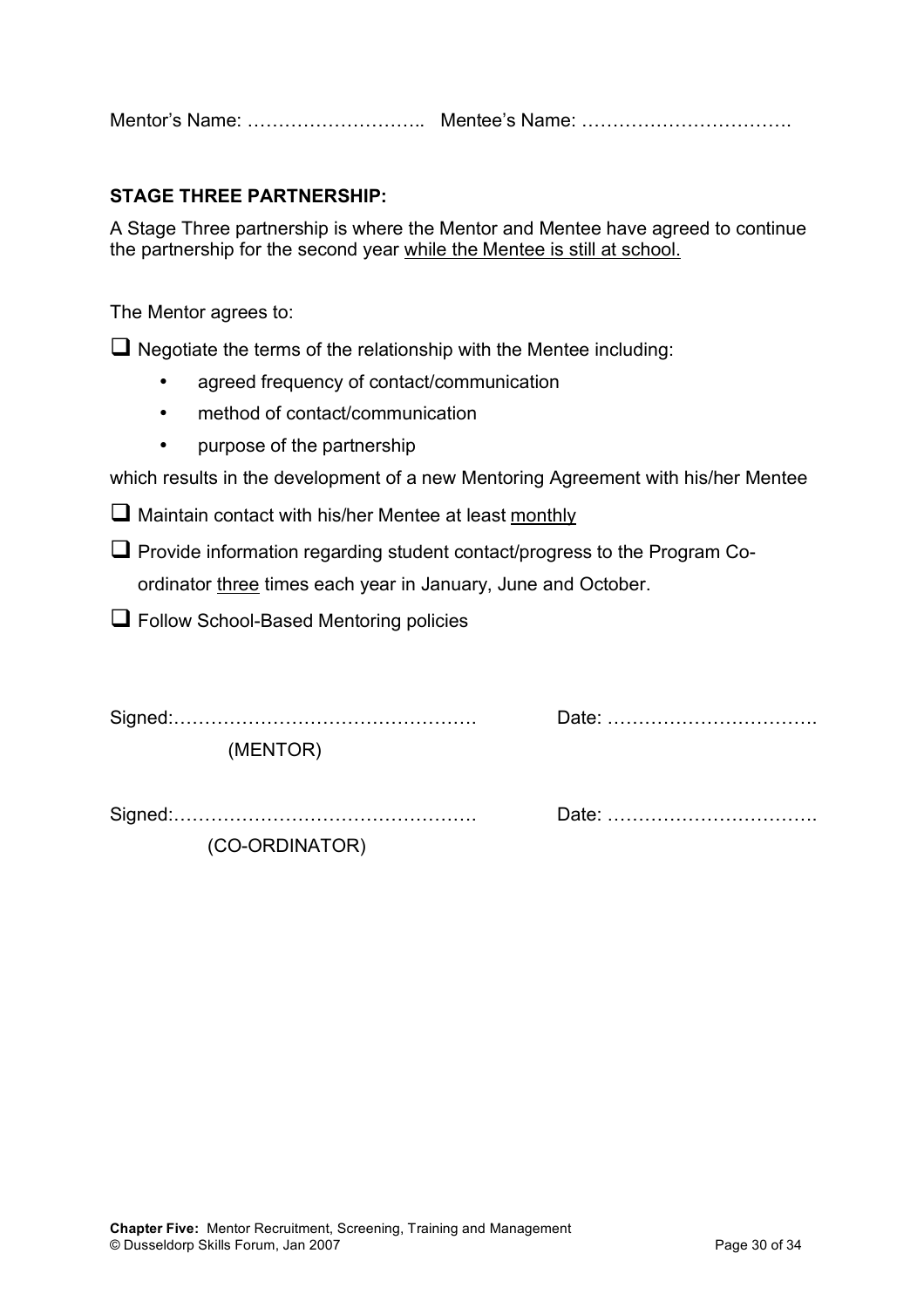Mentor's Name: ……………………….. Mentee's Name: …………………………….

**STAGE THREE PARTNERSHIP:**

A Stage Three partnership is where the Mentor and Mentee have agreed to continue the partnership for the second year <u>while the Mentee is still at school.</u>

The Mentor agrees to:

- ❑ Negotiate the terms of the relationship with the Mentee including:
  - agreed frequency of contact/communication
  - method of contact/communication
  - purpose of the partnership

which results in the development of a new Mentoring Agreement with his/her Mentee

- ❑ Maintain contact with his/her Mentee at least <u>monthly</u>
- ❑ Provide information regarding student contact/progress to the Program Co-ordinator <u>three</u> times each year in January, June and October.
- ❑ Follow School-Based Mentoring policies

Signed:…………………………………………. Date: …………………………….
(MENTOR)

Signed:…………………………………………. Date: …………………………….
(CO-ORDINATOR)

**Chapter Five:** Mentor Recruitment, Screening, Training and Management
© Dusseldorp Skills Forum, Jan 2007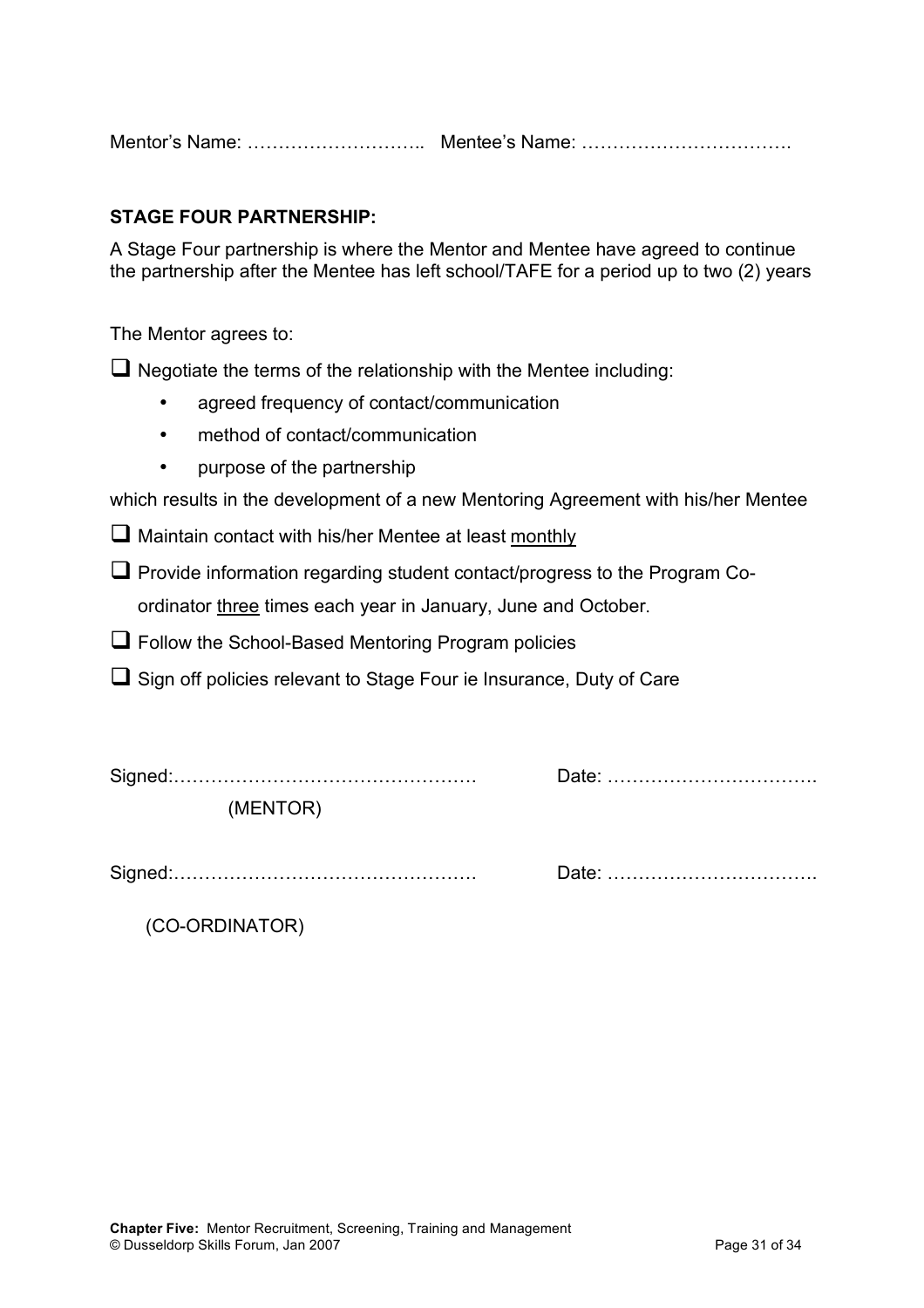Mentor's Name: ……………………….. Mentee's Name: …………………………….

**STAGE FOUR PARTNERSHIP:**

A Stage Four partnership is where the Mentor and Mentee have agreed to continue the partnership after the Mentee has left school/TAFE for a period up to two (2) years

The Mentor agrees to:

- ❑ Negotiate the terms of the relationship with the Mentee including:
  - agreed frequency of contact/communication
  - method of contact/communication
  - purpose of the partnership

  which results in the development of a new Mentoring Agreement with his/her Mentee
- ❑ Maintain contact with his/her Mentee at least <u>monthly</u>
- ❑ Provide information regarding student contact/progress to the Program Co-ordinator <u>three</u> times each year in January, June and October.
- ❑ Follow the School-Based Mentoring Program policies
- ❑ Sign off policies relevant to Stage Four ie Insurance, Duty of Care

Signed:…………………………………………  Date: …………………………….
(MENTOR)

Signed:…………………………………………  Date: …………………………….
(CO-ORDINATOR)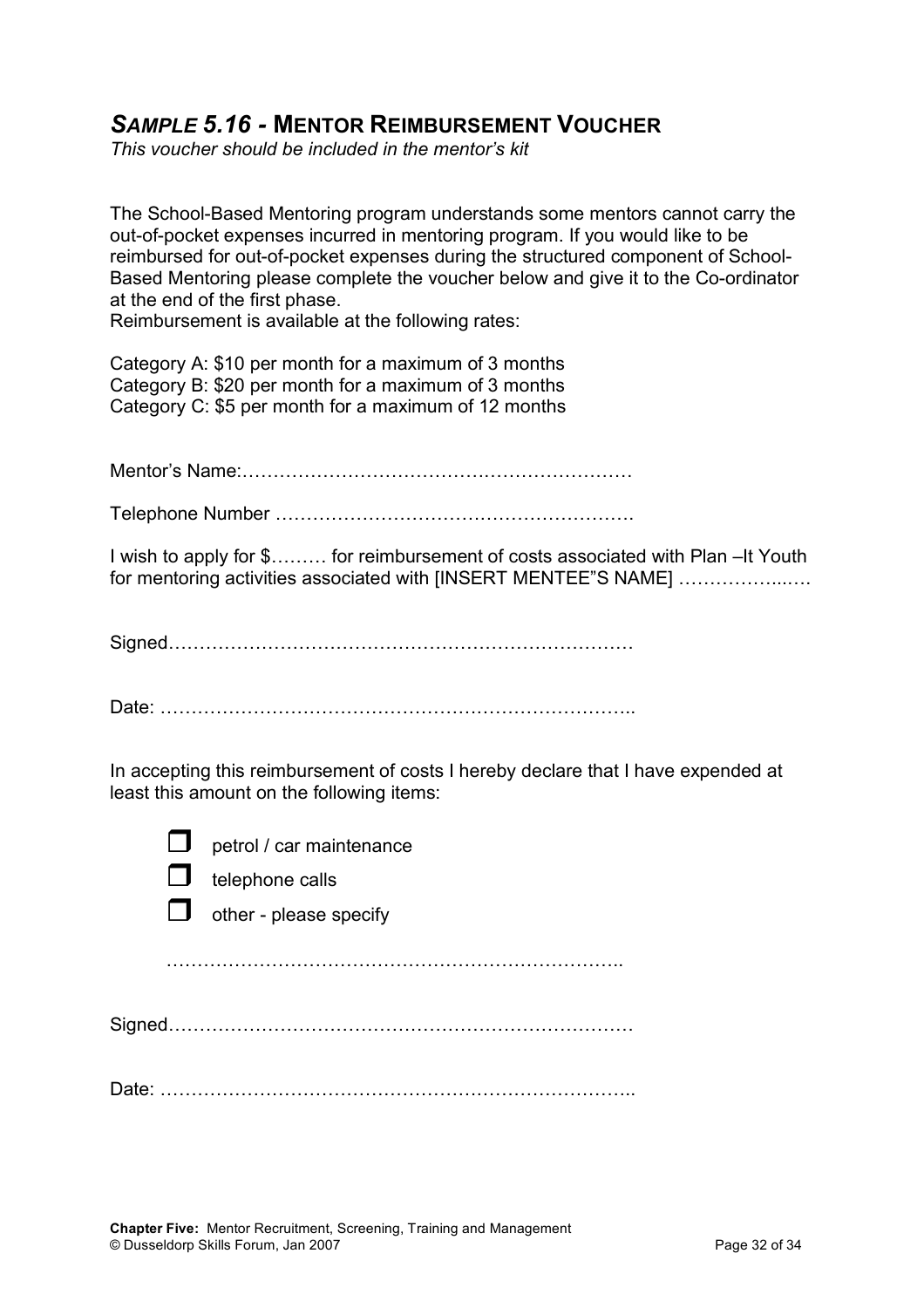## *SAMPLE 5.16* - MENTOR REIMBURSEMENT VOUCHER

*This voucher should be included in the mentor's kit*

The School-Based Mentoring program understands some mentors cannot carry the out-of-pocket expenses incurred in mentoring program. If you would like to be reimbursed for out-of-pocket expenses during the structured component of School-Based Mentoring please complete the voucher below and give it to the Co-ordinator at the end of the first phase.

Reimbursement is available at the following rates:

Category A: $10 per month for a maximum of 3 months
Category B: $20 per month for a maximum of 3 months
Category C: $5 per month for a maximum of 12 months

Mentor's Name:……………………………………………………

Telephone Number ……………………………………………….

I wish to apply for $……… for reimbursement of costs associated with Plan –It Youth for mentoring activities associated with [INSERT MENTEE"S NAME] ……………..….

Signed…………………………………………………………….

Date: ……………………………………………………………..

In accepting this reimbursement of costs I hereby declare that I have expended at least this amount on the following items:

- ☐ petrol / car maintenance
- ☐ telephone calls
- ☐ other - please specify

……………………………………………………………..

Signed…………………………………………………………….

Date: ……………………………………………………………..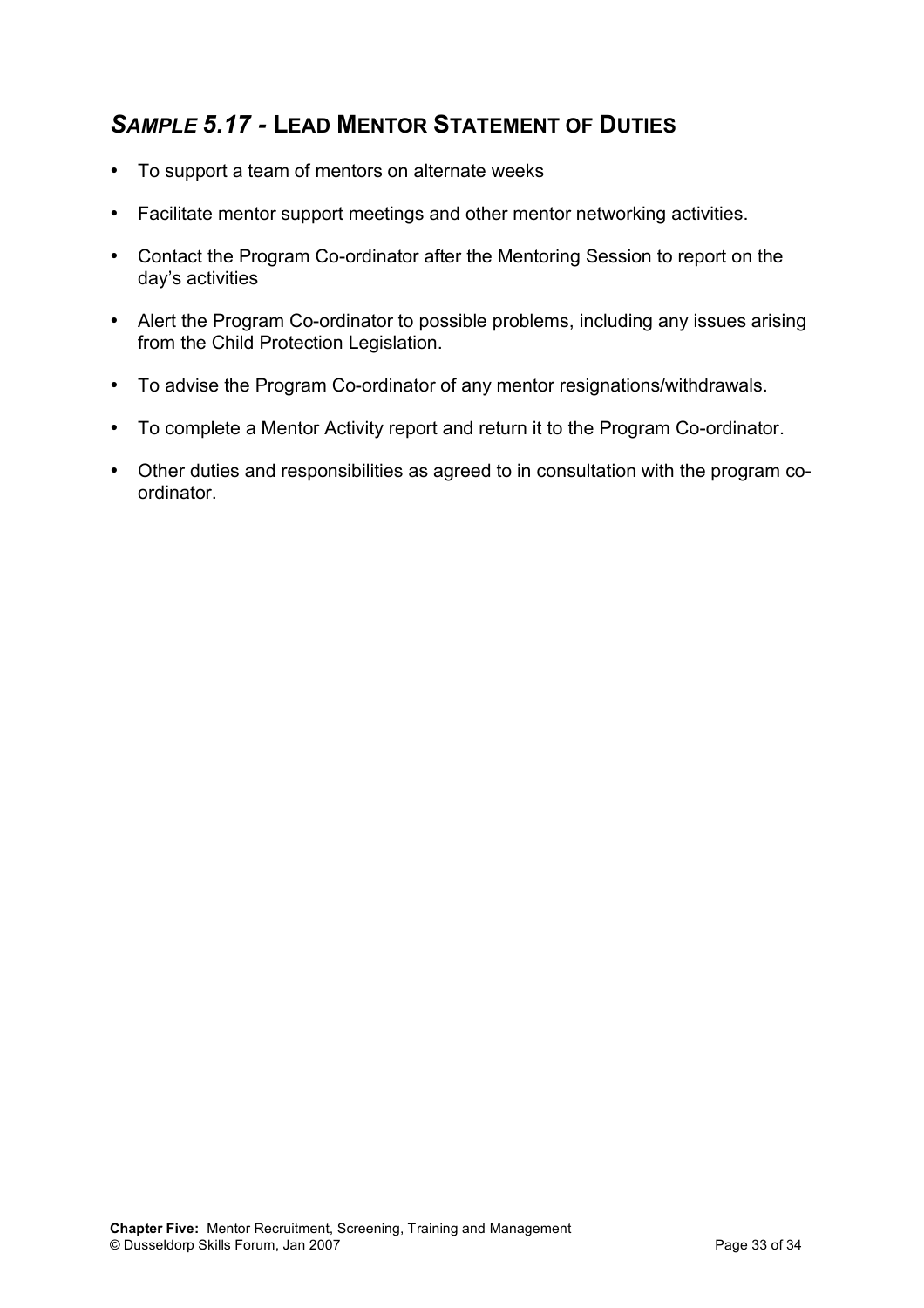## *SAMPLE 5.17* - LEAD MENTOR STATEMENT OF DUTIES

- To support a team of mentors on alternate weeks
- Facilitate mentor support meetings and other mentor networking activities.
- Contact the Program Co-ordinator after the Mentoring Session to report on the day's activities
- Alert the Program Co-ordinator to possible problems, including any issues arising from the Child Protection Legislation.
- To advise the Program Co-ordinator of any mentor resignations/withdrawals.
- To complete a Mentor Activity report and return it to the Program Co-ordinator.
- Other duties and responsibilities as agreed to in consultation with the program co-ordinator.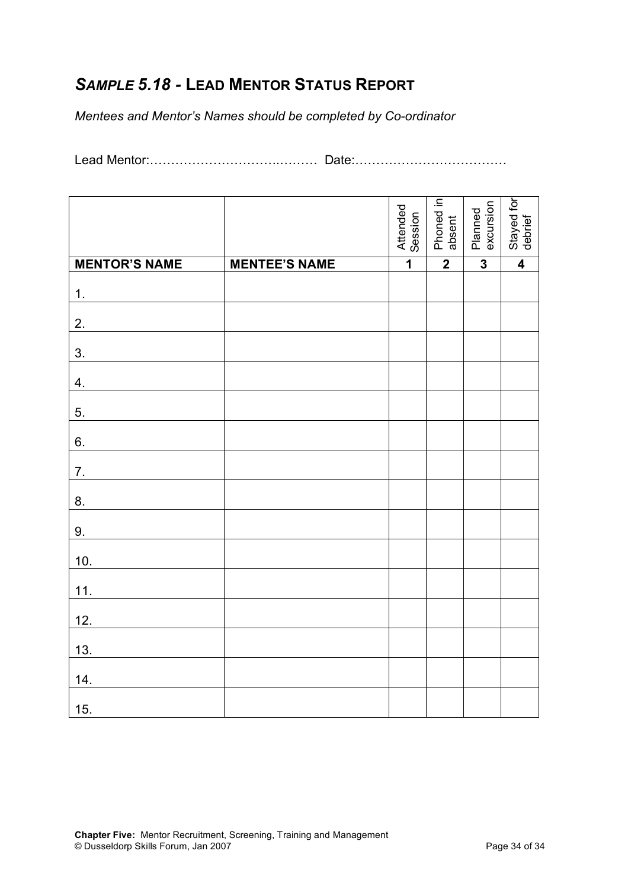## *SAMPLE 5.18* - LEAD MENTOR STATUS REPORT

*Mentees and Mentor's Names should be completed by Co-ordinator*

Lead Mentor:……………………………..……… Date:………………………………

| | | Attended Session | Phoned in absent | Planned excursion | Stayed for debrief |
|---|---|---|---|---|---|
| **MENTOR'S NAME** | **MENTEE'S NAME** | **1** | **2** | **3** | **4** |
| 1. | | | | | |
| 2. | | | | | |
| 3. | | | | | |
| 4. | | | | | |
| 5. | | | | | |
| 6. | | | | | |
| 7. | | | | | |
| 8. | | | | | |
| 9. | | | | | |
| 10. | | | | | |
| 11. | | | | | |
| 12. | | | | | |
| 13. | | | | | |
| 14. | | | | | |
| 15. | | | | | |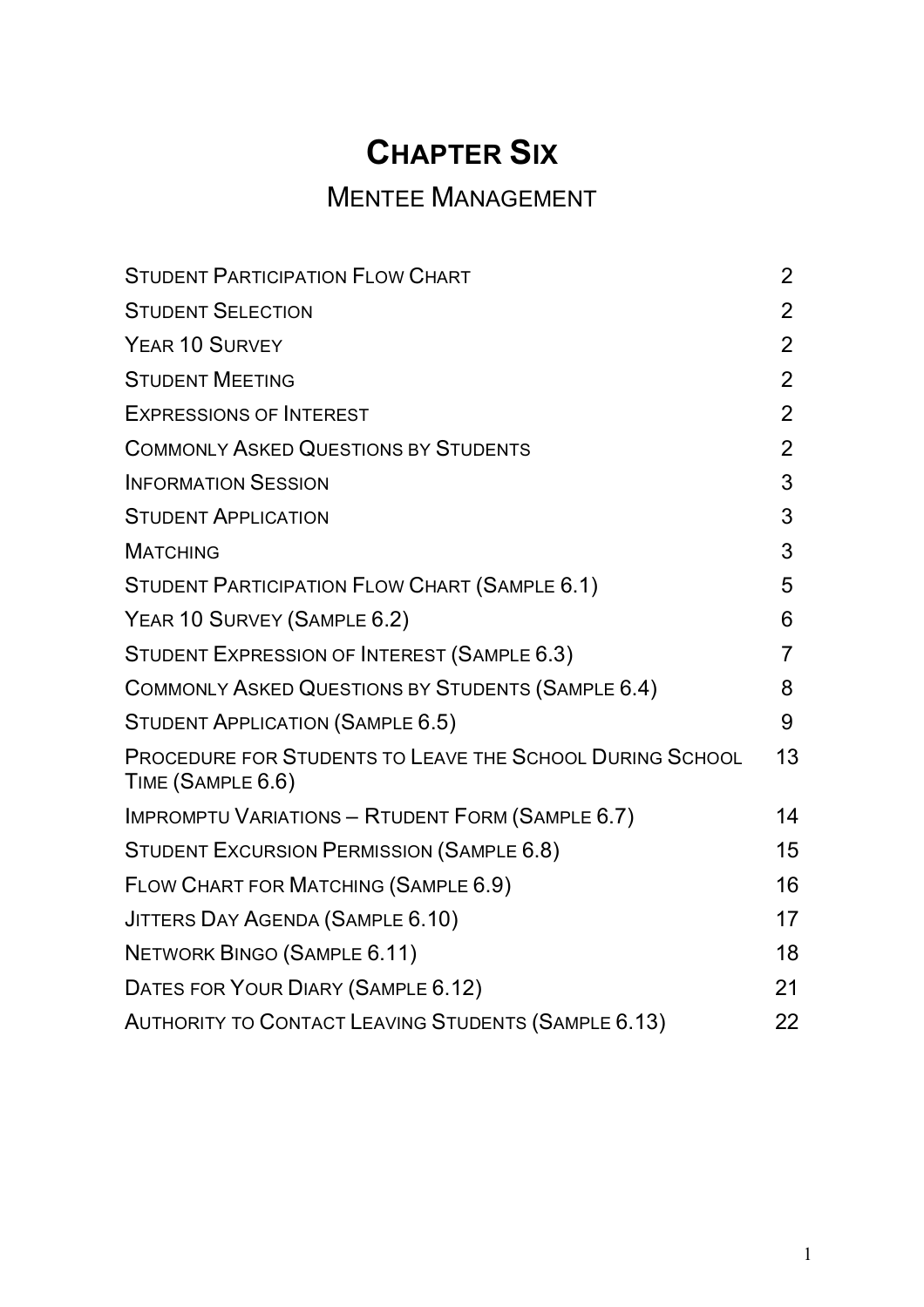# Chapter Six

## Mentee Management

| | |
|---|---|
| Student Participation Flow Chart | 2 |
| Student Selection | 2 |
| Year 10 Survey | 2 |
| Student Meeting | 2 |
| Expressions of Interest | 2 |
| Commonly Asked Questions by Students | 2 |
| Information Session | 3 |
| Student Application | 3 |
| Matching | 3 |
| Student Participation Flow Chart (Sample 6.1) | 5 |
| Year 10 Survey (Sample 6.2) | 6 |
| Student Expression of Interest (Sample 6.3) | 7 |
| Commonly Asked Questions by Students (Sample 6.4) | 8 |
| Student Application (Sample 6.5) | 9 |
| Procedure for Students to Leave the School During School Time (Sample 6.6) | 13 |
| Impromptu Variations – Rtudent Form (Sample 6.7) | 14 |
| Student Excursion Permission (Sample 6.8) | 15 |
| Flow Chart for Matching (Sample 6.9) | 16 |
| Jitters Day Agenda (Sample 6.10) | 17 |
| Network Bingo (Sample 6.11) | 18 |
| Dates for Your Diary (Sample 6.12) | 21 |
| Authority to Contact Leaving Students (Sample 6.13) | 22 |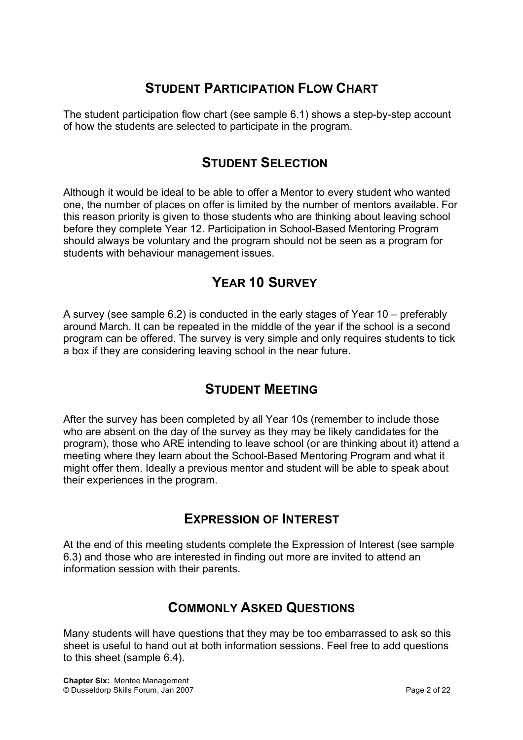## STUDENT PARTICIPATION FLOW CHART

The student participation flow chart (see sample 6.1) shows a step-by-step account of how the students are selected to participate in the program.

## STUDENT SELECTION

Although it would be ideal to be able to offer a Mentor to every student who wanted one, the number of places on offer is limited by the number of mentors available. For this reason priority is given to those students who are thinking about leaving school before they complete Year 12. Participation in School-Based Mentoring Program should always be voluntary and the program should not be seen as a program for students with behaviour management issues.

## YEAR 10 SURVEY

A survey (see sample 6.2) is conducted in the early stages of Year 10 – preferably around March. It can be repeated in the middle of the year if the school is a second program can be offered. The survey is very simple and only requires students to tick a box if they are considering leaving school in the near future.

## STUDENT MEETING

After the survey has been completed by all Year 10s (remember to include those who are absent on the day of the survey as they may be likely candidates for the program), those who ARE intending to leave school (or are thinking about it) attend a meeting where they learn about the School-Based Mentoring Program and what it might offer them. Ideally a previous mentor and student will be able to speak about their experiences in the program.

## EXPRESSION OF INTEREST

At the end of this meeting students complete the Expression of Interest (see sample 6.3) and those who are interested in finding out more are invited to attend an information session with their parents.

## COMMONLY ASKED QUESTIONS

Many students will have questions that they may be too embarrassed to ask so this sheet is useful to hand out at both information sessions. Feel free to add questions to this sheet (sample 6.4).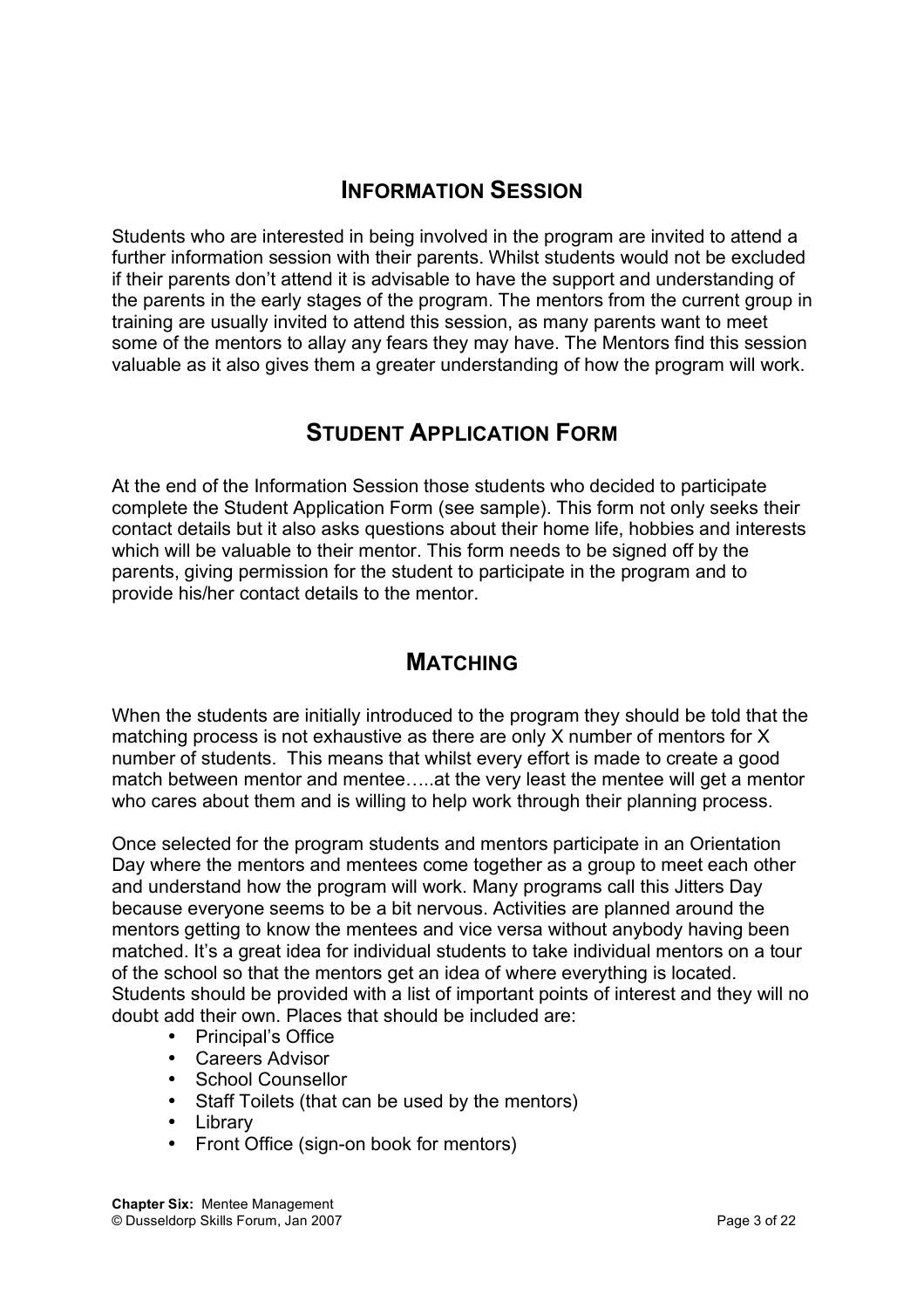## INFORMATION SESSION

Students who are interested in being involved in the program are invited to attend a further information session with their parents. Whilst students would not be excluded if their parents don't attend it is advisable to have the support and understanding of the parents in the early stages of the program. The mentors from the current group in training are usually invited to attend this session, as many parents want to meet some of the mentors to allay any fears they may have. The Mentors find this session valuable as it also gives them a greater understanding of how the program will work.

## STUDENT APPLICATION FORM

At the end of the Information Session those students who decided to participate complete the Student Application Form (see sample). This form not only seeks their contact details but it also asks questions about their home life, hobbies and interests which will be valuable to their mentor. This form needs to be signed off by the parents, giving permission for the student to participate in the program and to provide his/her contact details to the mentor.

## MATCHING

When the students are initially introduced to the program they should be told that the matching process is not exhaustive as there are only X number of mentors for X number of students. This means that whilst every effort is made to create a good match between mentor and mentee…..at the very least the mentee will get a mentor who cares about them and is willing to help work through their planning process.

Once selected for the program students and mentors participate in an Orientation Day where the mentors and mentees come together as a group to meet each other and understand how the program will work. Many programs call this Jitters Day because everyone seems to be a bit nervous. Activities are planned around the mentors getting to know the mentees and vice versa without anybody having been matched. It's a great idea for individual students to take individual mentors on a tour of the school so that the mentors get an idea of where everything is located. Students should be provided with a list of important points of interest and they will no doubt add their own. Places that should be included are:

- Principal's Office
- Careers Advisor
- School Counsellor
- Staff Toilets (that can be used by the mentors)
- Library
- Front Office (sign-on book for mentors)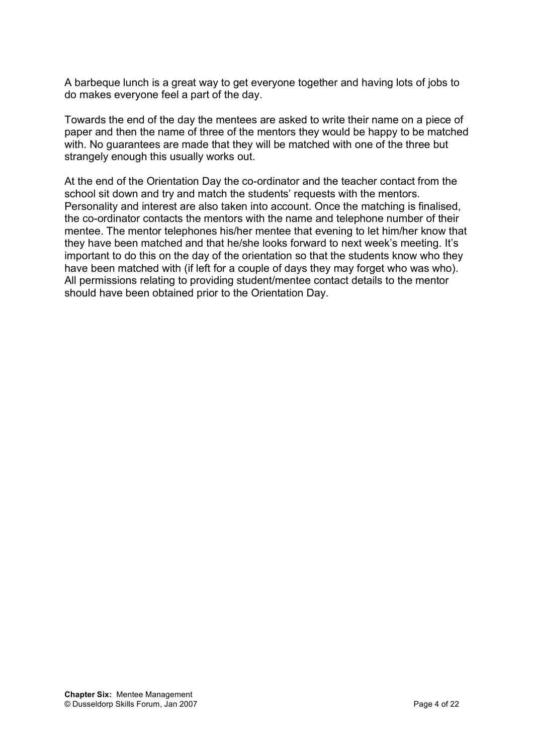A barbeque lunch is a great way to get everyone together and having lots of jobs to do makes everyone feel a part of the day.

Towards the end of the day the mentees are asked to write their name on a piece of paper and then the name of three of the mentors they would be happy to be matched with. No guarantees are made that they will be matched with one of the three but strangely enough this usually works out.

At the end of the Orientation Day the co-ordinator and the teacher contact from the school sit down and try and match the students' requests with the mentors. Personality and interest are also taken into account. Once the matching is finalised, the co-ordinator contacts the mentors with the name and telephone number of their mentee. The mentor telephones his/her mentee that evening to let him/her know that they have been matched and that he/she looks forward to next week's meeting. It's important to do this on the day of the orientation so that the students know who they have been matched with (if left for a couple of days they may forget who was who). All permissions relating to providing student/mentee contact details to the mentor should have been obtained prior to the Orientation Day.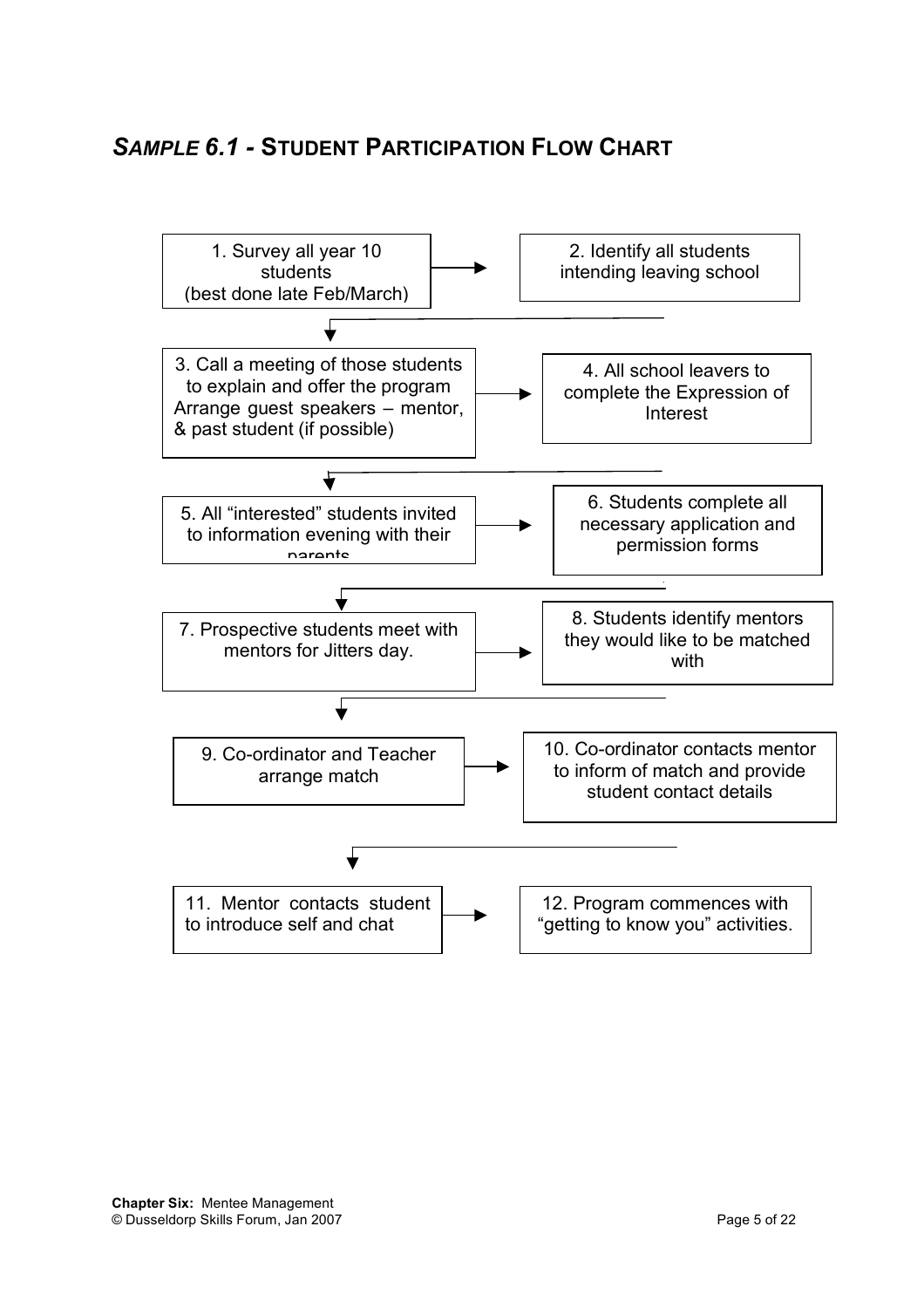## *SAMPLE 6.1* - STUDENT PARTICIPATION FLOW CHART

1. Survey all year 10 students (best done late Feb/March)
2. Identify all students intending leaving school
3. Call a meeting of those students to explain and offer the program Arrange guest speakers – mentor, & past student (if possible)
4. All school leavers to complete the Expression of Interest
5. All "interested" students invited to information evening with their parents
6. Students complete all necessary application and permission forms
7. Prospective students meet with mentors for Jitters day.
8. Students identify mentors they would like to be matched with
9. Co-ordinator and Teacher arrange match
10. Co-ordinator contacts mentor to inform of match and provide student contact details
11. Mentor contacts student to introduce self and chat
12. Program commences with "getting to know you" activities.

**Chapter Six:** Mentee Management
© Dusseldorp Skills Forum, Jan 2007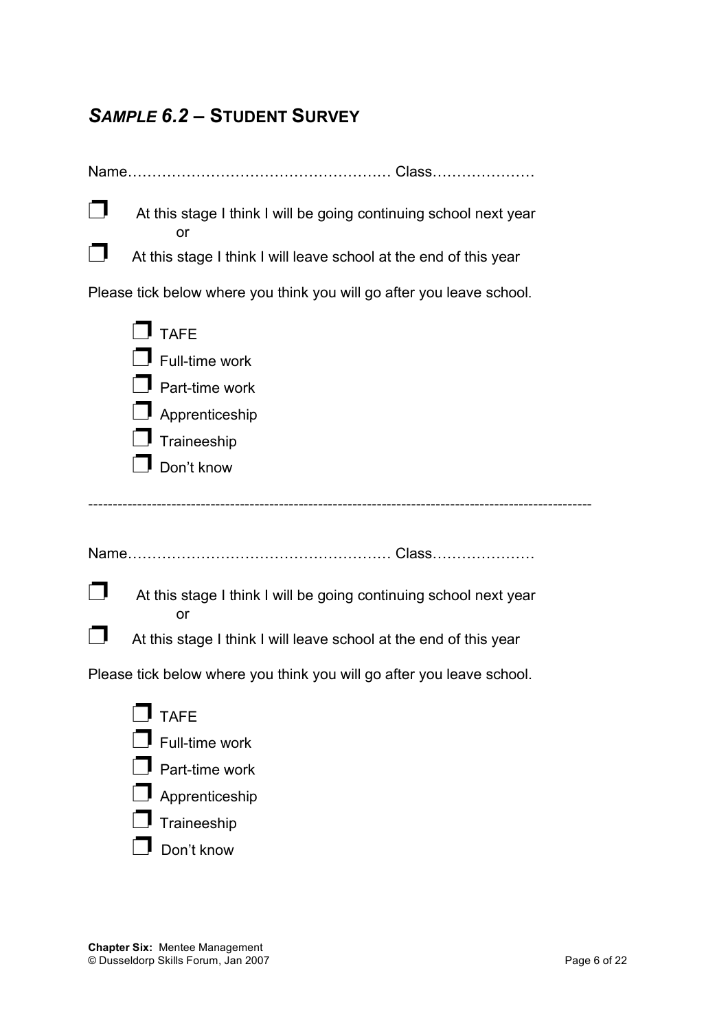## *Sample 6.2* – Student Survey

Name……………………………………………… Class…………………

❒ At this stage I think I will be going continuing school next year

or

❒ At this stage I think I will leave school at the end of this year

Please tick below where you think you will go after you leave school.

- ❒ TAFE
- ❒ Full-time work
- ❒ Part-time work
- ❒ Apprenticeship
- ❒ Traineeship
- ❒ Don't know

---

Name……………………………………………… Class…………………

❒ At this stage I think I will be going continuing school next year

or

❒ At this stage I think I will leave school at the end of this year

Please tick below where you think you will go after you leave school.

- ❒ TAFE
- ❒ Full-time work
- ❒ Part-time work
- ❒ Apprenticeship
- ❒ Traineeship
- ❒ Don't know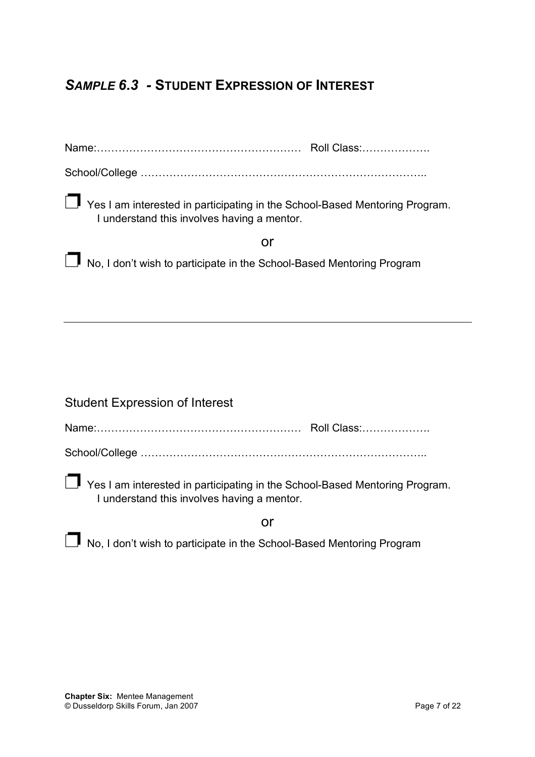## *SAMPLE 6.3* - STUDENT EXPRESSION OF INTEREST

Name:………………………………………………… Roll Class:……………….

School/College ………………………………………………………………..

❐ Yes I am interested in participating in the School-Based Mentoring Program. I understand this involves having a mentor.

or

❐ No, I don't wish to participate in the School-Based Mentoring Program

---

Student Expression of Interest

Name:………………………………………………… Roll Class:……………….

School/College ………………………………………………………………..

❐ Yes I am interested in participating in the School-Based Mentoring Program. I understand this involves having a mentor.

or

❐ No, I don't wish to participate in the School-Based Mentoring Program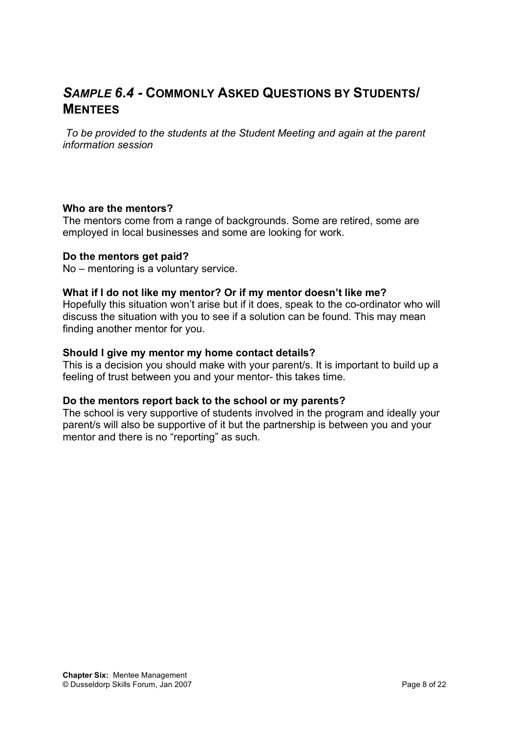## *SAMPLE 6.4* - COMMONLY ASKED QUESTIONS BY STUDENTS/ MENTEES

*To be provided to the students at the Student Meeting and again at the parent information session*

**Who are the mentors?**
The mentors come from a range of backgrounds. Some are retired, some are employed in local businesses and some are looking for work.

**Do the mentors get paid?**
No – mentoring is a voluntary service.

**What if I do not like my mentor? Or if my mentor doesn't like me?**
Hopefully this situation won't arise but if it does, speak to the co-ordinator who will discuss the situation with you to see if a solution can be found. This may mean finding another mentor for you.

**Should I give my mentor my home contact details?**
This is a decision you should make with your parent/s. It is important to build up a feeling of trust between you and your mentor- this takes time.

**Do the mentors report back to the school or my parents?**
The school is very supportive of students involved in the program and ideally your parent/s will also be supportive of it but the partnership is between you and your mentor and there is no "reporting" as such.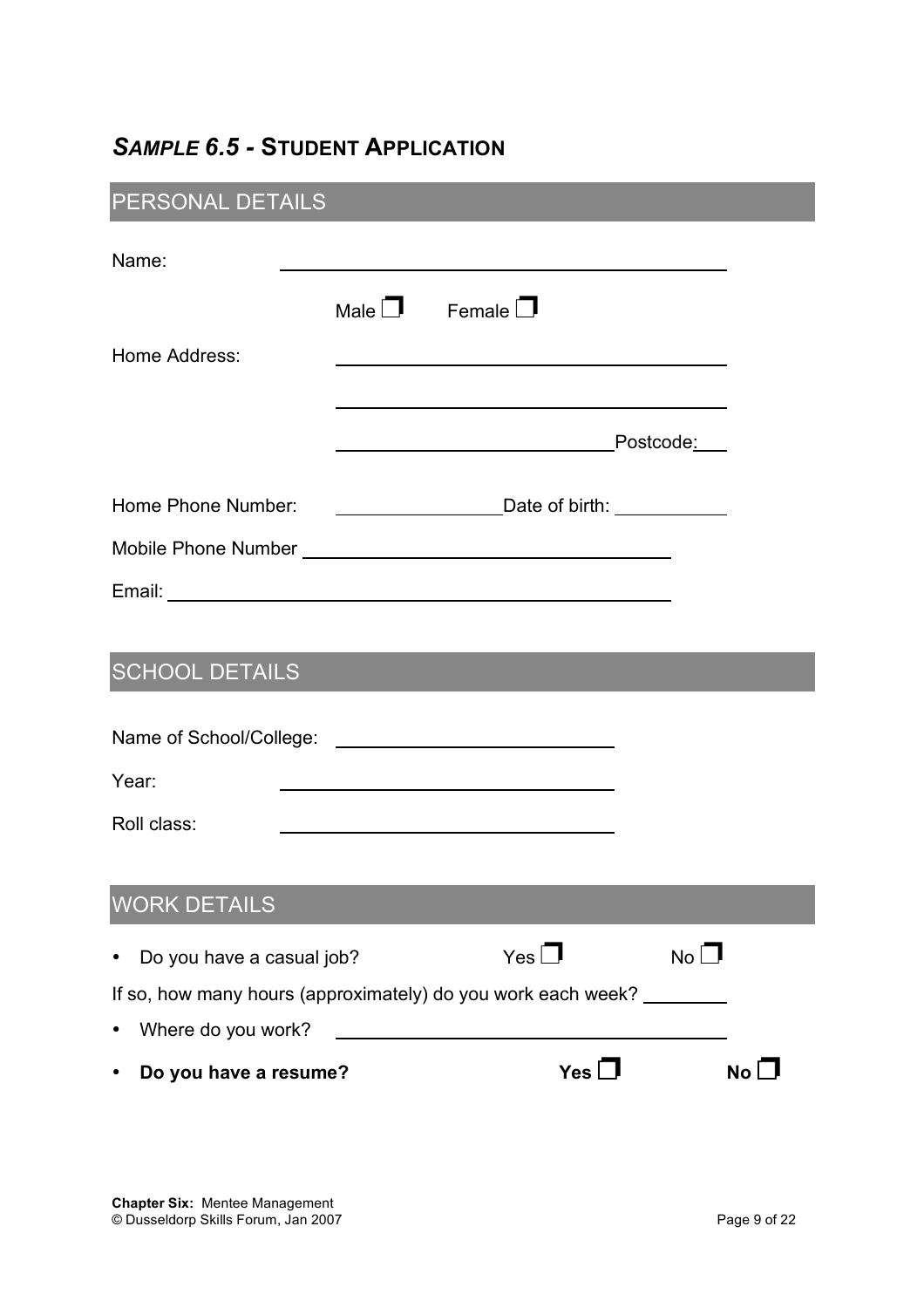## *SAMPLE 6.5 -* STUDENT APPLICATION

### PERSONAL DETAILS

Name: ____________________________________________

Male ☐ Female ☐

Home Address: ____________________________________________

____________________________________________

____________________________________ Postcode: ____

Home Phone Number: ________________ Date of birth: ____________

Mobile Phone Number ____________________________________

Email: ____________________________________________

### SCHOOL DETAILS

Name of School/College: ____________________________

Year: ____________________________

Roll class: ____________________________

### WORK DETAILS

- Do you have a casual job? Yes ☐ No ☐

If so, how many hours (approximately) do you work each week? ________

- Where do you work? ____________________________________
- **Do you have a resume? Yes ☐ No ☐**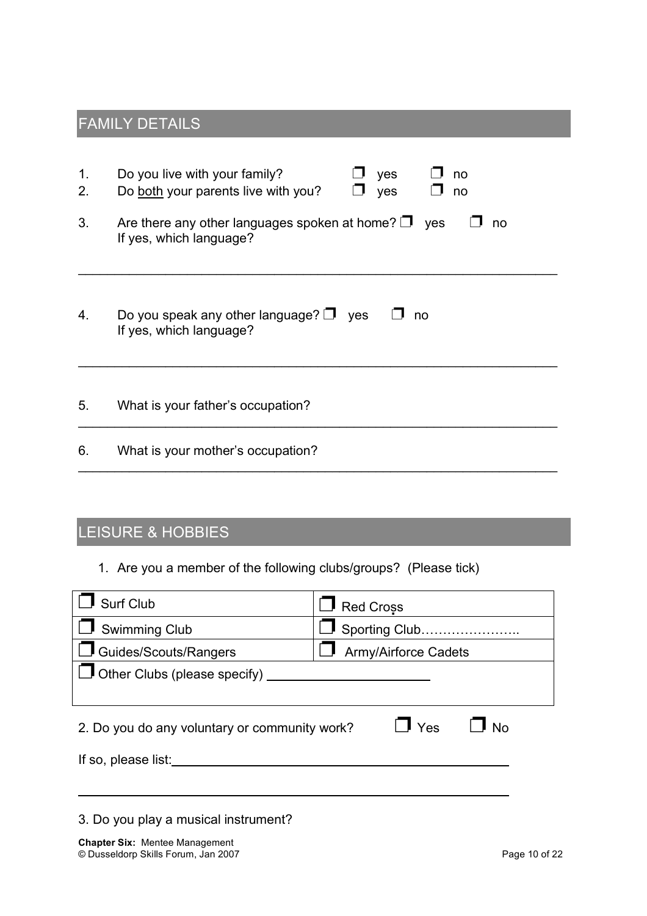## FAMILY DETAILS

1. Do you live with your family? ❒ yes ❒ no
2. Do both your parents live with you? ❒ yes ❒ no
3. Are there any other languages spoken at home? ❒ yes ❒ no
   If yes, which language?

________________________________________________________________

4. Do you speak any other language? ❒ yes ❒ no
   If yes, which language?

________________________________________________________________

5. What is your father's occupation?

________________________________________________________________

6. What is your mother's occupation?

________________________________________________________________

## LEISURE & HOBBIES

1. Are you a member of the following clubs/groups? (Please tick)

| | |
|---|---|
| ❒ Surf Club | ❒ Red Cross |
| ❒ Swimming Club | ❒ Sporting Club………………….. |
| ❒ Guides/Scouts/Rangers | ❒ Army/Airforce Cadets |
| ❒ Other Clubs (please specify) ______________________ | |

2. Do you do any voluntary or community work? ❒ Yes ❒ No

If so, please list: ______________________________________________

________________________________________________________________

3. Do you play a musical instrument?

**Chapter Six:** Mentee Management
© Dusseldorp Skills Forum, Jan 2007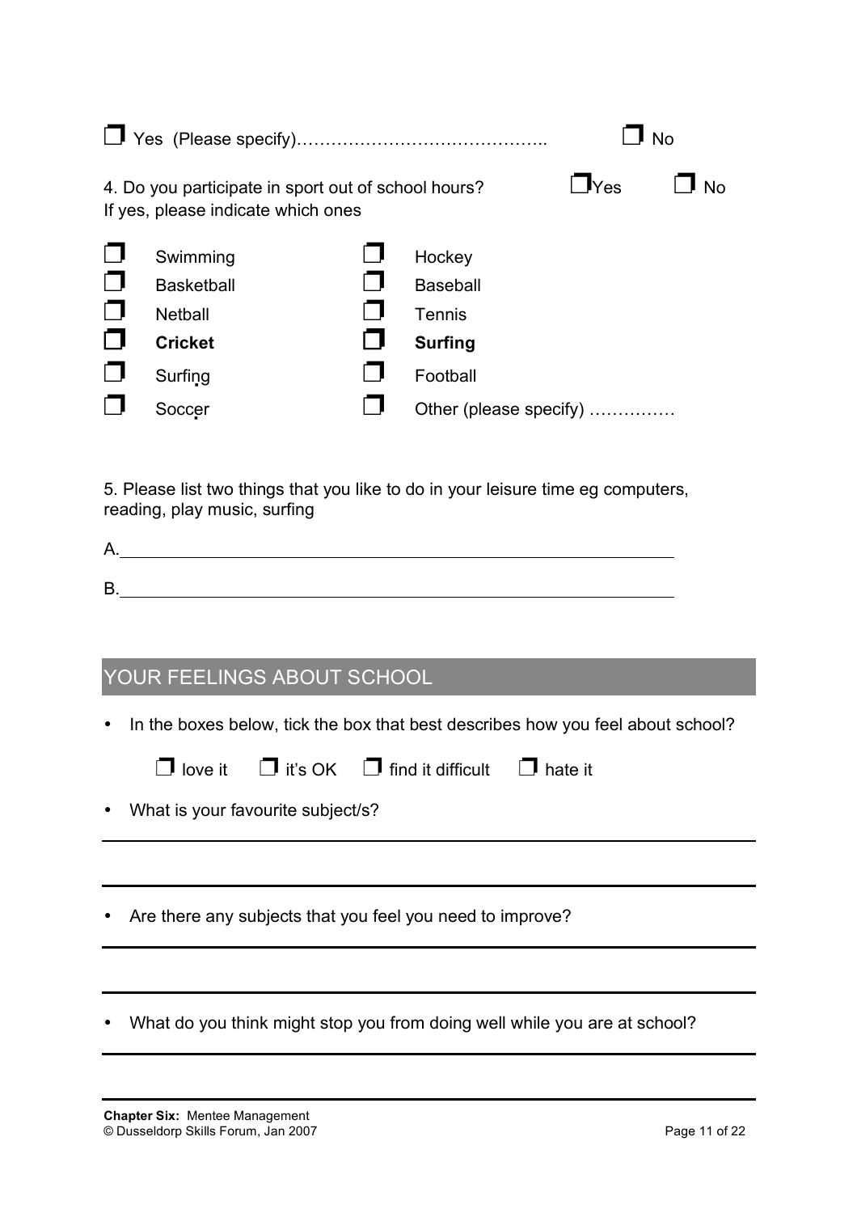❒ Yes (Please specify)…………………………………….. ❒ No

4. Do you participate in sport out of school hours? ❒ Yes ❒ No
If yes, please indicate which ones

| | | | |
|---|---|---|---|
| ❒ | Swimming | ❒ | Hockey |
| ❒ | Basketball | ❒ | Baseball |
| ❒ | Netball | ❒ | Tennis |
| ❒ | **Cricket** | ❒ | **Surfing** |
| ❒ | Surfing | ❒ | Football |
| ❒ | Soccer | ❒ | Other (please specify) …………… |

5. Please list two things that you like to do in your leisure time eg computers, reading, play music, surfing

A.\_\_\_\_\_\_\_\_\_\_\_\_\_\_\_\_\_\_\_\_\_\_\_\_\_\_\_\_\_\_\_\_\_\_\_\_\_\_\_\_\_\_\_\_\_\_\_\_

B.\_\_\_\_\_\_\_\_\_\_\_\_\_\_\_\_\_\_\_\_\_\_\_\_\_\_\_\_\_\_\_\_\_\_\_\_\_\_\_\_\_\_\_\_\_\_\_\_

## YOUR FEELINGS ABOUT SCHOOL

- In the boxes below, tick the box that best describes how you feel about school?

  ❒ love it ❒ it's OK ❒ find it difficult ❒ hate it

- What is your favourite subject/s?

- Are there any subjects that you feel you need to improve?

- What do you think might stop you from doing well while you are at school?

**Chapter Six:** Mentee Management
© Dusseldorp Skills Forum, Jan 2007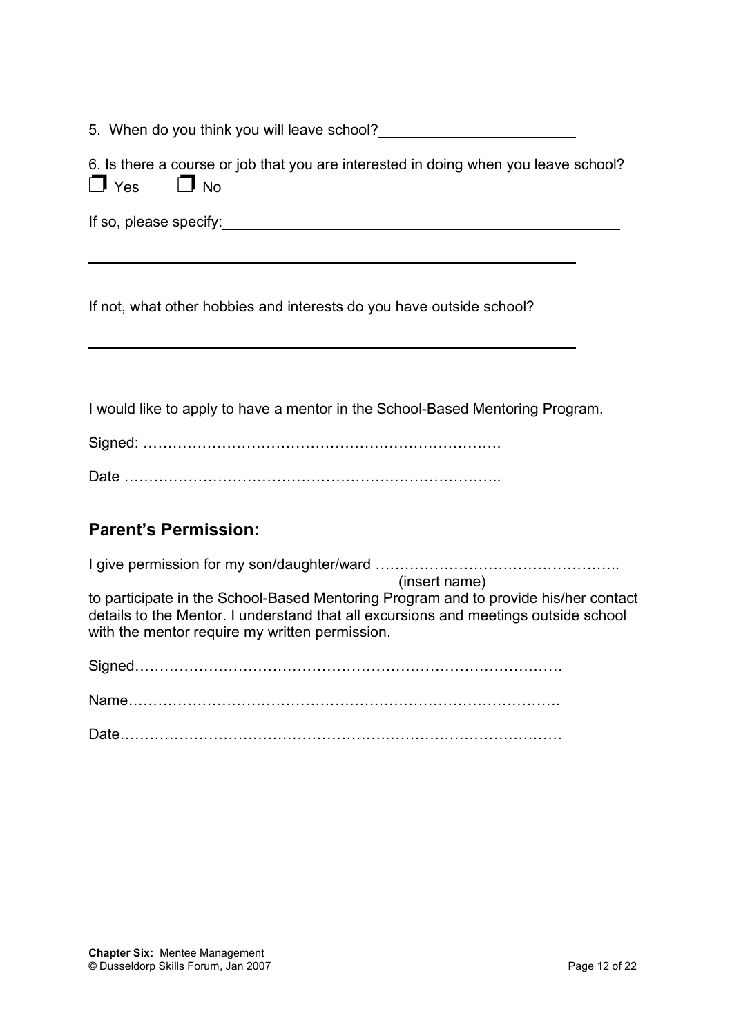5. When do you think you will leave school? \_\_\_\_\_\_\_\_\_\_\_\_\_\_\_\_\_\_\_\_\_\_\_\_

6. Is there a course or job that you are interested in doing when you leave school?

☐ Yes ☐ No

If so, please specify: \_\_\_\_\_\_\_\_\_\_\_\_\_\_\_\_\_\_\_\_\_\_\_\_\_\_\_\_\_\_\_\_\_\_\_\_\_\_\_\_\_\_\_\_\_\_\_\_

\_\_\_\_\_\_\_\_\_\_\_\_\_\_\_\_\_\_\_\_\_\_\_\_\_\_\_\_\_\_\_\_\_\_\_\_\_\_\_\_\_\_\_\_\_\_\_\_\_\_\_\_\_\_\_\_\_\_\_\_

If not, what other hobbies and interests do you have outside school? \_\_\_\_\_\_\_\_\_\_

\_\_\_\_\_\_\_\_\_\_\_\_\_\_\_\_\_\_\_\_\_\_\_\_\_\_\_\_\_\_\_\_\_\_\_\_\_\_\_\_\_\_\_\_\_\_\_\_\_\_\_\_\_\_\_\_\_\_\_\_

I would like to apply to have a mentor in the School-Based Mentoring Program.

Signed: ……………………………………………………………….

Date …………………………………………………………………..

## Parent's Permission:

I give permission for my son/daughter/ward …………………………………………..
(insert name)
to participate in the School-Based Mentoring Program and to provide his/her contact details to the Mentor. I understand that all excursions and meetings outside school with the mentor require my written permission.

Signed……………………………………………………………………………

Name……………………………………………………………………………

Date……………………………………………………………………………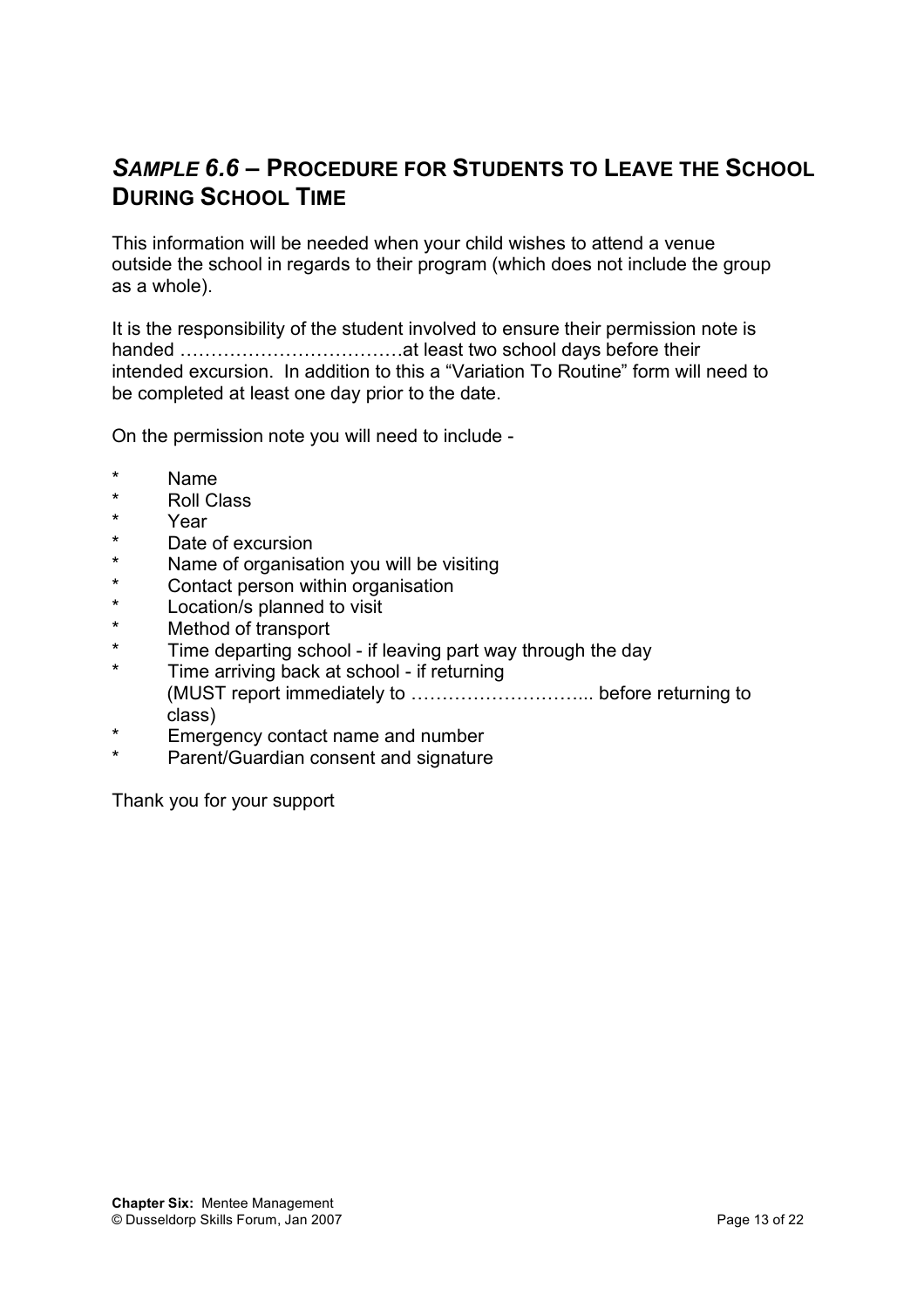## *SAMPLE 6.6* – PROCEDURE FOR STUDENTS TO LEAVE THE SCHOOL DURING SCHOOL TIME

This information will be needed when your child wishes to attend a venue outside the school in regards to their program (which does not include the group as a whole).

It is the responsibility of the student involved to ensure their permission note is handed ………………………………at least two school days before their intended excursion. In addition to this a "Variation To Routine" form will need to be completed at least one day prior to the date.

On the permission note you will need to include -

- Name
- Roll Class
- Year
- Date of excursion
- Name of organisation you will be visiting
- Contact person within organisation
- Location/s planned to visit
- Method of transport
- Time departing school - if leaving part way through the day
- Time arriving back at school - if returning (MUST report immediately to ……………………….. before returning to class)
- Emergency contact name and number
- Parent/Guardian consent and signature

Thank you for your support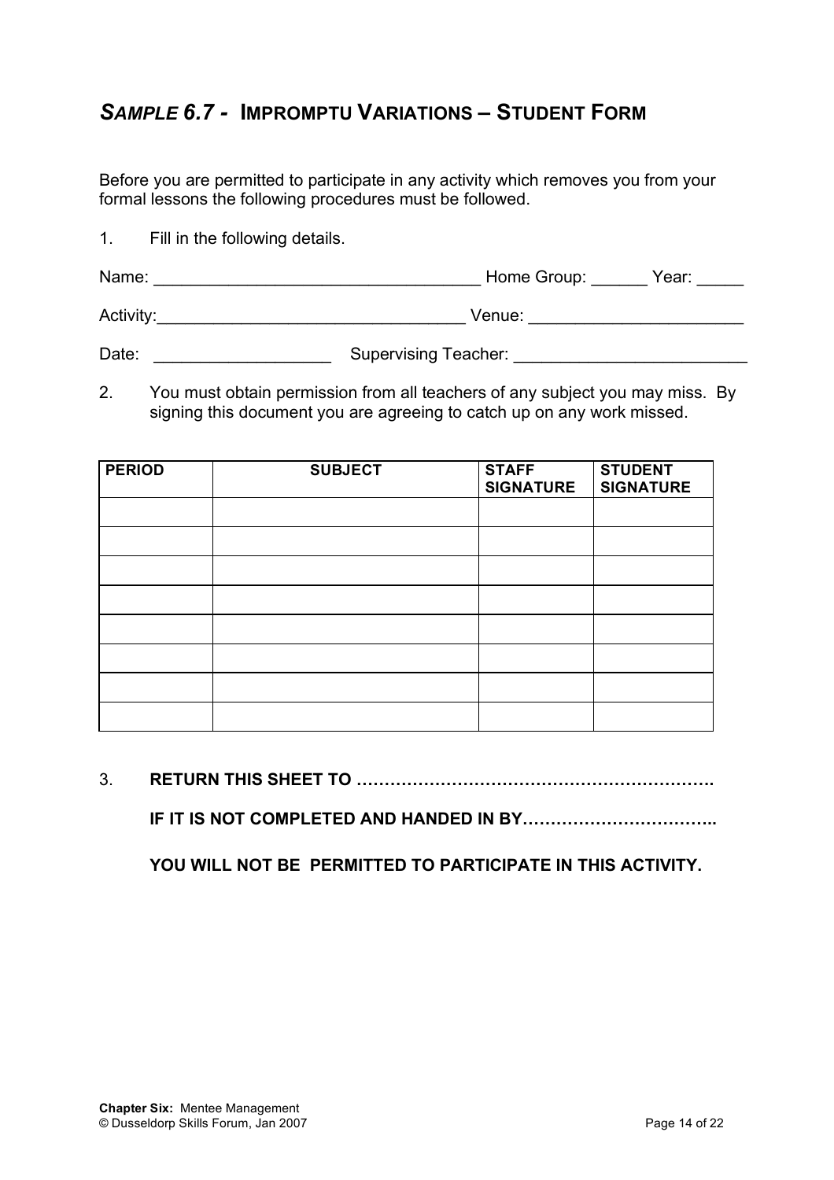## *SAMPLE 6.7 -* IMPROMPTU VARIATIONS – STUDENT FORM

Before you are permitted to participate in any activity which removes you from your formal lessons the following procedures must be followed.

1. Fill in the following details.

Name: ___________________________________ Home Group: ______ Year: _____

Activity:_________________________________ Venue: _______________________

Date: ___________________ Supervising Teacher: _________________________

2. You must obtain permission from all teachers of any subject you may miss. By signing this document you are agreeing to catch up on any work missed.

| PERIOD | SUBJECT | STAFF SIGNATURE | STUDENT SIGNATURE |
|---|---|---|---|
| | | | |
| | | | |
| | | | |
| | | | |
| | | | |
| | | | |
| | | | |
| | | | |

3. **RETURN THIS SHEET TO ……………………………………………………….**

   **IF IT IS NOT COMPLETED AND HANDED IN BY……………………………..**

   **YOU WILL NOT BE PERMITTED TO PARTICIPATE IN THIS ACTIVITY.**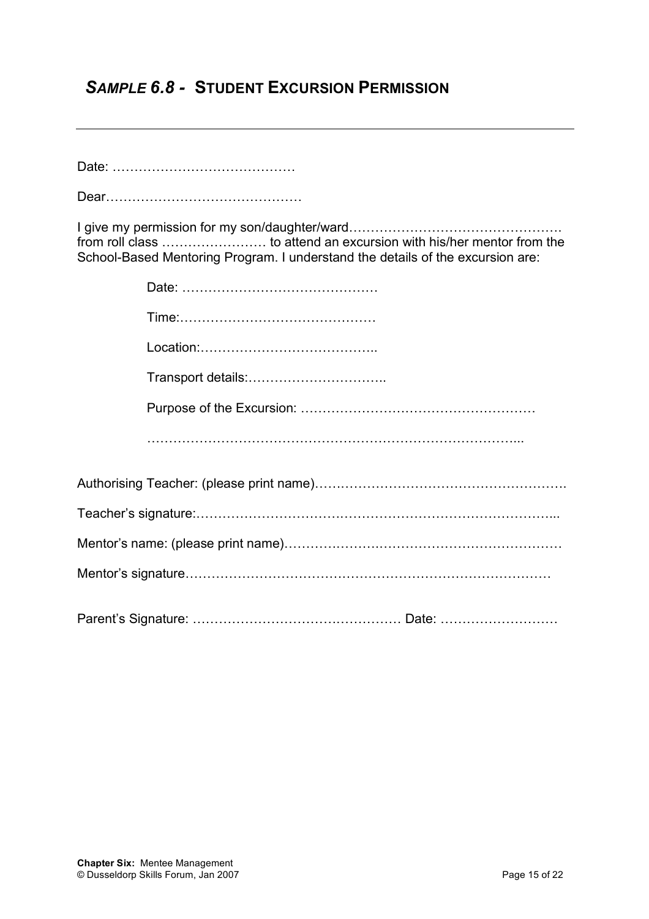## *SAMPLE 6.8 -* **STUDENT EXCURSION PERMISSION**

---

Date: ……………………………………

Dear………………………………………

I give my permission for my son/daughter/ward…………………………………………. from roll class …………………… to attend an excursion with his/her mentor from the School-Based Mentoring Program. I understand the details of the excursion are:

> Date: ………………………………………
>
> Time:………………………………………
>
> Location:…………………………………..
>
> Transport details:…………………………..
>
> Purpose of the Excursion: ………………………………………………
>
> ………………………………………………………………………...

Authorising Teacher: (please print name)……………………………………………….

Teacher's signature:………………………………………………………………………...

Mentor's name: (please print name)………………………………………………………

Mentor's signature…………………………………………………………………………

Parent's Signature: ………………………………………… Date: ……………………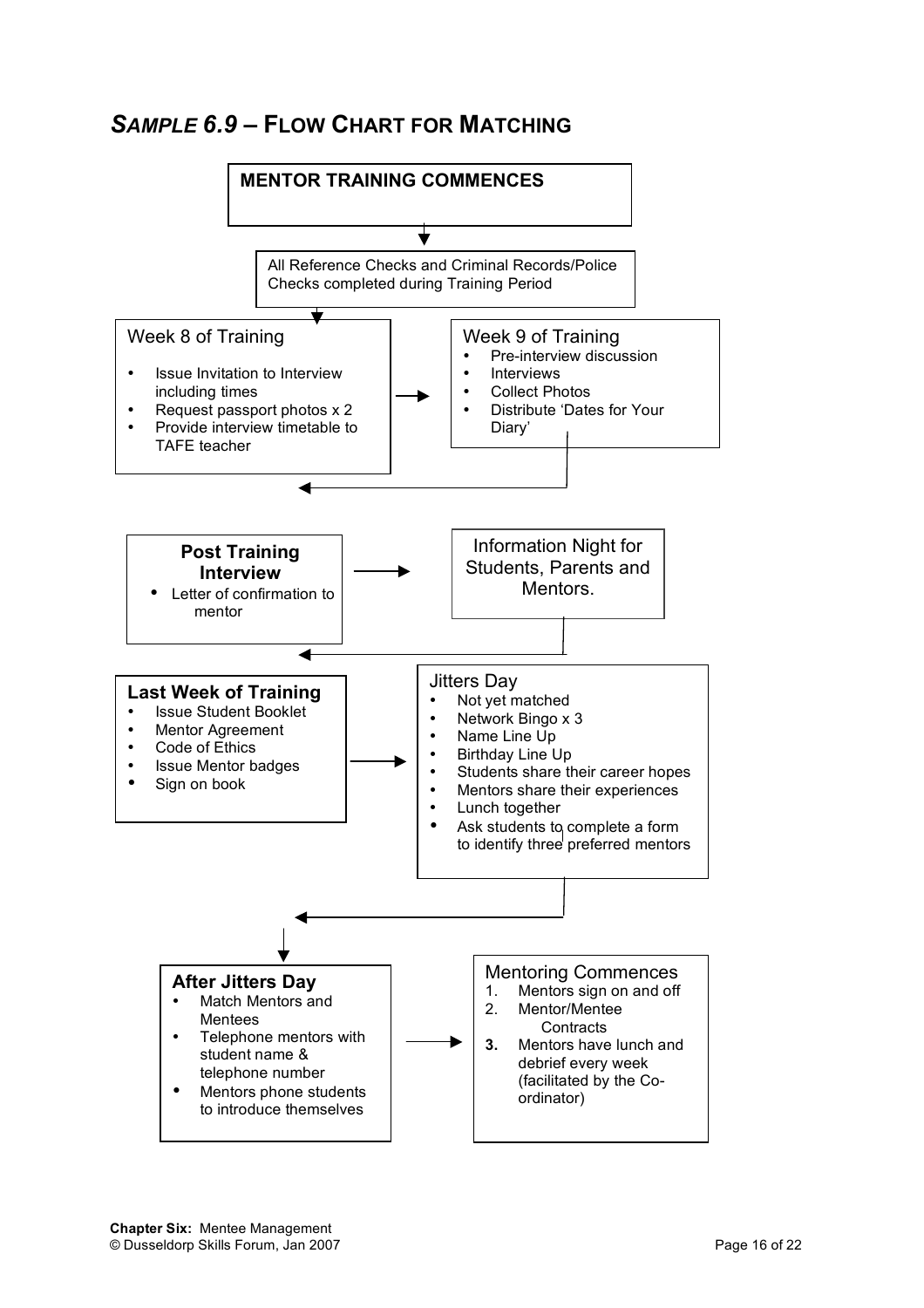## *SAMPLE 6.9* – FLOW CHART FOR MATCHING

**MENTOR TRAINING COMMENCES**

All Reference Checks and Criminal Records/Police Checks completed during Training Period

Week 8 of Training

- Issue Invitation to Interview including times
- Request passport photos x 2
- Provide interview timetable to TAFE teacher

Week 9 of Training

- Pre-interview discussion
- Interviews
- Collect Photos
- Distribute 'Dates for Your Diary'

**Post Training Interview**

- Letter of confirmation to mentor

Information Night for Students, Parents and Mentors.

**Last Week of Training**

- Issue Student Booklet
- Mentor Agreement
- Code of Ethics
- Issue Mentor badges
- Sign on book

Jitters Day

- Not yet matched
- Network Bingo x 3
- Name Line Up
- Birthday Line Up
- Students share their career hopes
- Mentors share their experiences
- Lunch together
- Ask students to complete a form to identify three preferred mentors

**After Jitters Day**

- Match Mentors and Mentees
- Telephone mentors with student name & telephone number
- Mentors phone students to introduce themselves

Mentoring Commences

1. Mentors sign on and off
2. Mentor/Mentee Contracts
3. Mentors have lunch and debrief every week (facilitated by the Co-ordinator)

**Chapter Six:** Mentee Management
© Dusseldorp Skills Forum, Jan 2007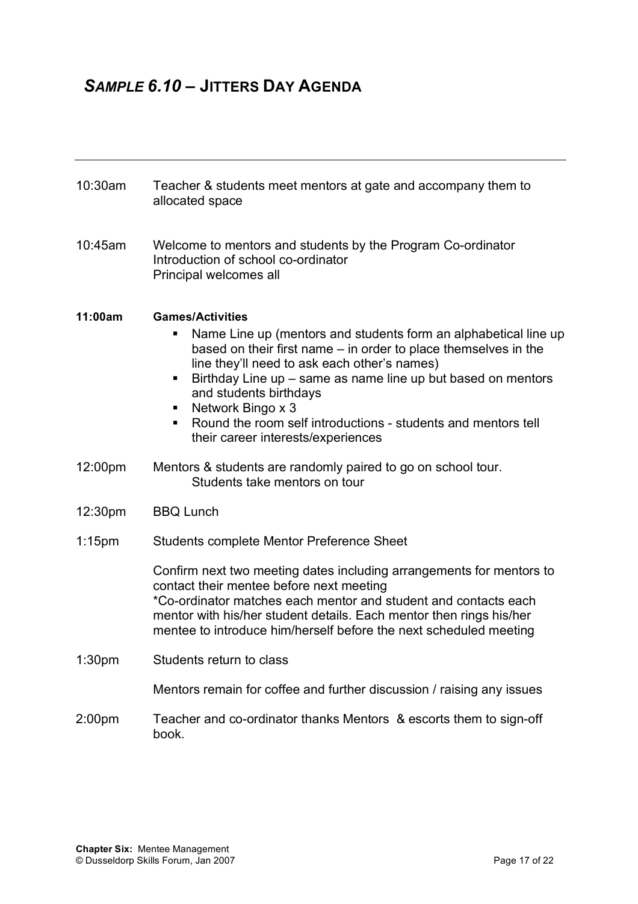## *SAMPLE 6.10* – JITTERS DAY AGENDA

---

| | |
|---|---|
| 10:30am | Teacher & students meet mentors at gate and accompany them to allocated space |
| 10:45am | Welcome to mentors and students by the Program Co-ordinator<br>Introduction of school co-ordinator<br>Principal welcomes all |

**11:00am** **Games/Activities**

- Name Line up (mentors and students form an alphabetical line up based on their first name – in order to place themselves in the line they'll need to ask each other's names)
- Birthday Line up – same as name line up but based on mentors and students birthdays
- Network Bingo x 3
- Round the room self introductions - students and mentors tell their career interests/experiences

| | |
|---|---|
| 12:00pm | Mentors & students are randomly paired to go on school tour.<br>Students take mentors on tour |
| 12:30pm | BBQ Lunch |
| 1:15pm | Students complete Mentor Preference Sheet<br><br>Confirm next two meeting dates including arrangements for mentors to contact their mentee before next meeting<br>*Co-ordinator matches each mentor and student and contacts each mentor with his/her student details. Each mentor then rings his/her mentee to introduce him/herself before the next scheduled meeting |
| 1:30pm | Students return to class<br><br>Mentors remain for coffee and further discussion / raising any issues |
| 2:00pm | Teacher and co-ordinator thanks Mentors & escorts them to sign-off book. |

**Chapter Six:** Mentee Management
© Dusseldorp Skills Forum, Jan 2007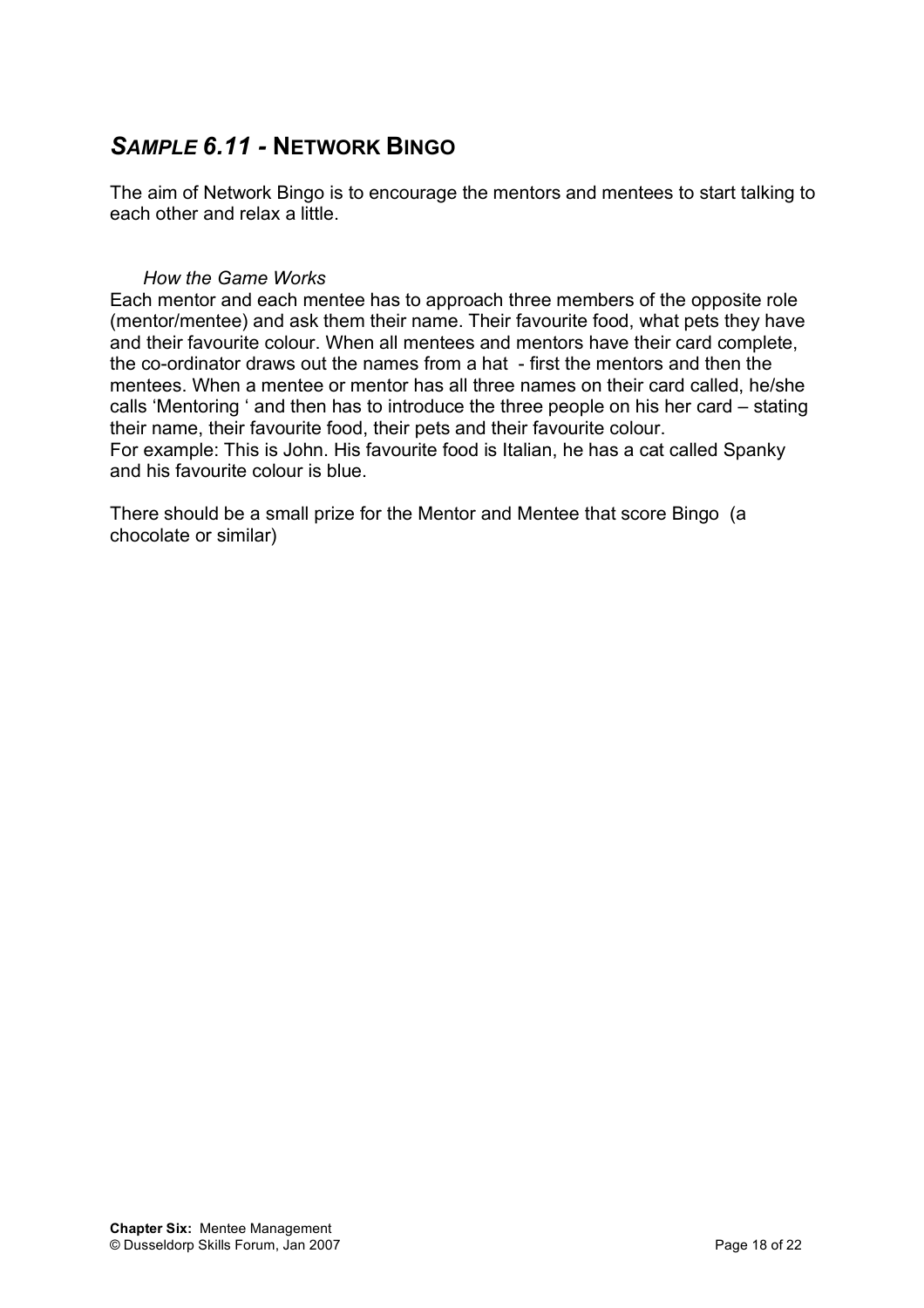## *SAMPLE 6.11 -* NETWORK BINGO

The aim of Network Bingo is to encourage the mentors and mentees to start talking to each other and relax a little.

*How the Game Works*

Each mentor and each mentee has to approach three members of the opposite role (mentor/mentee) and ask them their name. Their favourite food, what pets they have and their favourite colour. When all mentees and mentors have their card complete, the co-ordinator draws out the names from a hat - first the mentors and then the mentees. When a mentee or mentor has all three names on their card called, he/she calls 'Mentoring ' and then has to introduce the three people on his her card – stating their name, their favourite food, their pets and their favourite colour.
For example: This is John. His favourite food is Italian, he has a cat called Spanky and his favourite colour is blue.

There should be a small prize for the Mentor and Mentee that score Bingo (a chocolate or similar)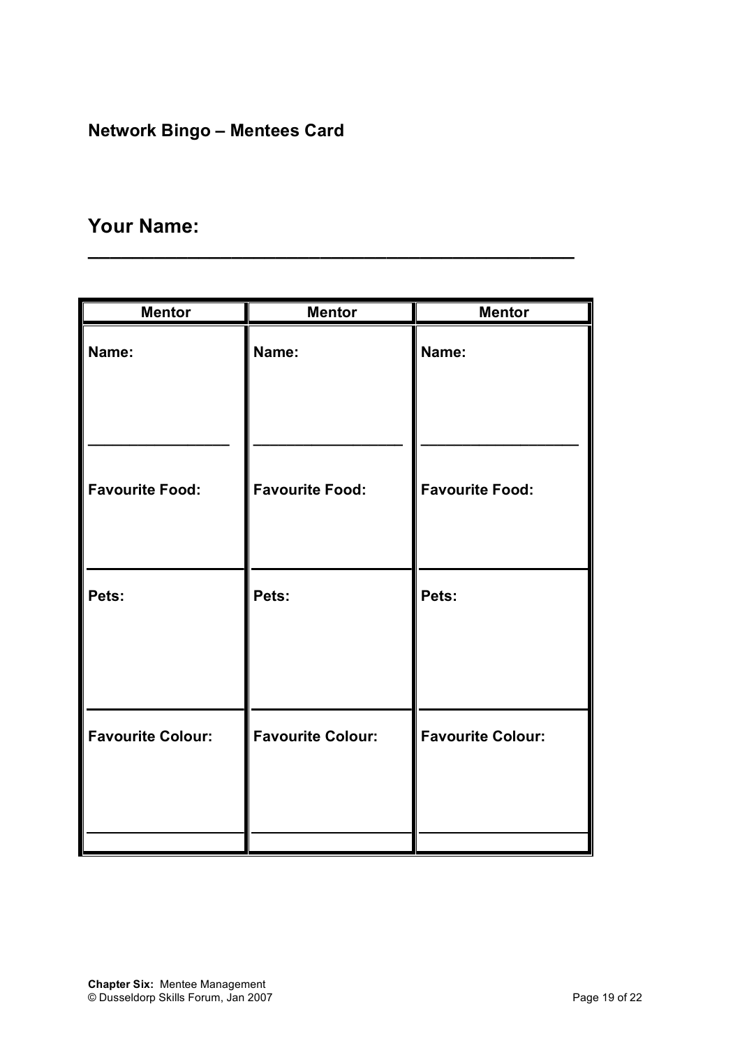**Network Bingo – Mentees Card**

## Your Name: ___________________________________________

| Mentor | Mentor | Mentor |
| --- | --- | --- |
| **Name:** ________________ | **Name:** ________________ | **Name:** ________________ |
| **Favourite Food:** | **Favourite Food:** | **Favourite Food:** |
| **Pets:** | **Pets:** | **Pets:** |
| **Favourite Colour:** | **Favourite Colour:** | **Favourite Colour:** |

**Chapter Six:** Mentee Management
© Dusseldorp Skills Forum, Jan 2007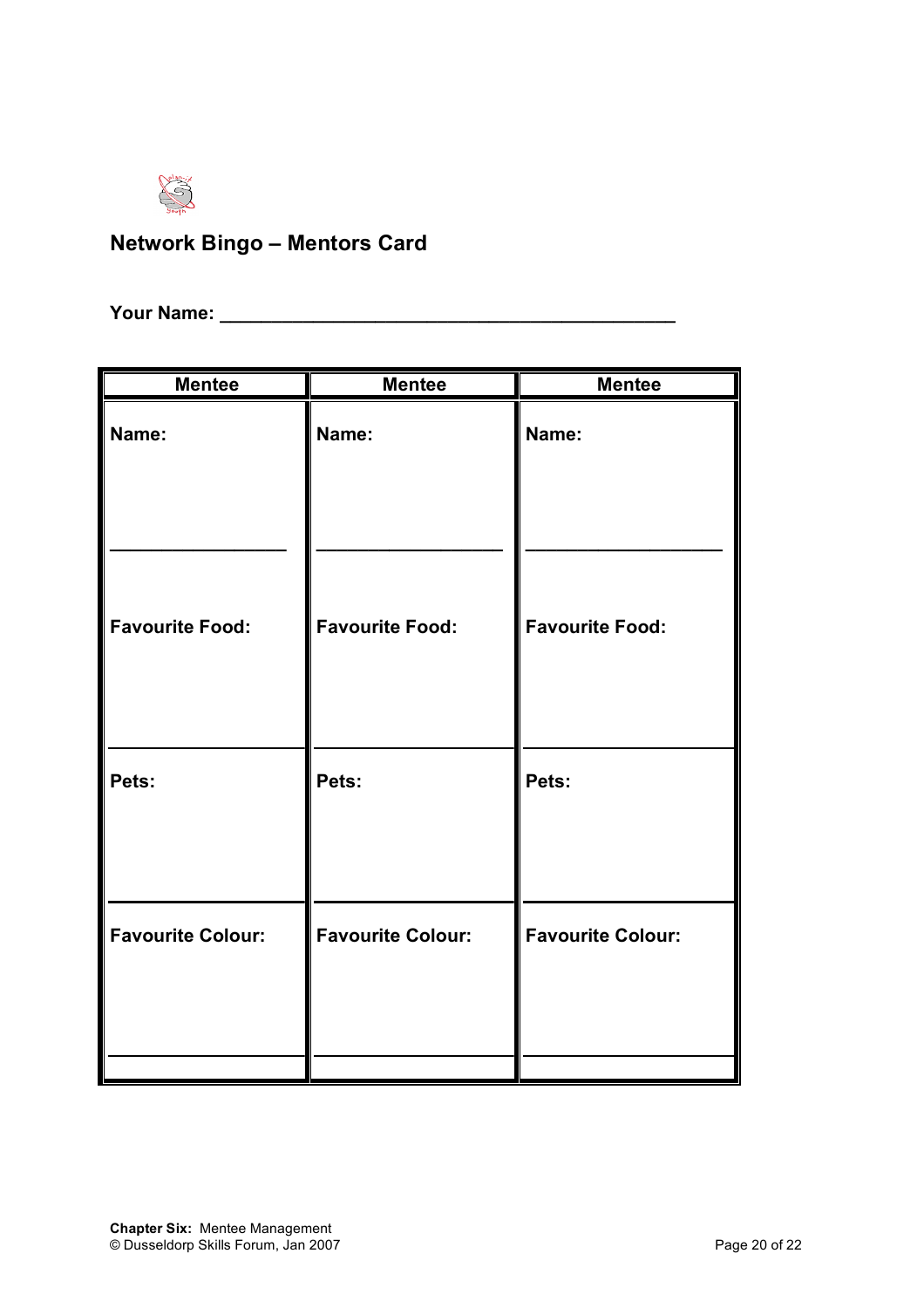## Network Bingo – Mentors Card

**Your Name:** ____________________________________________

| Mentee | Mentee | Mentee |
|---|---|---|
| **Name:** ________________ | **Name:** ________________ | **Name:** ________________ |
| **Favourite Food:** | **Favourite Food:** | **Favourite Food:** |
| **Pets:** | **Pets:** | **Pets:** |
| **Favourite Colour:** | **Favourite Colour:** | **Favourite Colour:** |

**Chapter Six:** Mentee Management
© Dusseldorp Skills Forum, Jan 2007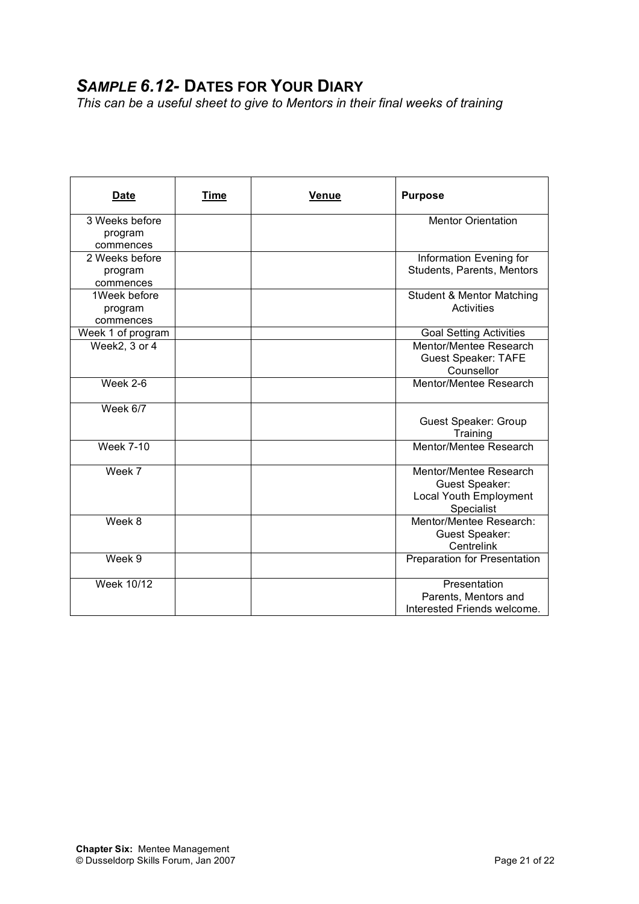## *Sample 6.12-* Dates for Your Diary

*This can be a useful sheet to give to Mentors in their final weeks of training*

| **Date** | **Time** | **Venue** | **Purpose** |
|---|---|---|---|
| 3 Weeks before program commences | | | Mentor Orientation |
| 2 Weeks before program commences | | | Information Evening for Students, Parents, Mentors |
| 1Week before program commences | | | Student & Mentor Matching Activities |
| Week 1 of program | | | Goal Setting Activities |
| Week2, 3 or 4 | | | Mentor/Mentee Research Guest Speaker: TAFE Counsellor |
| Week 2-6 | | | Mentor/Mentee Research |
| Week 6/7 | | | Guest Speaker: Group Training |
| Week 7-10 | | | Mentor/Mentee Research |
| Week 7 | | | Mentor/Mentee Research Guest Speaker: Local Youth Employment Specialist |
| Week 8 | | | Mentor/Mentee Research: Guest Speaker: Centrelink |
| Week 9 | | | Preparation for Presentation |
| Week 10/12 | | | Presentation Parents, Mentors and Interested Friends welcome. |

**Chapter Six:** Mentee Management
© Dusseldorp Skills Forum, Jan 2007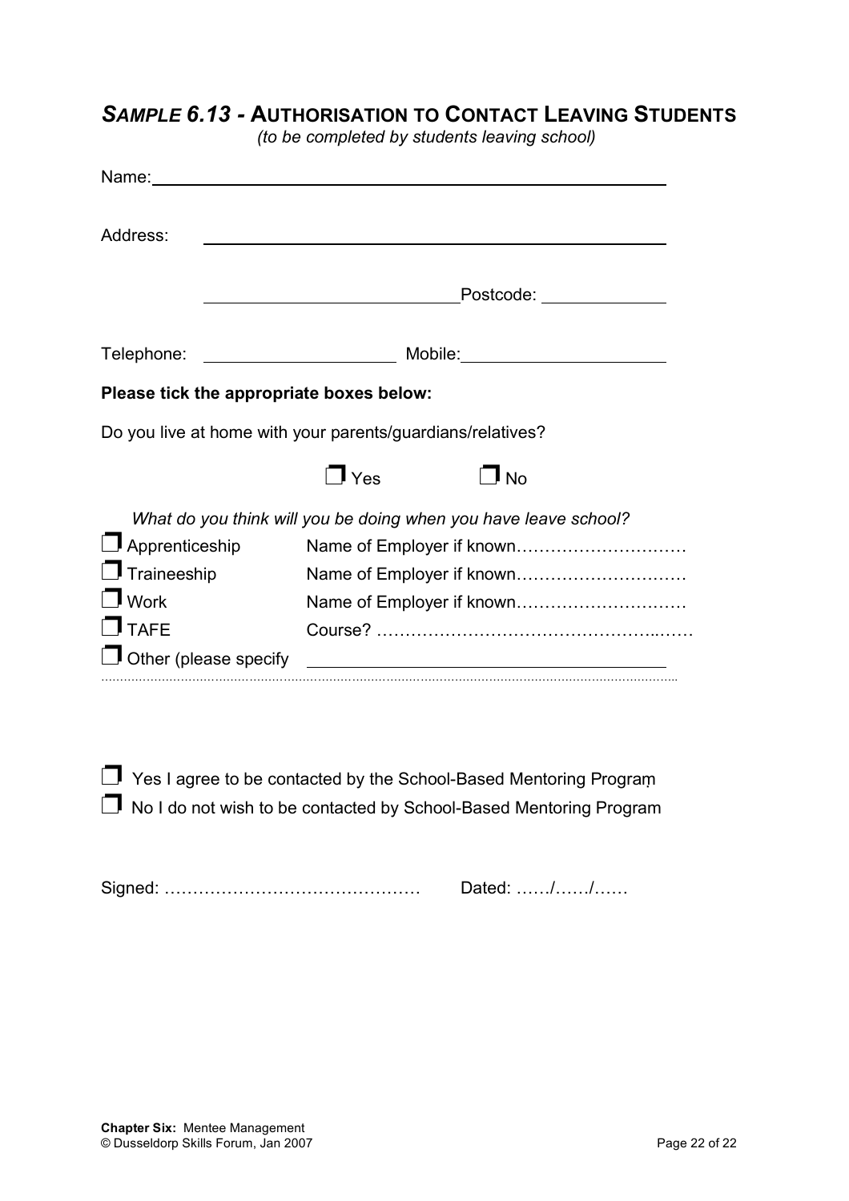## *SAMPLE 6.13 -* AUTHORISATION TO CONTACT LEAVING STUDENTS

*(to be completed by students leaving school)*

Name: ____________________________________________

Address: ____________________________________________

____________________________ Postcode: ______________

Telephone: ______________________ Mobile: ______________________

**Please tick the appropriate boxes below:**

Do you live at home with your parents/guardians/relatives?

❐ Yes ❐ No

*What do you think will you be doing when you have leave school?*

❐ Apprenticeship Name of Employer if known…………………………

❐ Traineeship Name of Employer if known…………………………

❐ Work Name of Employer if known…………………………

❐ TAFE Course? ……………………………………………

❐ Other (please specify ______________________________________

………………………………………………………………………………………………

❐ Yes I agree to be contacted by the School-Based Mentoring Program

❐ No I do not wish to be contacted by School-Based Mentoring Program

Signed: ……………………………………… Dated: ……/……/……

**Chapter Six:** Mentee Management
© Dusseldorp Skills Forum, Jan 2007